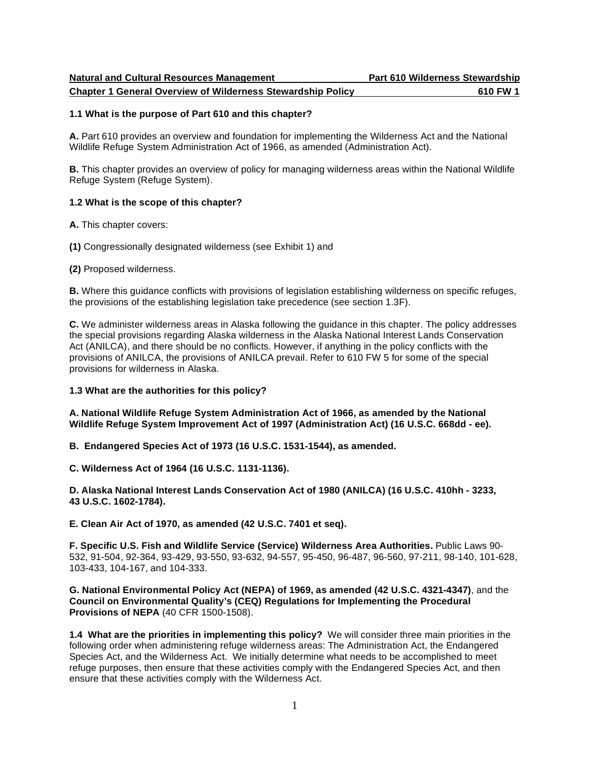**Natural and Cultural Resources Management** **Part 610 Wilderness Stewardship**

**Chapter 1 General Overview of Wilderness Stewardship Policy** **610 FW 1**

### 1.1 What is the purpose of Part 610 and this chapter?

**A.** Part 610 provides an overview and foundation for implementing the Wilderness Act and the National Wildlife Refuge System Administration Act of 1966, as amended (Administration Act).

**B.** This chapter provides an overview of policy for managing wilderness areas within the National Wildlife Refuge System (Refuge System).

### 1.2 What is the scope of this chapter?

**A.** This chapter covers:

**(1)** Congressionally designated wilderness (see Exhibit 1) and

**(2)** Proposed wilderness.

**B.** Where this guidance conflicts with provisions of legislation establishing wilderness on specific refuges, the provisions of the establishing legislation take precedence (see section 1.3F).

**C.** We administer wilderness areas in Alaska following the guidance in this chapter. The policy addresses the special provisions regarding Alaska wilderness in the Alaska National Interest Lands Conservation Act (ANILCA), and there should be no conflicts. However, if anything in the policy conflicts with the provisions of ANILCA, the provisions of ANILCA prevail. Refer to 610 FW 5 for some of the special provisions for wilderness in Alaska.

### 1.3 What are the authorities for this policy?

**A. National Wildlife Refuge System Administration Act of 1966, as amended by the National Wildlife Refuge System Improvement Act of 1997 (Administration Act) (16 U.S.C. 668dd - ee).**

**B. Endangered Species Act of 1973 (16 U.S.C. 1531-1544), as amended.**

**C. Wilderness Act of 1964 (16 U.S.C. 1131-1136).**

**D. Alaska National Interest Lands Conservation Act of 1980 (ANILCA) (16 U.S.C. 410hh - 3233, 43 U.S.C. 1602-1784).**

**E. Clean Air Act of 1970, as amended (42 U.S.C. 7401 et seq).**

**F. Specific U.S. Fish and Wildlife Service (Service) Wilderness Area Authorities.** Public Laws 90-532, 91-504, 92-364, 93-429, 93-550, 93-632, 94-557, 95-450, 96-487, 96-560, 97-211, 98-140, 101-628, 103-433, 104-167, and 104-333.

**G. National Environmental Policy Act (NEPA) of 1969, as amended (42 U.S.C. 4321-4347)**, and the **Council on Environmental Quality's (CEQ) Regulations for Implementing the Procedural Provisions of NEPA** (40 CFR 1500-1508).

**1.4 What are the priorities in implementing this policy?** We will consider three main priorities in the following order when administering refuge wilderness areas: The Administration Act, the Endangered Species Act, and the Wilderness Act. We initially determine what needs to be accomplished to meet refuge purposes, then ensure that these activities comply with the Endangered Species Act, and then ensure that these activities comply with the Wilderness Act.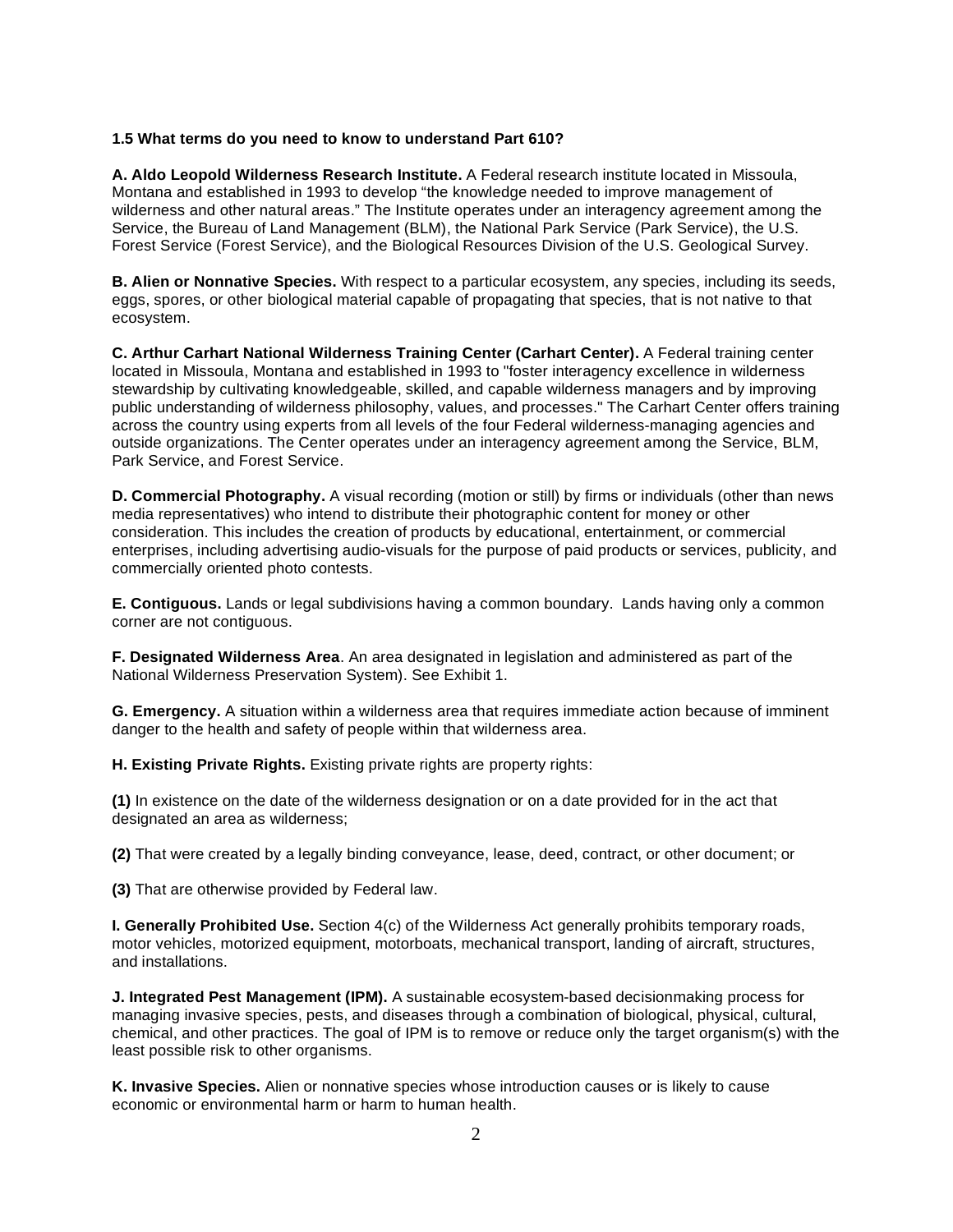**1.5 What terms do you need to know to understand Part 610?**

**A. Aldo Leopold Wilderness Research Institute.** A Federal research institute located in Missoula, Montana and established in 1993 to develop “the knowledge needed to improve management of wilderness and other natural areas.” The Institute operates under an interagency agreement among the Service, the Bureau of Land Management (BLM), the National Park Service (Park Service), the U.S. Forest Service (Forest Service), and the Biological Resources Division of the U.S. Geological Survey.

**B. Alien or Nonnative Species.** With respect to a particular ecosystem, any species, including its seeds, eggs, spores, or other biological material capable of propagating that species, that is not native to that ecosystem.

**C. Arthur Carhart National Wilderness Training Center (Carhart Center).** A Federal training center located in Missoula, Montana and established in 1993 to "foster interagency excellence in wilderness stewardship by cultivating knowledgeable, skilled, and capable wilderness managers and by improving public understanding of wilderness philosophy, values, and processes." The Carhart Center offers training across the country using experts from all levels of the four Federal wilderness-managing agencies and outside organizations. The Center operates under an interagency agreement among the Service, BLM, Park Service, and Forest Service.

**D. Commercial Photography.** A visual recording (motion or still) by firms or individuals (other than news media representatives) who intend to distribute their photographic content for money or other consideration. This includes the creation of products by educational, entertainment, or commercial enterprises, including advertising audio-visuals for the purpose of paid products or services, publicity, and commercially oriented photo contests.

**E. Contiguous.** Lands or legal subdivisions having a common boundary. Lands having only a common corner are not contiguous.

**F. Designated Wilderness Area**. An area designated in legislation and administered as part of the National Wilderness Preservation System). See Exhibit 1.

**G. Emergency.** A situation within a wilderness area that requires immediate action because of imminent danger to the health and safety of people within that wilderness area.

**H. Existing Private Rights.** Existing private rights are property rights:

**(1)** In existence on the date of the wilderness designation or on a date provided for in the act that designated an area as wilderness;

**(2)** That were created by a legally binding conveyance, lease, deed, contract, or other document; or

**(3)** That are otherwise provided by Federal law.

**I. Generally Prohibited Use.** Section 4(c) of the Wilderness Act generally prohibits temporary roads, motor vehicles, motorized equipment, motorboats, mechanical transport, landing of aircraft, structures, and installations.

**J. Integrated Pest Management (IPM).** A sustainable ecosystem-based decisionmaking process for managing invasive species, pests, and diseases through a combination of biological, physical, cultural, chemical, and other practices. The goal of IPM is to remove or reduce only the target organism(s) with the least possible risk to other organisms.

**K. Invasive Species.** Alien or nonnative species whose introduction causes or is likely to cause economic or environmental harm or harm to human health.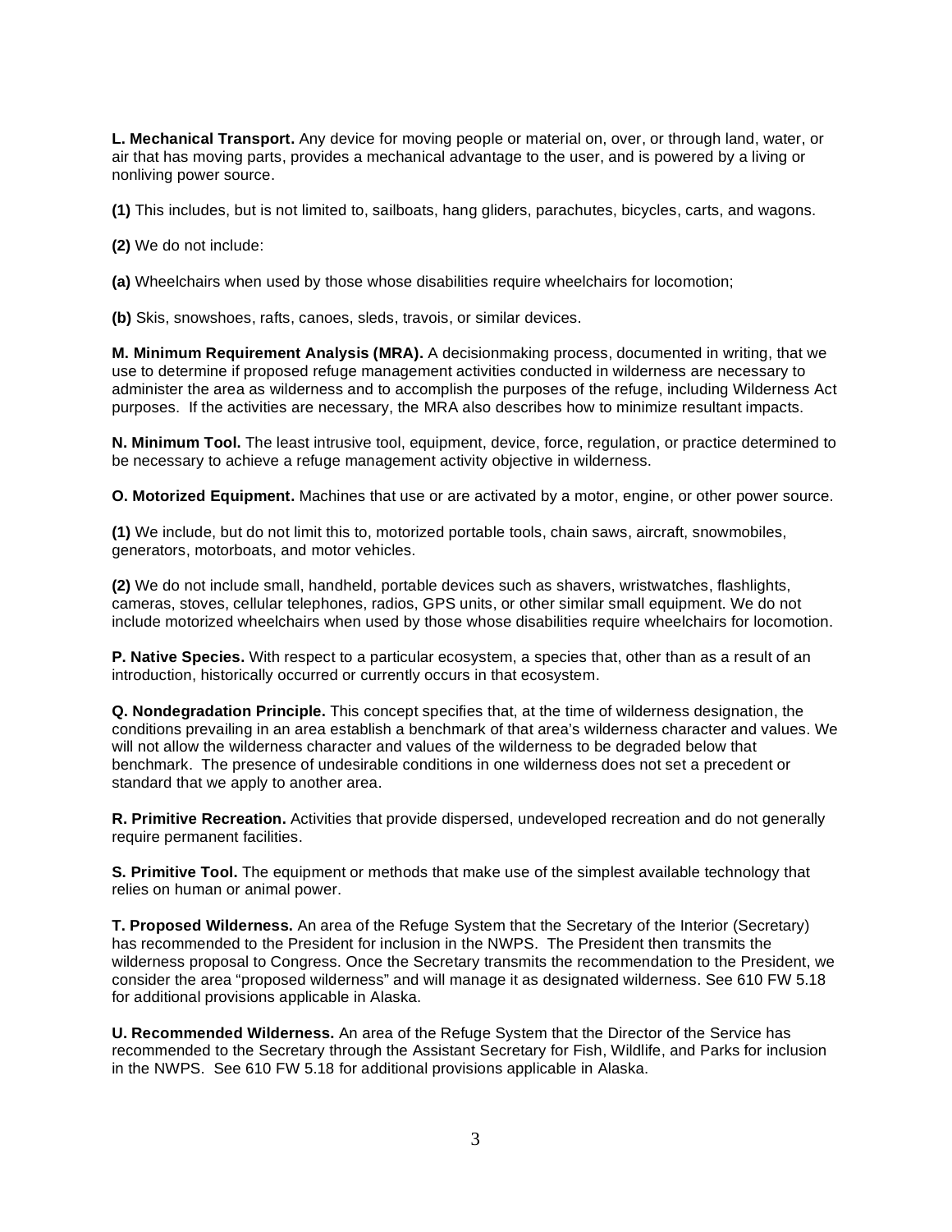**L. Mechanical Transport.** Any device for moving people or material on, over, or through land, water, or air that has moving parts, provides a mechanical advantage to the user, and is powered by a living or nonliving power source.

**(1)** This includes, but is not limited to, sailboats, hang gliders, parachutes, bicycles, carts, and wagons.

**(2)** We do not include:

**(a)** Wheelchairs when used by those whose disabilities require wheelchairs for locomotion;

**(b)** Skis, snowshoes, rafts, canoes, sleds, travois, or similar devices.

**M. Minimum Requirement Analysis (MRA).** A decisionmaking process, documented in writing, that we use to determine if proposed refuge management activities conducted in wilderness are necessary to administer the area as wilderness and to accomplish the purposes of the refuge, including Wilderness Act purposes. If the activities are necessary, the MRA also describes how to minimize resultant impacts.

**N. Minimum Tool.** The least intrusive tool, equipment, device, force, regulation, or practice determined to be necessary to achieve a refuge management activity objective in wilderness.

**O. Motorized Equipment.** Machines that use or are activated by a motor, engine, or other power source.

**(1)** We include, but do not limit this to, motorized portable tools, chain saws, aircraft, snowmobiles, generators, motorboats, and motor vehicles.

**(2)** We do not include small, handheld, portable devices such as shavers, wristwatches, flashlights, cameras, stoves, cellular telephones, radios, GPS units, or other similar small equipment. We do not include motorized wheelchairs when used by those whose disabilities require wheelchairs for locomotion.

**P. Native Species.** With respect to a particular ecosystem, a species that, other than as a result of an introduction, historically occurred or currently occurs in that ecosystem.

**Q. Nondegradation Principle.** This concept specifies that, at the time of wilderness designation, the conditions prevailing in an area establish a benchmark of that area's wilderness character and values. We will not allow the wilderness character and values of the wilderness to be degraded below that benchmark. The presence of undesirable conditions in one wilderness does not set a precedent or standard that we apply to another area.

**R. Primitive Recreation.** Activities that provide dispersed, undeveloped recreation and do not generally require permanent facilities.

**S. Primitive Tool.** The equipment or methods that make use of the simplest available technology that relies on human or animal power.

**T. Proposed Wilderness.** An area of the Refuge System that the Secretary of the Interior (Secretary) has recommended to the President for inclusion in the NWPS. The President then transmits the wilderness proposal to Congress. Once the Secretary transmits the recommendation to the President, we consider the area "proposed wilderness" and will manage it as designated wilderness. See 610 FW 5.18 for additional provisions applicable in Alaska.

**U. Recommended Wilderness.** An area of the Refuge System that the Director of the Service has recommended to the Secretary through the Assistant Secretary for Fish, Wildlife, and Parks for inclusion in the NWPS. See 610 FW 5.18 for additional provisions applicable in Alaska.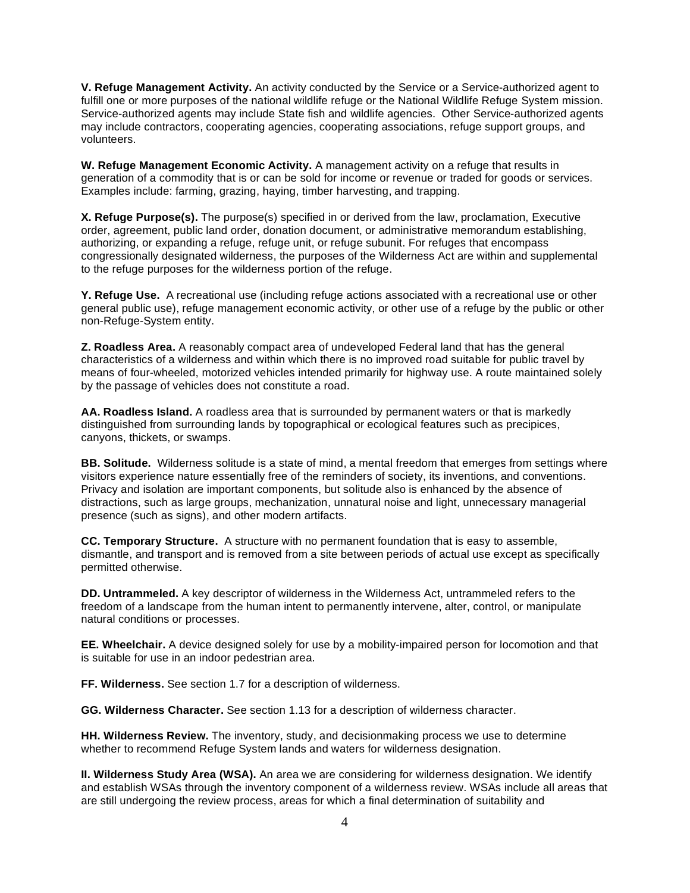**V. Refuge Management Activity.** An activity conducted by the Service or a Service-authorized agent to fulfill one or more purposes of the national wildlife refuge or the National Wildlife Refuge System mission. Service-authorized agents may include State fish and wildlife agencies. Other Service-authorized agents may include contractors, cooperating agencies, cooperating associations, refuge support groups, and volunteers.

**W. Refuge Management Economic Activity.** A management activity on a refuge that results in generation of a commodity that is or can be sold for income or revenue or traded for goods or services. Examples include: farming, grazing, haying, timber harvesting, and trapping.

**X. Refuge Purpose(s).** The purpose(s) specified in or derived from the law, proclamation, Executive order, agreement, public land order, donation document, or administrative memorandum establishing, authorizing, or expanding a refuge, refuge unit, or refuge subunit. For refuges that encompass congressionally designated wilderness, the purposes of the Wilderness Act are within and supplemental to the refuge purposes for the wilderness portion of the refuge.

**Y. Refuge Use.** A recreational use (including refuge actions associated with a recreational use or other general public use), refuge management economic activity, or other use of a refuge by the public or other non-Refuge-System entity.

**Z. Roadless Area.** A reasonably compact area of undeveloped Federal land that has the general characteristics of a wilderness and within which there is no improved road suitable for public travel by means of four-wheeled, motorized vehicles intended primarily for highway use. A route maintained solely by the passage of vehicles does not constitute a road.

**AA. Roadless Island.** A roadless area that is surrounded by permanent waters or that is markedly distinguished from surrounding lands by topographical or ecological features such as precipices, canyons, thickets, or swamps.

**BB. Solitude.** Wilderness solitude is a state of mind, a mental freedom that emerges from settings where visitors experience nature essentially free of the reminders of society, its inventions, and conventions. Privacy and isolation are important components, but solitude also is enhanced by the absence of distractions, such as large groups, mechanization, unnatural noise and light, unnecessary managerial presence (such as signs), and other modern artifacts.

**CC. Temporary Structure.** A structure with no permanent foundation that is easy to assemble, dismantle, and transport and is removed from a site between periods of actual use except as specifically permitted otherwise.

**DD. Untrammeled.** A key descriptor of wilderness in the Wilderness Act, untrammeled refers to the freedom of a landscape from the human intent to permanently intervene, alter, control, or manipulate natural conditions or processes.

**EE. Wheelchair.** A device designed solely for use by a mobility-impaired person for locomotion and that is suitable for use in an indoor pedestrian area.

**FF. Wilderness.** See section 1.7 for a description of wilderness.

**GG. Wilderness Character.** See section 1.13 for a description of wilderness character.

**HH. Wilderness Review.** The inventory, study, and decisionmaking process we use to determine whether to recommend Refuge System lands and waters for wilderness designation.

**II. Wilderness Study Area (WSA).** An area we are considering for wilderness designation. We identify and establish WSAs through the inventory component of a wilderness review. WSAs include all areas that are still undergoing the review process, areas for which a final determination of suitability and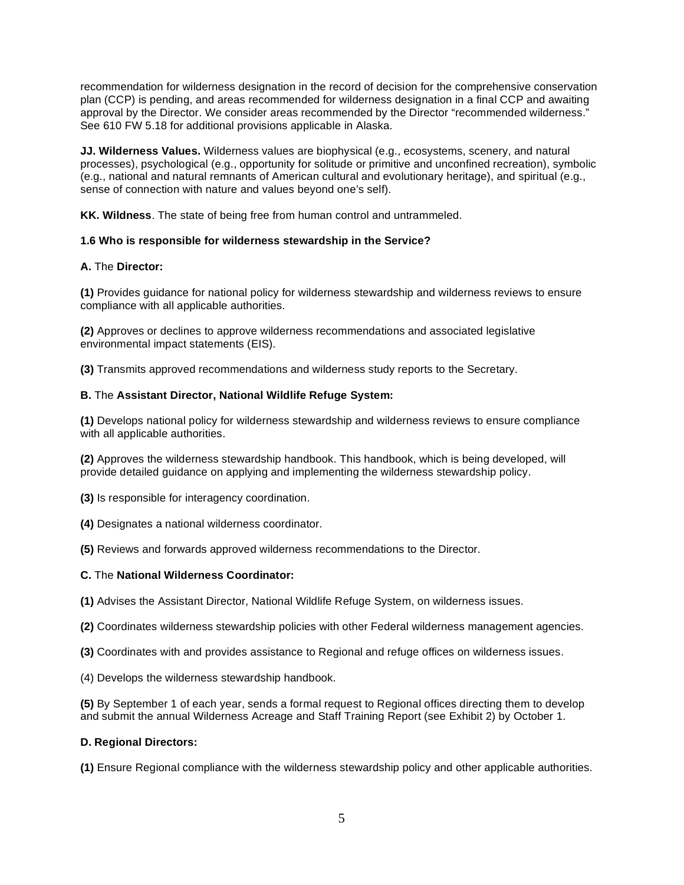recommendation for wilderness designation in the record of decision for the comprehensive conservation plan (CCP) is pending, and areas recommended for wilderness designation in a final CCP and awaiting approval by the Director. We consider areas recommended by the Director "recommended wilderness." See 610 FW 5.18 for additional provisions applicable in Alaska.

**JJ. Wilderness Values.** Wilderness values are biophysical (e.g., ecosystems, scenery, and natural processes), psychological (e.g., opportunity for solitude or primitive and unconfined recreation), symbolic (e.g., national and natural remnants of American cultural and evolutionary heritage), and spiritual (e.g., sense of connection with nature and values beyond one's self).

**KK. Wildness**. The state of being free from human control and untrammeled.

**1.6 Who is responsible for wilderness stewardship in the Service?**

**A.** The **Director:**

**(1)** Provides guidance for national policy for wilderness stewardship and wilderness reviews to ensure compliance with all applicable authorities.

**(2)** Approves or declines to approve wilderness recommendations and associated legislative environmental impact statements (EIS).

**(3)** Transmits approved recommendations and wilderness study reports to the Secretary.

**B.** The **Assistant Director, National Wildlife Refuge System:**

**(1)** Develops national policy for wilderness stewardship and wilderness reviews to ensure compliance with all applicable authorities.

**(2)** Approves the wilderness stewardship handbook. This handbook, which is being developed, will provide detailed guidance on applying and implementing the wilderness stewardship policy.

**(3)** Is responsible for interagency coordination.

**(4)** Designates a national wilderness coordinator.

**(5)** Reviews and forwards approved wilderness recommendations to the Director.

**C.** The **National Wilderness Coordinator:**

**(1)** Advises the Assistant Director, National Wildlife Refuge System, on wilderness issues.

**(2)** Coordinates wilderness stewardship policies with other Federal wilderness management agencies.

**(3)** Coordinates with and provides assistance to Regional and refuge offices on wilderness issues.

(4) Develops the wilderness stewardship handbook.

**(5)** By September 1 of each year, sends a formal request to Regional offices directing them to develop and submit the annual Wilderness Acreage and Staff Training Report (see Exhibit 2) by October 1.

**D. Regional Directors:**

**(1)** Ensure Regional compliance with the wilderness stewardship policy and other applicable authorities.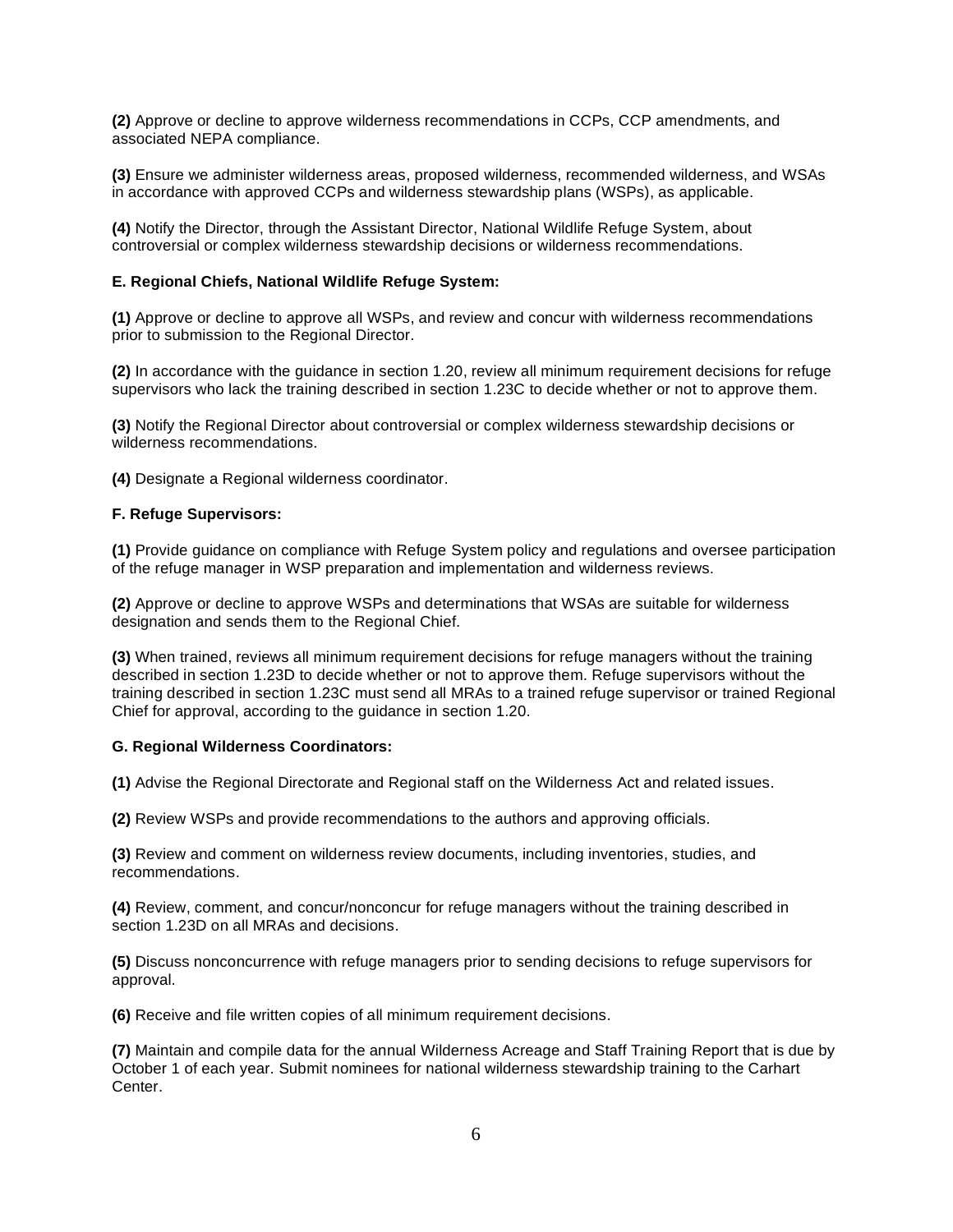**(2)** Approve or decline to approve wilderness recommendations in CCPs, CCP amendments, and associated NEPA compliance.

**(3)** Ensure we administer wilderness areas, proposed wilderness, recommended wilderness, and WSAs in accordance with approved CCPs and wilderness stewardship plans (WSPs), as applicable.

**(4)** Notify the Director, through the Assistant Director, National Wildlife Refuge System, about controversial or complex wilderness stewardship decisions or wilderness recommendations.

**E. Regional Chiefs, National Wildlife Refuge System:**

**(1)** Approve or decline to approve all WSPs, and review and concur with wilderness recommendations prior to submission to the Regional Director.

**(2)** In accordance with the guidance in section 1.20, review all minimum requirement decisions for refuge supervisors who lack the training described in section 1.23C to decide whether or not to approve them.

**(3)** Notify the Regional Director about controversial or complex wilderness stewardship decisions or wilderness recommendations.

**(4)** Designate a Regional wilderness coordinator.

**F. Refuge Supervisors:**

**(1)** Provide guidance on compliance with Refuge System policy and regulations and oversee participation of the refuge manager in WSP preparation and implementation and wilderness reviews.

**(2)** Approve or decline to approve WSPs and determinations that WSAs are suitable for wilderness designation and sends them to the Regional Chief.

**(3)** When trained, reviews all minimum requirement decisions for refuge managers without the training described in section 1.23D to decide whether or not to approve them. Refuge supervisors without the training described in section 1.23C must send all MRAs to a trained refuge supervisor or trained Regional Chief for approval, according to the guidance in section 1.20.

**G. Regional Wilderness Coordinators:**

**(1)** Advise the Regional Directorate and Regional staff on the Wilderness Act and related issues.

**(2)** Review WSPs and provide recommendations to the authors and approving officials.

**(3)** Review and comment on wilderness review documents, including inventories, studies, and recommendations.

**(4)** Review, comment, and concur/nonconcur for refuge managers without the training described in section 1.23D on all MRAs and decisions.

**(5)** Discuss nonconcurrence with refuge managers prior to sending decisions to refuge supervisors for approval.

**(6)** Receive and file written copies of all minimum requirement decisions.

**(7)** Maintain and compile data for the annual Wilderness Acreage and Staff Training Report that is due by October 1 of each year. Submit nominees for national wilderness stewardship training to the Carhart Center.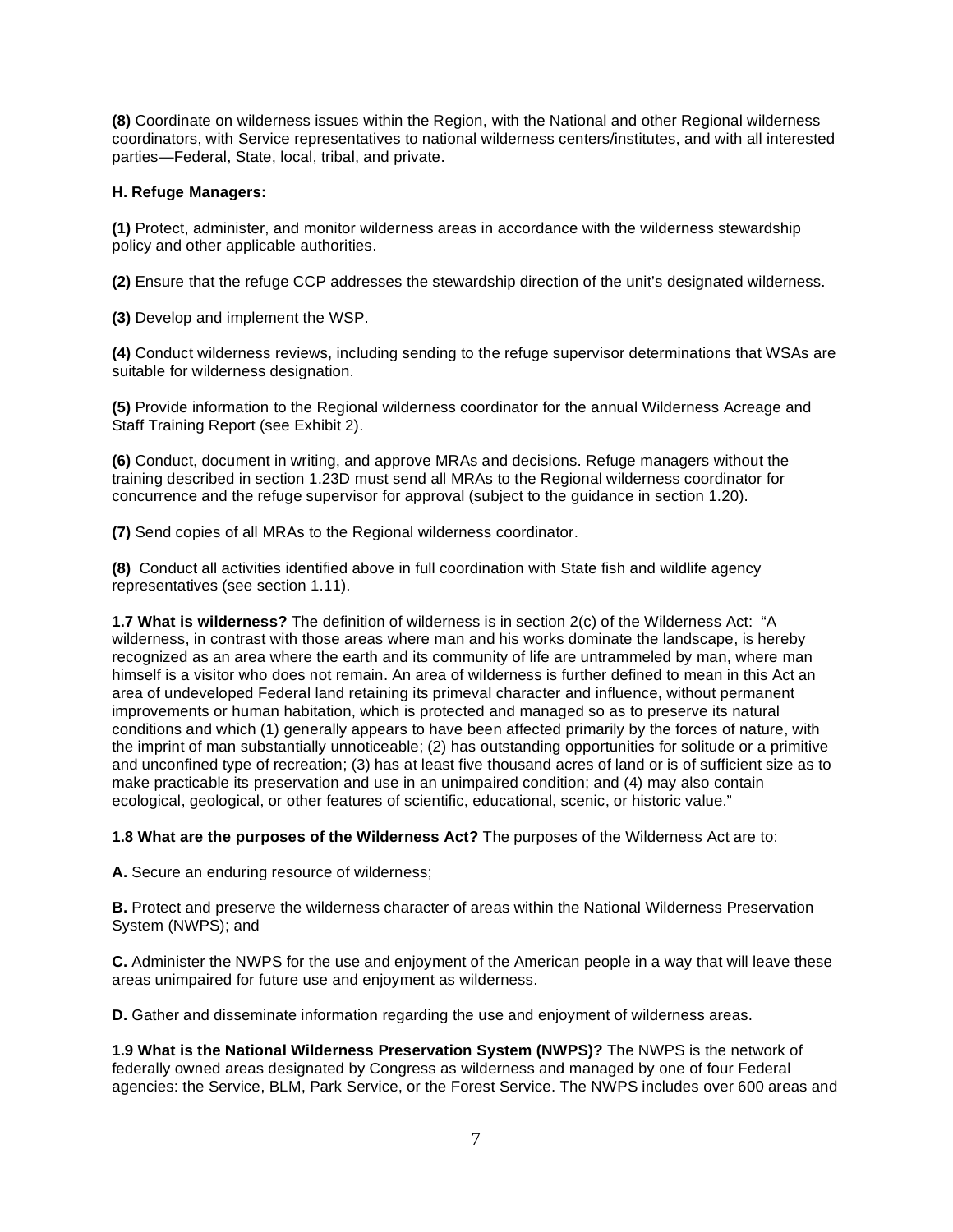**(8)** Coordinate on wilderness issues within the Region, with the National and other Regional wilderness coordinators, with Service representatives to national wilderness centers/institutes, and with all interested parties—Federal, State, local, tribal, and private.

**H. Refuge Managers:**

**(1)** Protect, administer, and monitor wilderness areas in accordance with the wilderness stewardship policy and other applicable authorities.

**(2)** Ensure that the refuge CCP addresses the stewardship direction of the unit's designated wilderness.

**(3)** Develop and implement the WSP.

**(4)** Conduct wilderness reviews, including sending to the refuge supervisor determinations that WSAs are suitable for wilderness designation.

**(5)** Provide information to the Regional wilderness coordinator for the annual Wilderness Acreage and Staff Training Report (see Exhibit 2).

**(6)** Conduct, document in writing, and approve MRAs and decisions. Refuge managers without the training described in section 1.23D must send all MRAs to the Regional wilderness coordinator for concurrence and the refuge supervisor for approval (subject to the guidance in section 1.20).

**(7)** Send copies of all MRAs to the Regional wilderness coordinator.

**(8)** Conduct all activities identified above in full coordination with State fish and wildlife agency representatives (see section 1.11).

**1.7 What is wilderness?** The definition of wilderness is in section 2(c) of the Wilderness Act: "A wilderness, in contrast with those areas where man and his works dominate the landscape, is hereby recognized as an area where the earth and its community of life are untrammeled by man, where man himself is a visitor who does not remain. An area of wilderness is further defined to mean in this Act an area of undeveloped Federal land retaining its primeval character and influence, without permanent improvements or human habitation, which is protected and managed so as to preserve its natural conditions and which (1) generally appears to have been affected primarily by the forces of nature, with the imprint of man substantially unnoticeable; (2) has outstanding opportunities for solitude or a primitive and unconfined type of recreation; (3) has at least five thousand acres of land or is of sufficient size as to make practicable its preservation and use in an unimpaired condition; and (4) may also contain ecological, geological, or other features of scientific, educational, scenic, or historic value."

**1.8 What are the purposes of the Wilderness Act?** The purposes of the Wilderness Act are to:

**A.** Secure an enduring resource of wilderness;

**B.** Protect and preserve the wilderness character of areas within the National Wilderness Preservation System (NWPS); and

**C.** Administer the NWPS for the use and enjoyment of the American people in a way that will leave these areas unimpaired for future use and enjoyment as wilderness.

**D.** Gather and disseminate information regarding the use and enjoyment of wilderness areas.

**1.9 What is the National Wilderness Preservation System (NWPS)?** The NWPS is the network of federally owned areas designated by Congress as wilderness and managed by one of four Federal agencies: the Service, BLM, Park Service, or the Forest Service. The NWPS includes over 600 areas and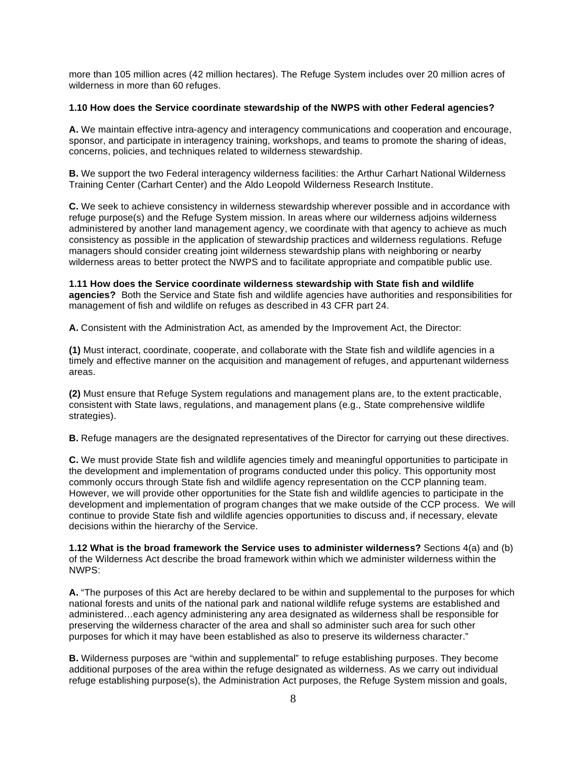more than 105 million acres (42 million hectares). The Refuge System includes over 20 million acres of wilderness in more than 60 refuges.

**1.10 How does the Service coordinate stewardship of the NWPS with other Federal agencies?**

**A.** We maintain effective intra-agency and interagency communications and cooperation and encourage, sponsor, and participate in interagency training, workshops, and teams to promote the sharing of ideas, concerns, policies, and techniques related to wilderness stewardship.

**B.** We support the two Federal interagency wilderness facilities: the Arthur Carhart National Wilderness Training Center (Carhart Center) and the Aldo Leopold Wilderness Research Institute.

**C.** We seek to achieve consistency in wilderness stewardship wherever possible and in accordance with refuge purpose(s) and the Refuge System mission. In areas where our wilderness adjoins wilderness administered by another land management agency, we coordinate with that agency to achieve as much consistency as possible in the application of stewardship practices and wilderness regulations. Refuge managers should consider creating joint wilderness stewardship plans with neighboring or nearby wilderness areas to better protect the NWPS and to facilitate appropriate and compatible public use.

**1.11 How does the Service coordinate wilderness stewardship with State fish and wildlife agencies?** Both the Service and State fish and wildlife agencies have authorities and responsibilities for management of fish and wildlife on refuges as described in 43 CFR part 24.

**A.** Consistent with the Administration Act, as amended by the Improvement Act, the Director:

**(1)** Must interact, coordinate, cooperate, and collaborate with the State fish and wildlife agencies in a timely and effective manner on the acquisition and management of refuges, and appurtenant wilderness areas.

**(2)** Must ensure that Refuge System regulations and management plans are, to the extent practicable, consistent with State laws, regulations, and management plans (e.g., State comprehensive wildlife strategies).

**B.** Refuge managers are the designated representatives of the Director for carrying out these directives.

**C.** We must provide State fish and wildlife agencies timely and meaningful opportunities to participate in the development and implementation of programs conducted under this policy. This opportunity most commonly occurs through State fish and wildlife agency representation on the CCP planning team. However, we will provide other opportunities for the State fish and wildlife agencies to participate in the development and implementation of program changes that we make outside of the CCP process. We will continue to provide State fish and wildlife agencies opportunities to discuss and, if necessary, elevate decisions within the hierarchy of the Service.

**1.12 What is the broad framework the Service uses to administer wilderness?** Sections 4(a) and (b) of the Wilderness Act describe the broad framework within which we administer wilderness within the NWPS:

**A.** "The purposes of this Act are hereby declared to be within and supplemental to the purposes for which national forests and units of the national park and national wildlife refuge systems are established and administered…each agency administering any area designated as wilderness shall be responsible for preserving the wilderness character of the area and shall so administer such area for such other purposes for which it may have been established as also to preserve its wilderness character."

**B.** Wilderness purposes are "within and supplemental" to refuge establishing purposes. They become additional purposes of the area within the refuge designated as wilderness. As we carry out individual refuge establishing purpose(s), the Administration Act purposes, the Refuge System mission and goals,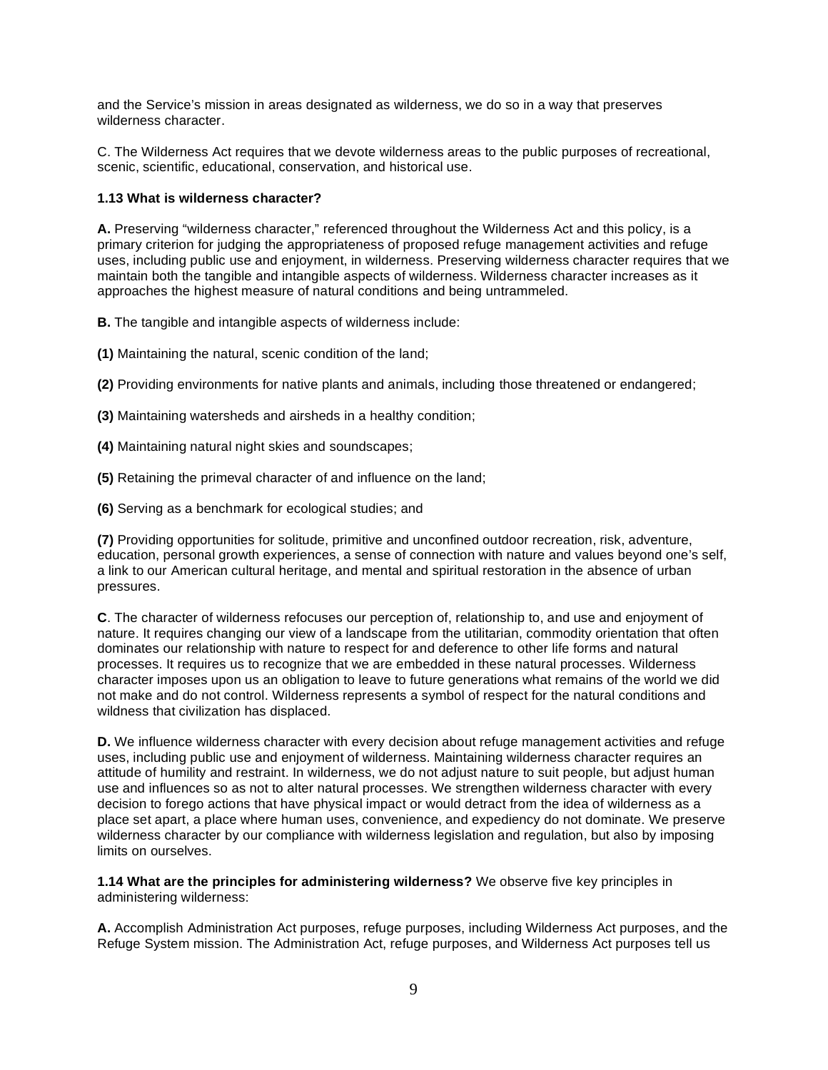and the Service's mission in areas designated as wilderness, we do so in a way that preserves wilderness character.

C. The Wilderness Act requires that we devote wilderness areas to the public purposes of recreational, scenic, scientific, educational, conservation, and historical use.

**1.13 What is wilderness character?**

**A.** Preserving "wilderness character," referenced throughout the Wilderness Act and this policy, is a primary criterion for judging the appropriateness of proposed refuge management activities and refuge uses, including public use and enjoyment, in wilderness. Preserving wilderness character requires that we maintain both the tangible and intangible aspects of wilderness. Wilderness character increases as it approaches the highest measure of natural conditions and being untrammeled.

**B.** The tangible and intangible aspects of wilderness include:

**(1)** Maintaining the natural, scenic condition of the land;

**(2)** Providing environments for native plants and animals, including those threatened or endangered;

**(3)** Maintaining watersheds and airsheds in a healthy condition;

**(4)** Maintaining natural night skies and soundscapes;

**(5)** Retaining the primeval character of and influence on the land;

**(6)** Serving as a benchmark for ecological studies; and

**(7)** Providing opportunities for solitude, primitive and unconfined outdoor recreation, risk, adventure, education, personal growth experiences, a sense of connection with nature and values beyond one's self, a link to our American cultural heritage, and mental and spiritual restoration in the absence of urban pressures.

**C**. The character of wilderness refocuses our perception of, relationship to, and use and enjoyment of nature. It requires changing our view of a landscape from the utilitarian, commodity orientation that often dominates our relationship with nature to respect for and deference to other life forms and natural processes. It requires us to recognize that we are embedded in these natural processes. Wilderness character imposes upon us an obligation to leave to future generations what remains of the world we did not make and do not control. Wilderness represents a symbol of respect for the natural conditions and wildness that civilization has displaced.

**D.** We influence wilderness character with every decision about refuge management activities and refuge uses, including public use and enjoyment of wilderness. Maintaining wilderness character requires an attitude of humility and restraint. In wilderness, we do not adjust nature to suit people, but adjust human use and influences so as not to alter natural processes. We strengthen wilderness character with every decision to forego actions that have physical impact or would detract from the idea of wilderness as a place set apart, a place where human uses, convenience, and expediency do not dominate. We preserve wilderness character by our compliance with wilderness legislation and regulation, but also by imposing limits on ourselves.

**1.14 What are the principles for administering wilderness?** We observe five key principles in administering wilderness:

**A.** Accomplish Administration Act purposes, refuge purposes, including Wilderness Act purposes, and the Refuge System mission. The Administration Act, refuge purposes, and Wilderness Act purposes tell us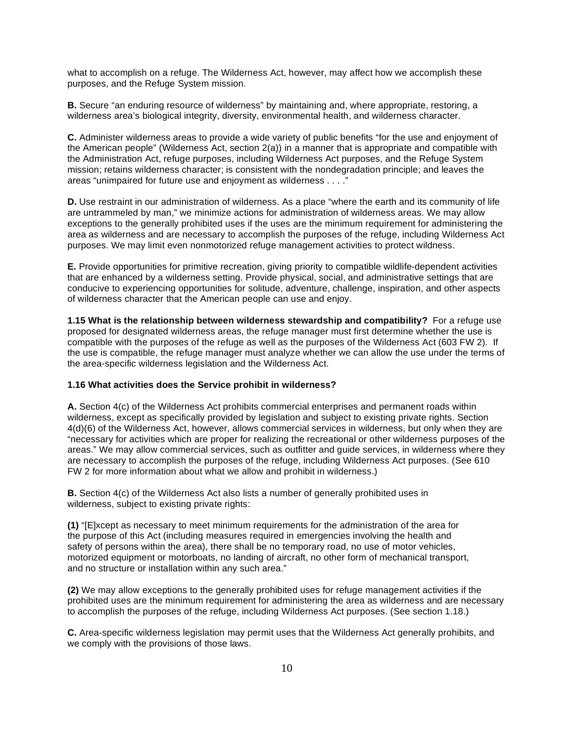what to accomplish on a refuge. The Wilderness Act, however, may affect how we accomplish these purposes, and the Refuge System mission.

**B.** Secure "an enduring resource of wilderness" by maintaining and, where appropriate, restoring, a wilderness area's biological integrity, diversity, environmental health, and wilderness character.

**C.** Administer wilderness areas to provide a wide variety of public benefits "for the use and enjoyment of the American people" (Wilderness Act, section 2(a)) in a manner that is appropriate and compatible with the Administration Act, refuge purposes, including Wilderness Act purposes, and the Refuge System mission; retains wilderness character; is consistent with the nondegradation principle; and leaves the areas "unimpaired for future use and enjoyment as wilderness . . . ."

**D.** Use restraint in our administration of wilderness. As a place "where the earth and its community of life are untrammeled by man," we minimize actions for administration of wilderness areas. We may allow exceptions to the generally prohibited uses if the uses are the minimum requirement for administering the area as wilderness and are necessary to accomplish the purposes of the refuge, including Wilderness Act purposes. We may limit even nonmotorized refuge management activities to protect wildness.

**E.** Provide opportunities for primitive recreation, giving priority to compatible wildlife-dependent activities that are enhanced by a wilderness setting. Provide physical, social, and administrative settings that are conducive to experiencing opportunities for solitude, adventure, challenge, inspiration, and other aspects of wilderness character that the American people can use and enjoy.

**1.15 What is the relationship between wilderness stewardship and compatibility?** For a refuge use proposed for designated wilderness areas, the refuge manager must first determine whether the use is compatible with the purposes of the refuge as well as the purposes of the Wilderness Act (603 FW 2). If the use is compatible, the refuge manager must analyze whether we can allow the use under the terms of the area-specific wilderness legislation and the Wilderness Act.

**1.16 What activities does the Service prohibit in wilderness?**

**A.** Section 4(c) of the Wilderness Act prohibits commercial enterprises and permanent roads within wilderness, except as specifically provided by legislation and subject to existing private rights. Section 4(d)(6) of the Wilderness Act, however, allows commercial services in wilderness, but only when they are "necessary for activities which are proper for realizing the recreational or other wilderness purposes of the areas." We may allow commercial services, such as outfitter and guide services, in wilderness where they are necessary to accomplish the purposes of the refuge, including Wilderness Act purposes. (See 610 FW 2 for more information about what we allow and prohibit in wilderness.)

**B.** Section 4(c) of the Wilderness Act also lists a number of generally prohibited uses in wilderness, subject to existing private rights:

**(1)** "[E]xcept as necessary to meet minimum requirements for the administration of the area for the purpose of this Act (including measures required in emergencies involving the health and safety of persons within the area), there shall be no temporary road, no use of motor vehicles, motorized equipment or motorboats, no landing of aircraft, no other form of mechanical transport, and no structure or installation within any such area."

**(2)** We may allow exceptions to the generally prohibited uses for refuge management activities if the prohibited uses are the minimum requirement for administering the area as wilderness and are necessary to accomplish the purposes of the refuge, including Wilderness Act purposes. (See section 1.18.)

**C.** Area-specific wilderness legislation may permit uses that the Wilderness Act generally prohibits, and we comply with the provisions of those laws.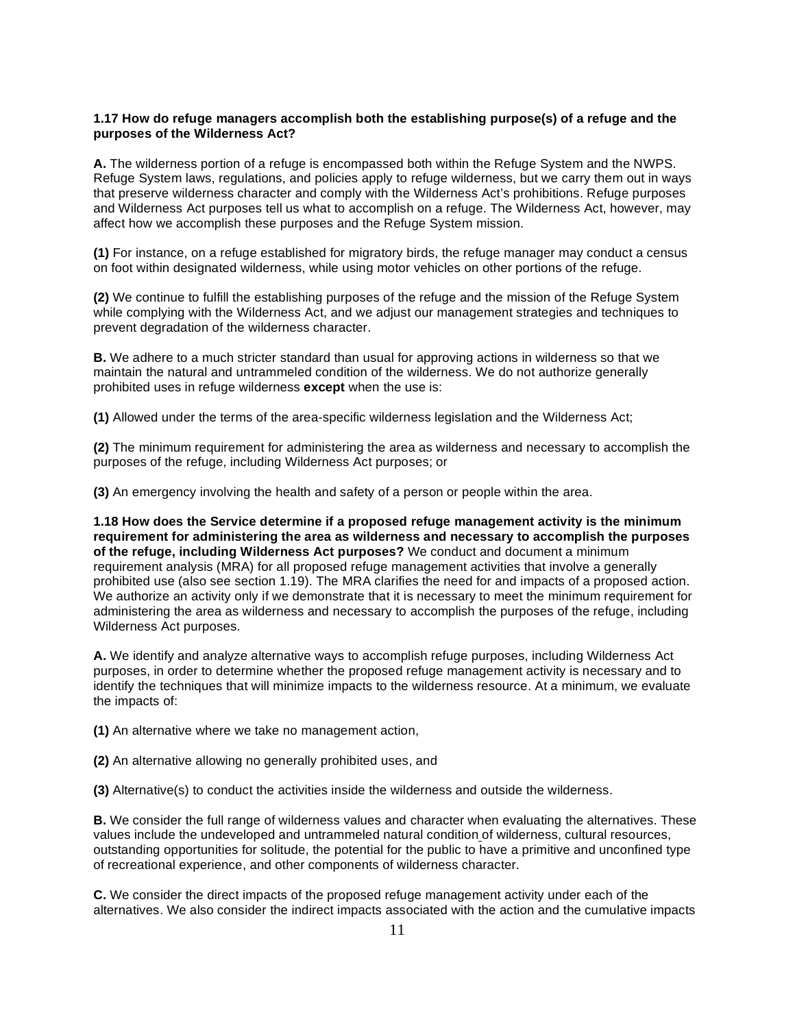**1.17 How do refuge managers accomplish both the establishing purpose(s) of a refuge and the purposes of the Wilderness Act?**

**A.** The wilderness portion of a refuge is encompassed both within the Refuge System and the NWPS. Refuge System laws, regulations, and policies apply to refuge wilderness, but we carry them out in ways that preserve wilderness character and comply with the Wilderness Act's prohibitions. Refuge purposes and Wilderness Act purposes tell us what to accomplish on a refuge. The Wilderness Act, however, may affect how we accomplish these purposes and the Refuge System mission.

**(1)** For instance, on a refuge established for migratory birds, the refuge manager may conduct a census on foot within designated wilderness, while using motor vehicles on other portions of the refuge.

**(2)** We continue to fulfill the establishing purposes of the refuge and the mission of the Refuge System while complying with the Wilderness Act, and we adjust our management strategies and techniques to prevent degradation of the wilderness character.

**B.** We adhere to a much stricter standard than usual for approving actions in wilderness so that we maintain the natural and untrammeled condition of the wilderness. We do not authorize generally prohibited uses in refuge wilderness **except** when the use is:

**(1)** Allowed under the terms of the area-specific wilderness legislation and the Wilderness Act;

**(2)** The minimum requirement for administering the area as wilderness and necessary to accomplish the purposes of the refuge, including Wilderness Act purposes; or

**(3)** An emergency involving the health and safety of a person or people within the area.

**1.18 How does the Service determine if a proposed refuge management activity is the minimum requirement for administering the area as wilderness and necessary to accomplish the purposes of the refuge, including Wilderness Act purposes?** We conduct and document a minimum requirement analysis (MRA) for all proposed refuge management activities that involve a generally prohibited use (also see section 1.19). The MRA clarifies the need for and impacts of a proposed action. We authorize an activity only if we demonstrate that it is necessary to meet the minimum requirement for administering the area as wilderness and necessary to accomplish the purposes of the refuge, including Wilderness Act purposes.

**A.** We identify and analyze alternative ways to accomplish refuge purposes, including Wilderness Act purposes, in order to determine whether the proposed refuge management activity is necessary and to identify the techniques that will minimize impacts to the wilderness resource. At a minimum, we evaluate the impacts of:

**(1)** An alternative where we take no management action,

**(2)** An alternative allowing no generally prohibited uses, and

**(3)** Alternative(s) to conduct the activities inside the wilderness and outside the wilderness.

**B.** We consider the full range of wilderness values and character when evaluating the alternatives. These values include the undeveloped and untrammeled natural condition of wilderness, cultural resources, outstanding opportunities for solitude, the potential for the public to have a primitive and unconfined type of recreational experience, and other components of wilderness character.

**C.** We consider the direct impacts of the proposed refuge management activity under each of the alternatives. We also consider the indirect impacts associated with the action and the cumulative impacts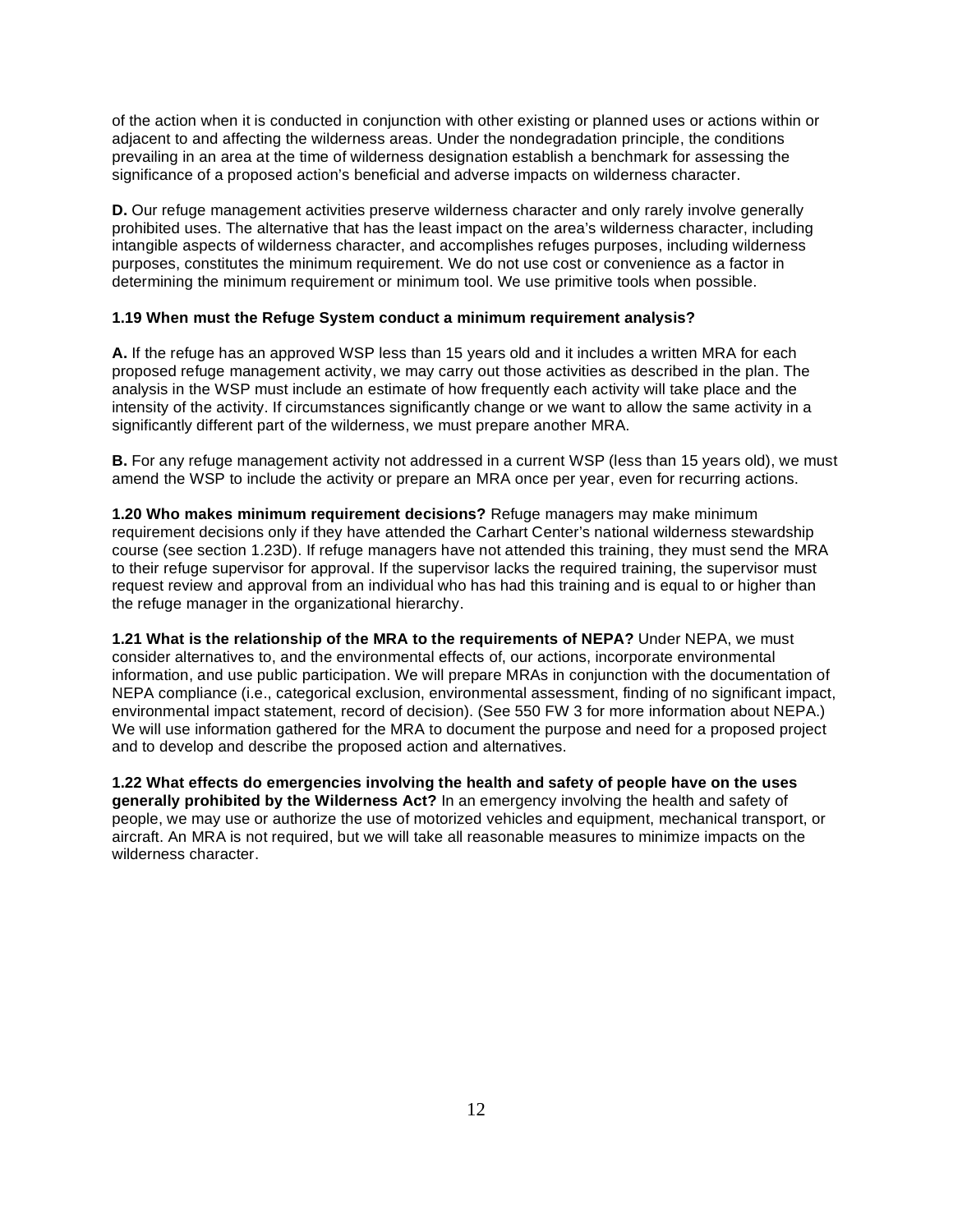of the action when it is conducted in conjunction with other existing or planned uses or actions within or adjacent to and affecting the wilderness areas. Under the nondegradation principle, the conditions prevailing in an area at the time of wilderness designation establish a benchmark for assessing the significance of a proposed action's beneficial and adverse impacts on wilderness character.

**D.** Our refuge management activities preserve wilderness character and only rarely involve generally prohibited uses. The alternative that has the least impact on the area's wilderness character, including intangible aspects of wilderness character, and accomplishes refuges purposes, including wilderness purposes, constitutes the minimum requirement. We do not use cost or convenience as a factor in determining the minimum requirement or minimum tool. We use primitive tools when possible.

**1.19 When must the Refuge System conduct a minimum requirement analysis?**

**A.** If the refuge has an approved WSP less than 15 years old and it includes a written MRA for each proposed refuge management activity, we may carry out those activities as described in the plan. The analysis in the WSP must include an estimate of how frequently each activity will take place and the intensity of the activity. If circumstances significantly change or we want to allow the same activity in a significantly different part of the wilderness, we must prepare another MRA.

**B.** For any refuge management activity not addressed in a current WSP (less than 15 years old), we must amend the WSP to include the activity or prepare an MRA once per year, even for recurring actions.

**1.20 Who makes minimum requirement decisions?** Refuge managers may make minimum requirement decisions only if they have attended the Carhart Center's national wilderness stewardship course (see section 1.23D). If refuge managers have not attended this training, they must send the MRA to their refuge supervisor for approval. If the supervisor lacks the required training, the supervisor must request review and approval from an individual who has had this training and is equal to or higher than the refuge manager in the organizational hierarchy.

**1.21 What is the relationship of the MRA to the requirements of NEPA?** Under NEPA, we must consider alternatives to, and the environmental effects of, our actions, incorporate environmental information, and use public participation. We will prepare MRAs in conjunction with the documentation of NEPA compliance (i.e., categorical exclusion, environmental assessment, finding of no significant impact, environmental impact statement, record of decision). (See 550 FW 3 for more information about NEPA.) We will use information gathered for the MRA to document the purpose and need for a proposed project and to develop and describe the proposed action and alternatives.

**1.22 What effects do emergencies involving the health and safety of people have on the uses generally prohibited by the Wilderness Act?** In an emergency involving the health and safety of people, we may use or authorize the use of motorized vehicles and equipment, mechanical transport, or aircraft. An MRA is not required, but we will take all reasonable measures to minimize impacts on the wilderness character.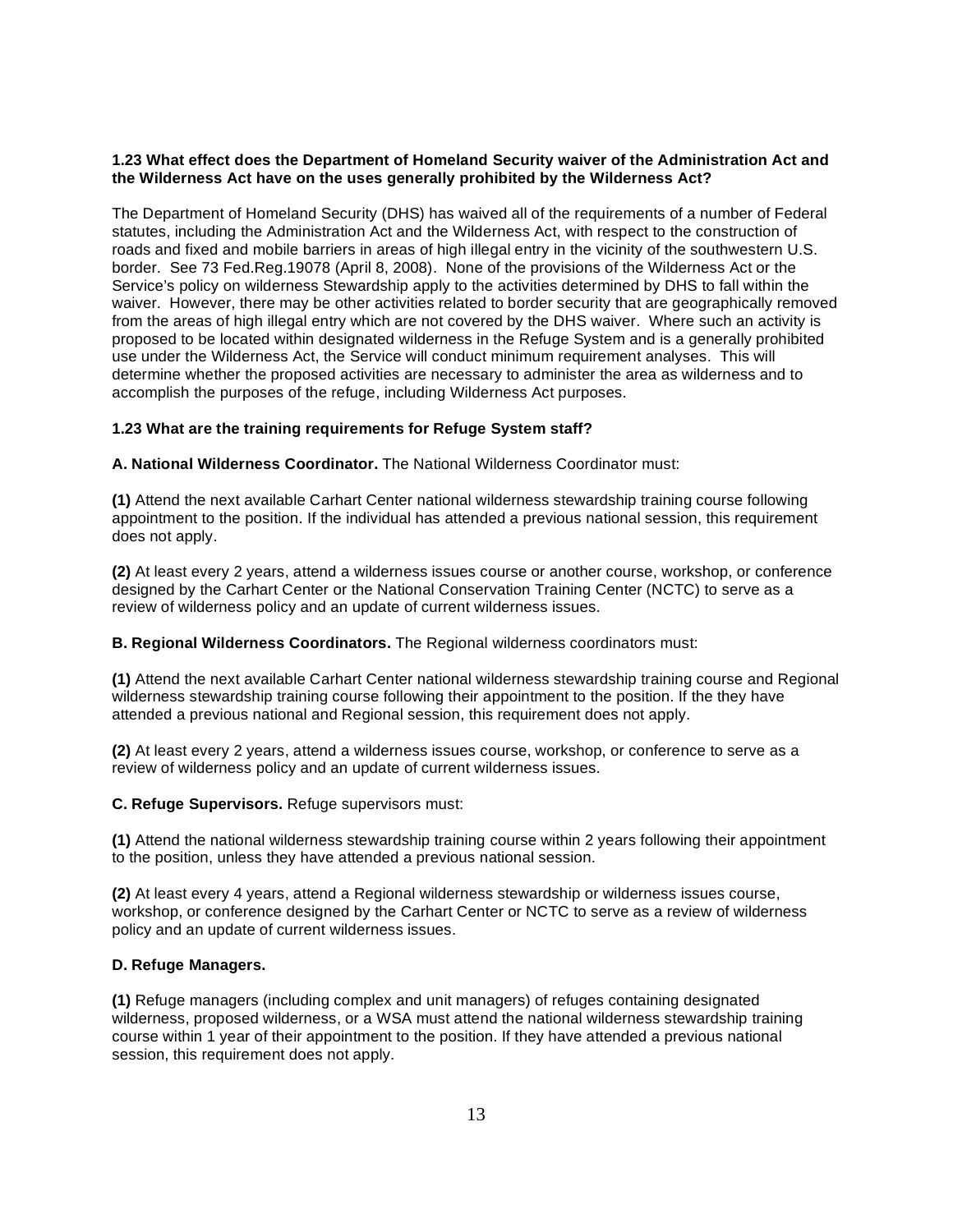**1.23 What effect does the Department of Homeland Security waiver of the Administration Act and the Wilderness Act have on the uses generally prohibited by the Wilderness Act?**

The Department of Homeland Security (DHS) has waived all of the requirements of a number of Federal statutes, including the Administration Act and the Wilderness Act, with respect to the construction of roads and fixed and mobile barriers in areas of high illegal entry in the vicinity of the southwestern U.S. border. See 73 Fed.Reg.19078 (April 8, 2008). None of the provisions of the Wilderness Act or the Service's policy on wilderness Stewardship apply to the activities determined by DHS to fall within the waiver. However, there may be other activities related to border security that are geographically removed from the areas of high illegal entry which are not covered by the DHS waiver. Where such an activity is proposed to be located within designated wilderness in the Refuge System and is a generally prohibited use under the Wilderness Act, the Service will conduct minimum requirement analyses. This will determine whether the proposed activities are necessary to administer the area as wilderness and to accomplish the purposes of the refuge, including Wilderness Act purposes.

**1.23 What are the training requirements for Refuge System staff?**

**A. National Wilderness Coordinator.** The National Wilderness Coordinator must:

**(1)** Attend the next available Carhart Center national wilderness stewardship training course following appointment to the position. If the individual has attended a previous national session, this requirement does not apply.

**(2)** At least every 2 years, attend a wilderness issues course or another course, workshop, or conference designed by the Carhart Center or the National Conservation Training Center (NCTC) to serve as a review of wilderness policy and an update of current wilderness issues.

**B. Regional Wilderness Coordinators.** The Regional wilderness coordinators must:

**(1)** Attend the next available Carhart Center national wilderness stewardship training course and Regional wilderness stewardship training course following their appointment to the position. If the they have attended a previous national and Regional session, this requirement does not apply.

**(2)** At least every 2 years, attend a wilderness issues course, workshop, or conference to serve as a review of wilderness policy and an update of current wilderness issues.

**C. Refuge Supervisors.** Refuge supervisors must:

**(1)** Attend the national wilderness stewardship training course within 2 years following their appointment to the position, unless they have attended a previous national session.

**(2)** At least every 4 years, attend a Regional wilderness stewardship or wilderness issues course, workshop, or conference designed by the Carhart Center or NCTC to serve as a review of wilderness policy and an update of current wilderness issues.

**D. Refuge Managers.**

**(1)** Refuge managers (including complex and unit managers) of refuges containing designated wilderness, proposed wilderness, or a WSA must attend the national wilderness stewardship training course within 1 year of their appointment to the position. If they have attended a previous national session, this requirement does not apply.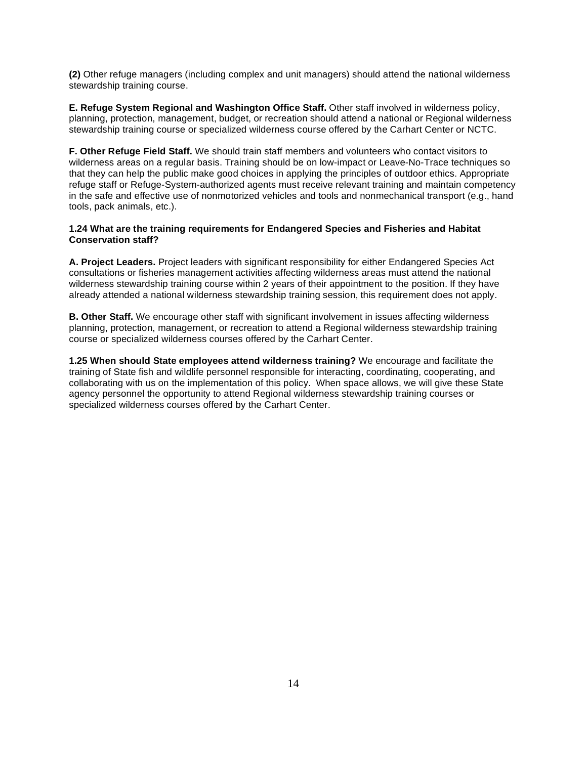**(2)** Other refuge managers (including complex and unit managers) should attend the national wilderness stewardship training course.

**E. Refuge System Regional and Washington Office Staff.** Other staff involved in wilderness policy, planning, protection, management, budget, or recreation should attend a national or Regional wilderness stewardship training course or specialized wilderness course offered by the Carhart Center or NCTC.

**F. Other Refuge Field Staff.** We should train staff members and volunteers who contact visitors to wilderness areas on a regular basis. Training should be on low-impact or Leave-No-Trace techniques so that they can help the public make good choices in applying the principles of outdoor ethics. Appropriate refuge staff or Refuge-System-authorized agents must receive relevant training and maintain competency in the safe and effective use of nonmotorized vehicles and tools and nonmechanical transport (e.g., hand tools, pack animals, etc.).

**1.24 What are the training requirements for Endangered Species and Fisheries and Habitat Conservation staff?**

**A. Project Leaders.** Project leaders with significant responsibility for either Endangered Species Act consultations or fisheries management activities affecting wilderness areas must attend the national wilderness stewardship training course within 2 years of their appointment to the position. If they have already attended a national wilderness stewardship training session, this requirement does not apply.

**B. Other Staff.** We encourage other staff with significant involvement in issues affecting wilderness planning, protection, management, or recreation to attend a Regional wilderness stewardship training course or specialized wilderness courses offered by the Carhart Center.

**1.25 When should State employees attend wilderness training?** We encourage and facilitate the training of State fish and wildlife personnel responsible for interacting, coordinating, cooperating, and collaborating with us on the implementation of this policy. When space allows, we will give these State agency personnel the opportunity to attend Regional wilderness stewardship training courses or specialized wilderness courses offered by the Carhart Center.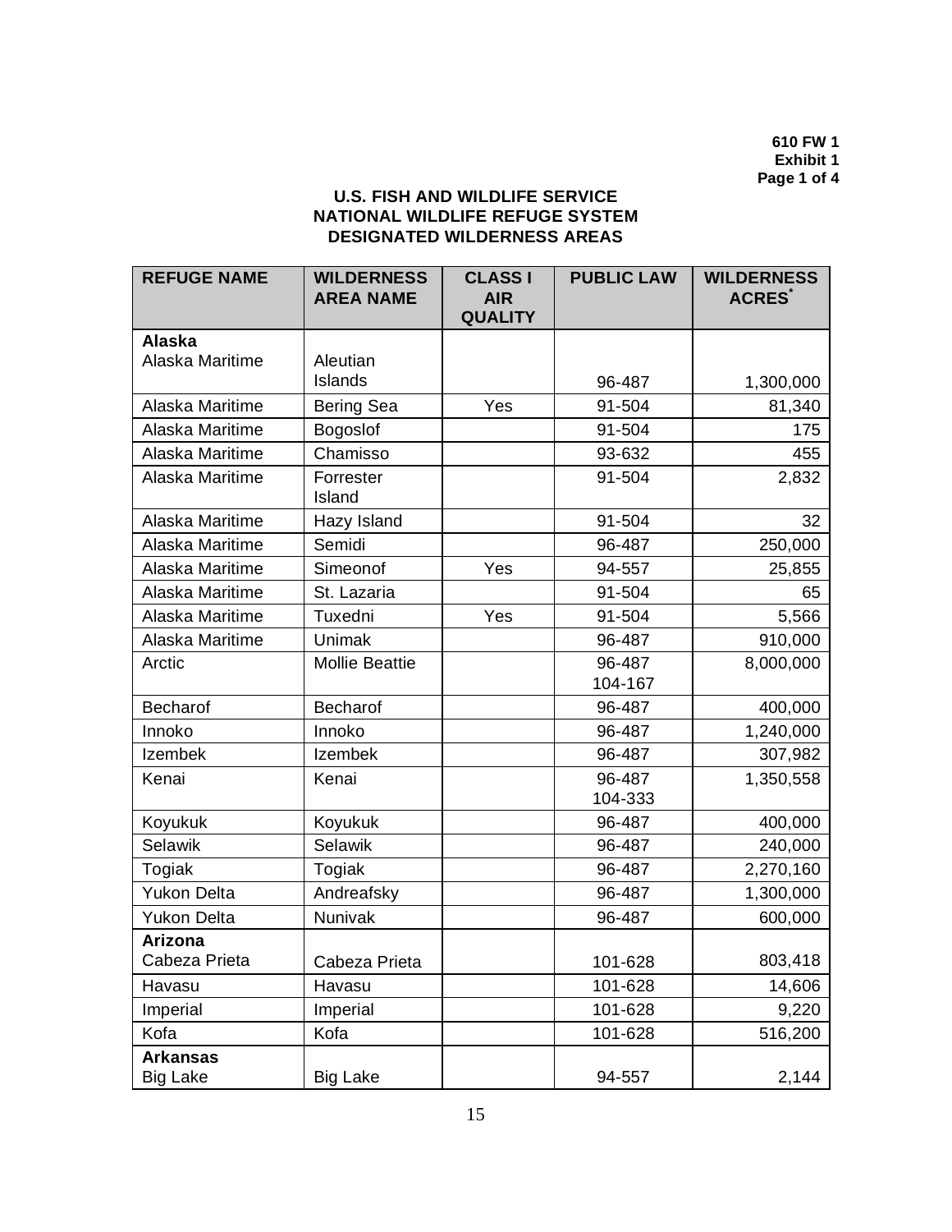**610 FW 1**
**Exhibit 1**

# U.S. FISH AND WILDLIFE SERVICE
# NATIONAL WILDLIFE REFUGE SYSTEM
# DESIGNATED WILDERNESS AREAS

| REFUGE NAME | WILDERNESS AREA NAME | CLASS I AIR QUALITY | PUBLIC LAW | WILDERNESS ACRES* |
|---|---|---|---|---|
| **Alaska** | | | | |
| Alaska Maritime | Aleutian Islands | | 96-487 | 1,300,000 |
| Alaska Maritime | Bering Sea | Yes | 91-504 | 81,340 |
| Alaska Maritime | Bogoslof | | 91-504 | 175 |
| Alaska Maritime | Chamisso | | 93-632 | 455 |
| Alaska Maritime | Forrester Island | | 91-504 | 2,832 |
| Alaska Maritime | Hazy Island | | 91-504 | 32 |
| Alaska Maritime | Semidi | | 96-487 | 250,000 |
| Alaska Maritime | Simeonof | Yes | 94-557 | 25,855 |
| Alaska Maritime | St. Lazaria | | 91-504 | 65 |
| Alaska Maritime | Tuxedni | Yes | 91-504 | 5,566 |
| Alaska Maritime | Unimak | | 96-487 | 910,000 |
| Arctic | Mollie Beattie | | 96-487 104-167 | 8,000,000 |
| Becharof | Becharof | | 96-487 | 400,000 |
| Innoko | Innoko | | 96-487 | 1,240,000 |
| Izembek | Izembek | | 96-487 | 307,982 |
| Kenai | Kenai | | 96-487 104-333 | 1,350,558 |
| Koyukuk | Koyukuk | | 96-487 | 400,000 |
| Selawik | Selawik | | 96-487 | 240,000 |
| Togiak | Togiak | | 96-487 | 2,270,160 |
| Yukon Delta | Andreafsky | | 96-487 | 1,300,000 |
| Yukon Delta | Nunivak | | 96-487 | 600,000 |
| **Arizona** | | | | |
| Cabeza Prieta | Cabeza Prieta | | 101-628 | 803,418 |
| Havasu | Havasu | | 101-628 | 14,606 |
| Imperial | Imperial | | 101-628 | 9,220 |
| Kofa | Kofa | | 101-628 | 516,200 |
| **Arkansas** | | | | |
| Big Lake | Big Lake | | 94-557 | 2,144 |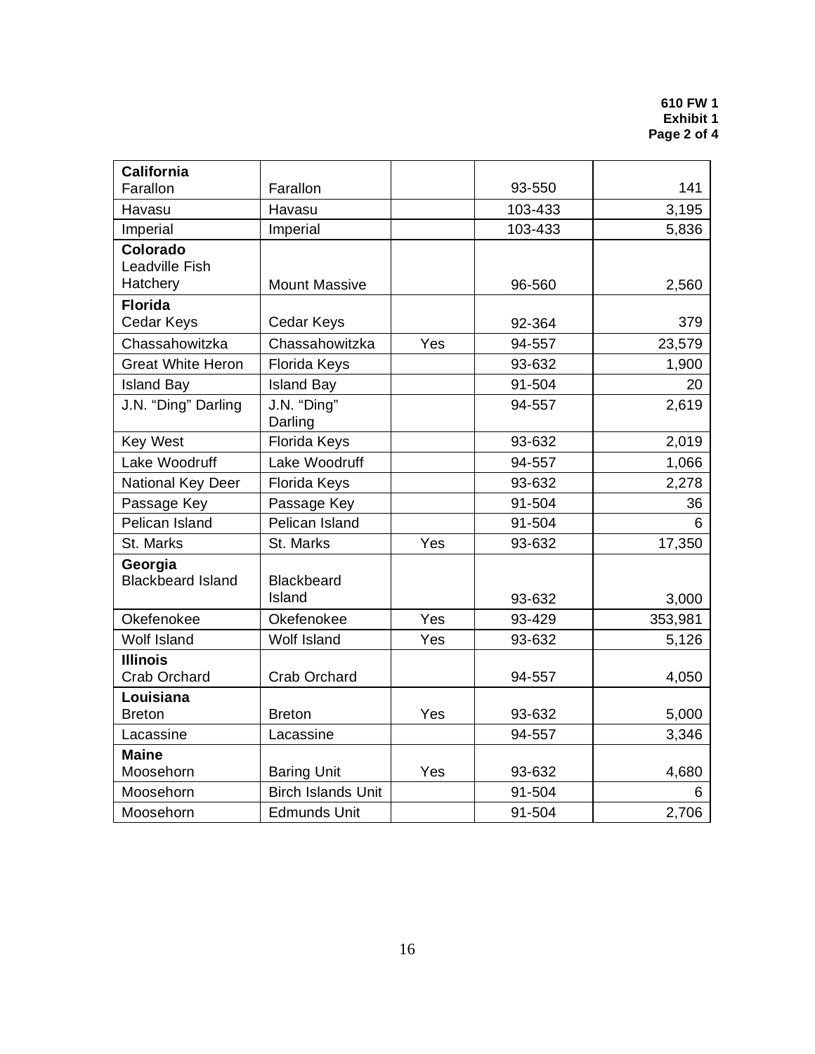| | | | | |
|---|---|---|---|---|
| **California**<br>Farallon | Farallon | | 93-550 | 141 |
| Havasu | Havasu | | 103-433 | 3,195 |
| Imperial | Imperial | | 103-433 | 5,836 |
| **Colorado**<br>Leadville Fish Hatchery | Mount Massive | | 96-560 | 2,560 |
| **Florida**<br>Cedar Keys | Cedar Keys | | 92-364 | 379 |
| Chassahowitzka | Chassahowitzka | Yes | 94-557 | 23,579 |
| Great White Heron | Florida Keys | | 93-632 | 1,900 |
| Island Bay | Island Bay | | 91-504 | 20 |
| J.N. "Ding" Darling | J.N. "Ding" Darling | | 94-557 | 2,619 |
| Key West | Florida Keys | | 93-632 | 2,019 |
| Lake Woodruff | Lake Woodruff | | 94-557 | 1,066 |
| National Key Deer | Florida Keys | | 93-632 | 2,278 |
| Passage Key | Passage Key | | 91-504 | 36 |
| Pelican Island | Pelican Island | | 91-504 | 6 |
| St. Marks | St. Marks | Yes | 93-632 | 17,350 |
| **Georgia**<br>Blackbeard Island | Blackbeard Island | | 93-632 | 3,000 |
| Okefenokee | Okefenokee | Yes | 93-429 | 353,981 |
| Wolf Island | Wolf Island | Yes | 93-632 | 5,126 |
| **Illinois**<br>Crab Orchard | Crab Orchard | | 94-557 | 4,050 |
| **Louisiana**<br>Breton | Breton | Yes | 93-632 | 5,000 |
| Lacassine | Lacassine | | 94-557 | 3,346 |
| **Maine**<br>Moosehorn | Baring Unit | Yes | 93-632 | 4,680 |
| Moosehorn | Birch Islands Unit | | 91-504 | 6 |
| Moosehorn | Edmunds Unit | | 91-504 | 2,706 |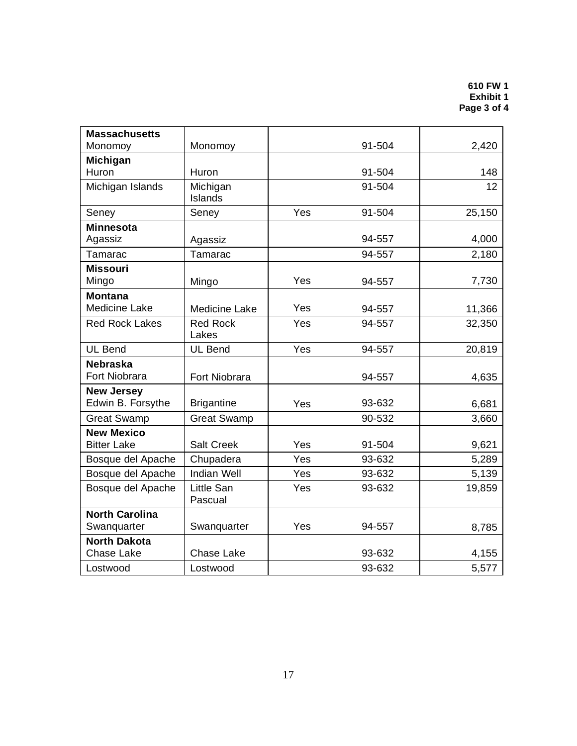| | | | | |
|---|---|---|---|---|
| **Massachusetts** | | | | |
| Monomoy | Monomoy | | 91-504 | 2,420 |
| **Michigan** | | | | |
| Huron | Huron | | 91-504 | 148 |
| Michigan Islands | Michigan Islands | | 91-504 | 12 |
| Seney | Seney | Yes | 91-504 | 25,150 |
| **Minnesota** | | | | |
| Agassiz | Agassiz | | 94-557 | 4,000 |
| Tamarac | Tamarac | | 94-557 | 2,180 |
| **Missouri** | | | | |
| Mingo | Mingo | Yes | 94-557 | 7,730 |
| **Montana** | | | | |
| Medicine Lake | Medicine Lake | Yes | 94-557 | 11,366 |
| Red Rock Lakes | Red Rock Lakes | Yes | 94-557 | 32,350 |
| UL Bend | UL Bend | Yes | 94-557 | 20,819 |
| **Nebraska** | | | | |
| Fort Niobrara | Fort Niobrara | | 94-557 | 4,635 |
| **New Jersey** | | | | |
| Edwin B. Forsythe | Brigantine | Yes | 93-632 | 6,681 |
| Great Swamp | Great Swamp | | 90-532 | 3,660 |
| **New Mexico** | | | | |
| Bitter Lake | Salt Creek | Yes | 91-504 | 9,621 |
| Bosque del Apache | Chupadera | Yes | 93-632 | 5,289 |
| Bosque del Apache | Indian Well | Yes | 93-632 | 5,139 |
| Bosque del Apache | Little San Pascual | Yes | 93-632 | 19,859 |
| **North Carolina** | | | | |
| Swanquarter | Swanquarter | Yes | 94-557 | 8,785 |
| **North Dakota** | | | | |
| Chase Lake | Chase Lake | | 93-632 | 4,155 |
| Lostwood | Lostwood | | 93-632 | 5,577 |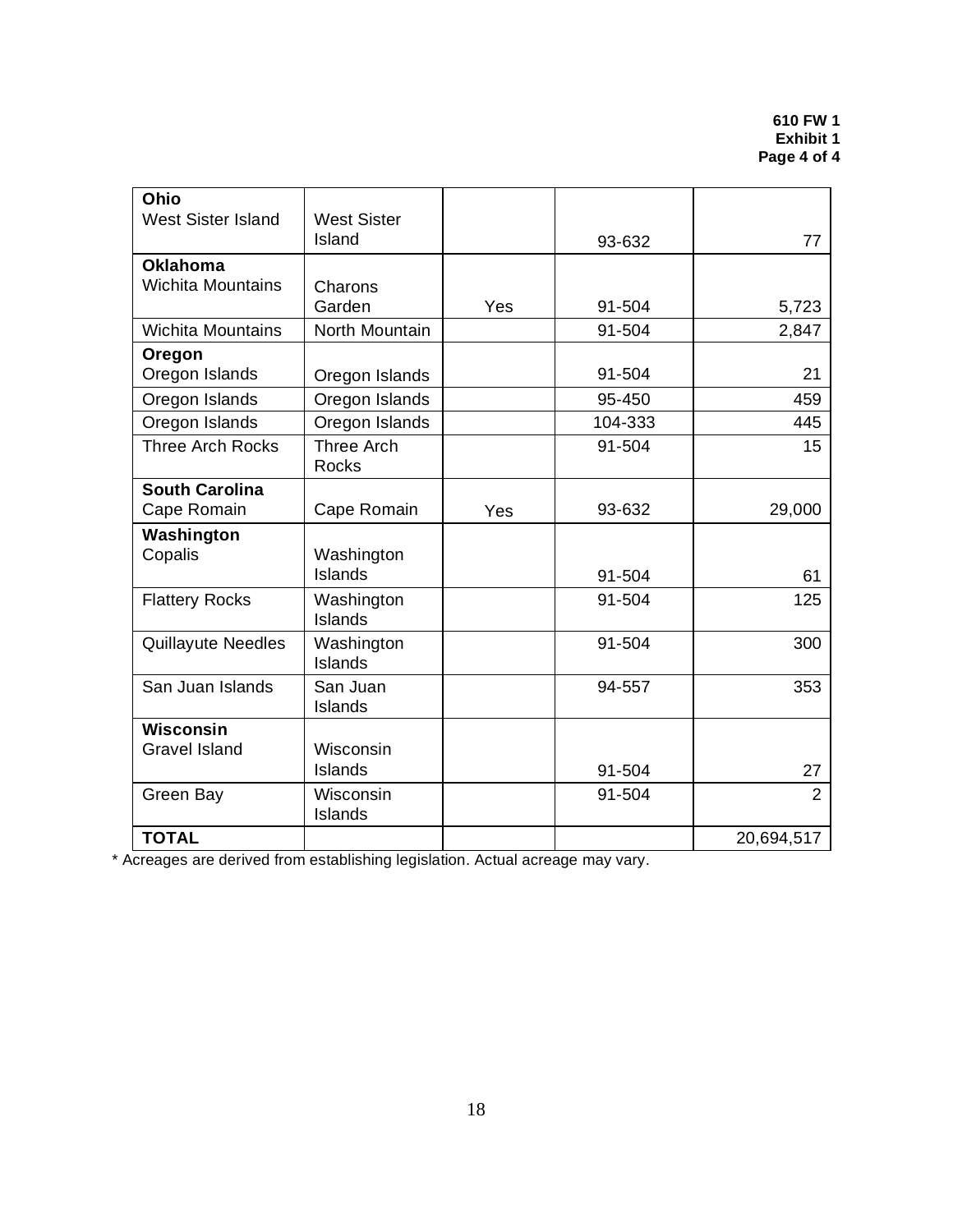**610 FW 1**
**Exhibit 1**
**Page 4 of 4**

| | | | | |
|---|---|---|---|---|
| **Ohio** West Sister Island | West Sister Island | | 93-632 | 77 |
| **Oklahoma** Wichita Mountains | Charons Garden | Yes | 91-504 | 5,723 |
| Wichita Mountains | North Mountain | | 91-504 | 2,847 |
| **Oregon** Oregon Islands | Oregon Islands | | 91-504 | 21 |
| Oregon Islands | Oregon Islands | | 95-450 | 459 |
| Oregon Islands | Oregon Islands | | 104-333 | 445 |
| Three Arch Rocks | Three Arch Rocks | | 91-504 | 15 |
| **South Carolina** Cape Romain | Cape Romain | Yes | 93-632 | 29,000 |
| **Washington** Copalis | Washington Islands | | 91-504 | 61 |
| Flattery Rocks | Washington Islands | | 91-504 | 125 |
| Quillayute Needles | Washington Islands | | 91-504 | 300 |
| San Juan Islands | San Juan Islands | | 94-557 | 353 |
| **Wisconsin** Gravel Island | Wisconsin Islands | | 91-504 | 27 |
| Green Bay | Wisconsin Islands | | 91-504 | 2 |
| **TOTAL** | | | | 20,694,517 |

* Acreages are derived from establishing legislation. Actual acreage may vary.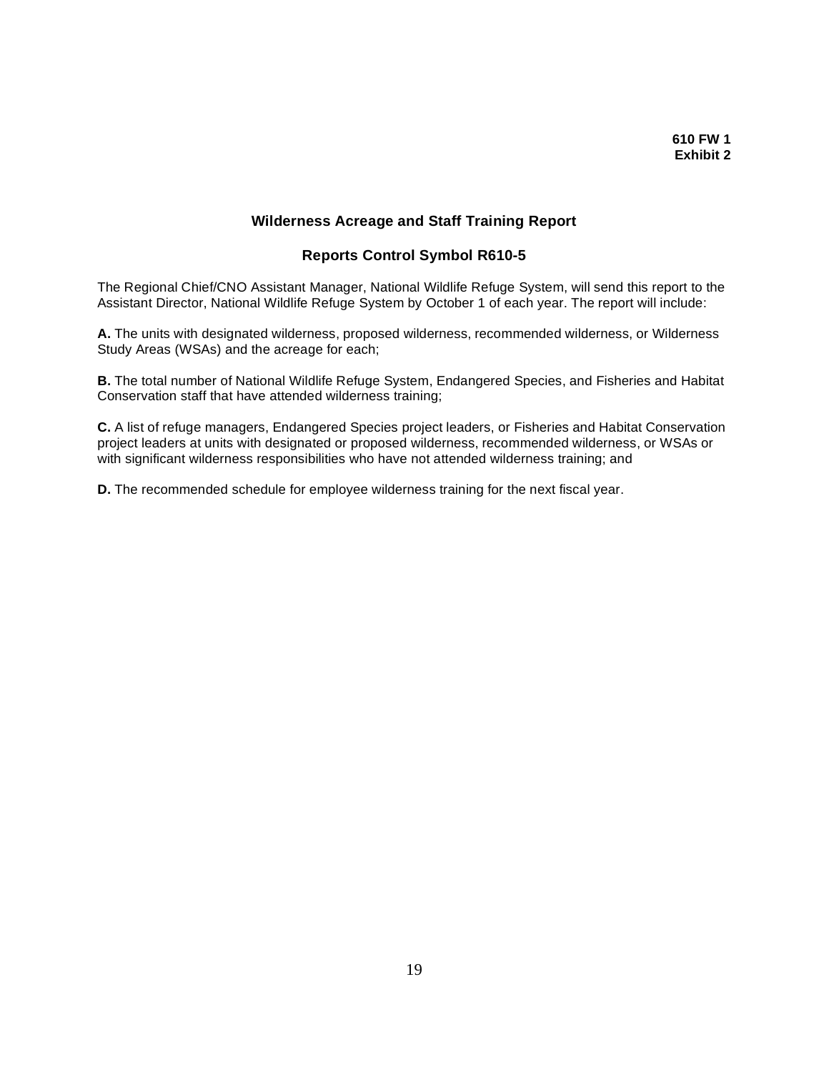**610 FW 1**
**Exhibit 2**

## Wilderness Acreage and Staff Training Report

### Reports Control Symbol R610-5

The Regional Chief/CNO Assistant Manager, National Wildlife Refuge System, will send this report to the Assistant Director, National Wildlife Refuge System by October 1 of each year. The report will include:

**A.** The units with designated wilderness, proposed wilderness, recommended wilderness, or Wilderness Study Areas (WSAs) and the acreage for each;

**B.** The total number of National Wildlife Refuge System, Endangered Species, and Fisheries and Habitat Conservation staff that have attended wilderness training;

**C.** A list of refuge managers, Endangered Species project leaders, or Fisheries and Habitat Conservation project leaders at units with designated or proposed wilderness, recommended wilderness, or WSAs or with significant wilderness responsibilities who have not attended wilderness training; and

**D.** The recommended schedule for employee wilderness training for the next fiscal year.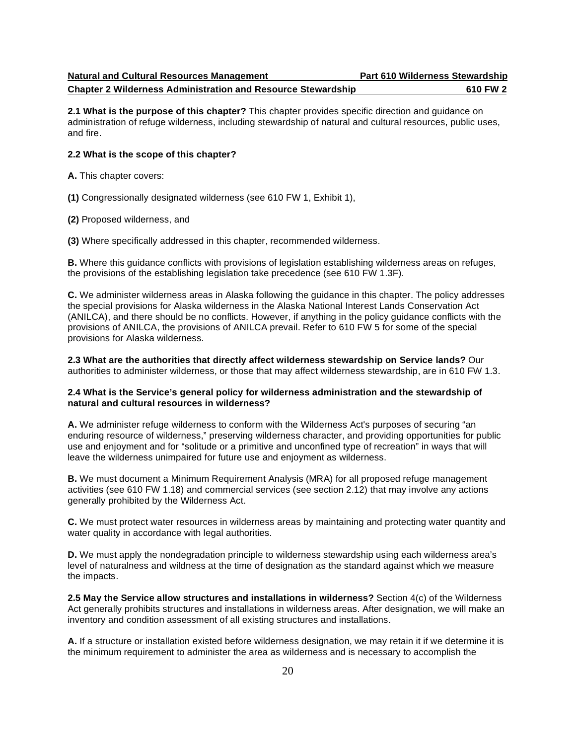**2.1 What is the purpose of this chapter?** This chapter provides specific direction and guidance on administration of refuge wilderness, including stewardship of natural and cultural resources, public uses, and fire.

**2.2 What is the scope of this chapter?**

**A.** This chapter covers:

**(1)** Congressionally designated wilderness (see 610 FW 1, Exhibit 1),

**(2)** Proposed wilderness, and

**(3)** Where specifically addressed in this chapter, recommended wilderness.

**B.** Where this guidance conflicts with provisions of legislation establishing wilderness areas on refuges, the provisions of the establishing legislation take precedence (see 610 FW 1.3F).

**C.** We administer wilderness areas in Alaska following the guidance in this chapter. The policy addresses the special provisions for Alaska wilderness in the Alaska National Interest Lands Conservation Act (ANILCA), and there should be no conflicts. However, if anything in the policy guidance conflicts with the provisions of ANILCA, the provisions of ANILCA prevail. Refer to 610 FW 5 for some of the special provisions for Alaska wilderness.

**2.3 What are the authorities that directly affect wilderness stewardship on Service lands?** Our authorities to administer wilderness, or those that may affect wilderness stewardship, are in 610 FW 1.3.

**2.4 What is the Service's general policy for wilderness administration and the stewardship of natural and cultural resources in wilderness?**

**A.** We administer refuge wilderness to conform with the Wilderness Act's purposes of securing "an enduring resource of wilderness," preserving wilderness character, and providing opportunities for public use and enjoyment and for "solitude or a primitive and unconfined type of recreation" in ways that will leave the wilderness unimpaired for future use and enjoyment as wilderness.

**B.** We must document a Minimum Requirement Analysis (MRA) for all proposed refuge management activities (see 610 FW 1.18) and commercial services (see section 2.12) that may involve any actions generally prohibited by the Wilderness Act.

**C.** We must protect water resources in wilderness areas by maintaining and protecting water quantity and water quality in accordance with legal authorities.

**D.** We must apply the nondegradation principle to wilderness stewardship using each wilderness area's level of naturalness and wildness at the time of designation as the standard against which we measure the impacts.

**2.5 May the Service allow structures and installations in wilderness?** Section 4(c) of the Wilderness Act generally prohibits structures and installations in wilderness areas. After designation, we will make an inventory and condition assessment of all existing structures and installations.

**A.** If a structure or installation existed before wilderness designation, we may retain it if we determine it is the minimum requirement to administer the area as wilderness and is necessary to accomplish the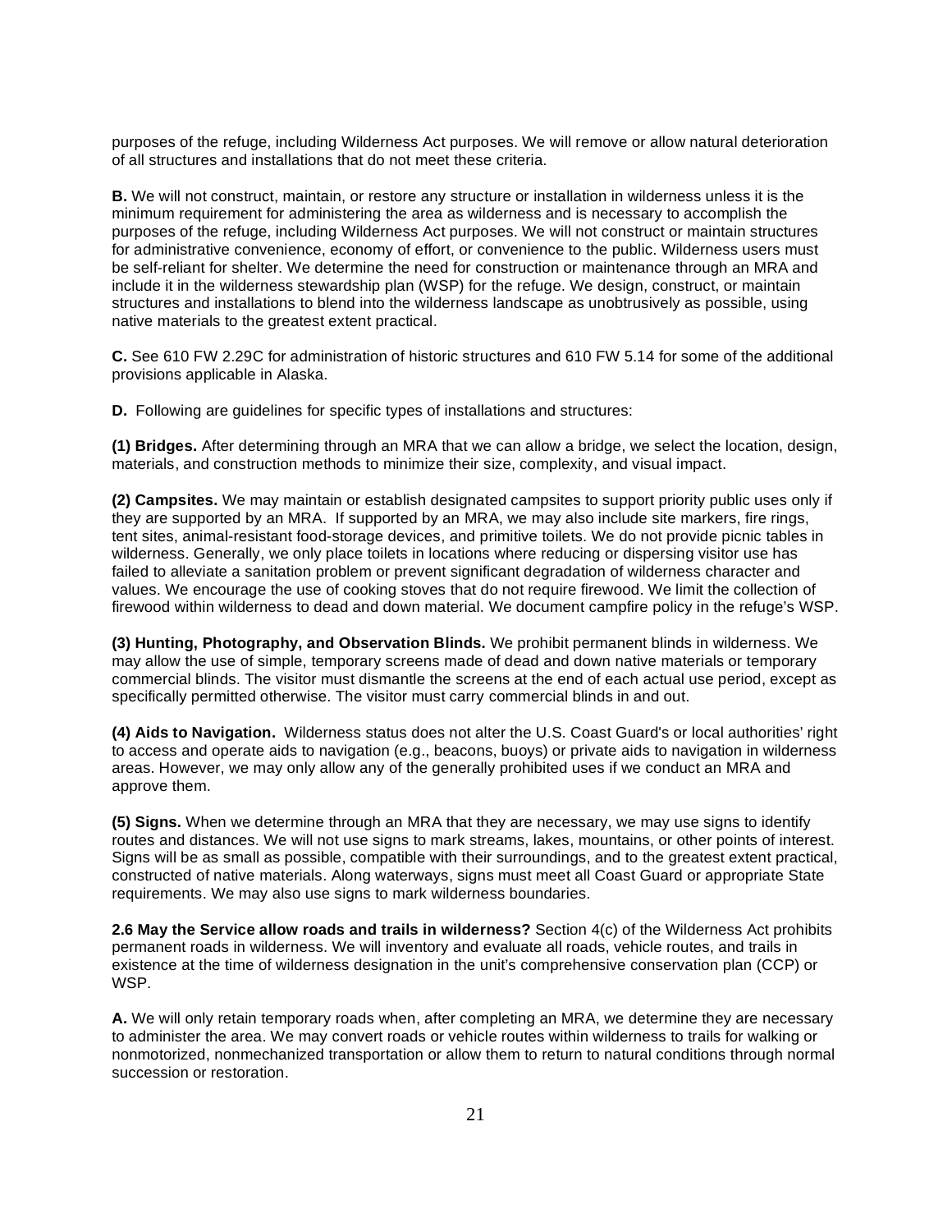purposes of the refuge, including Wilderness Act purposes. We will remove or allow natural deterioration of all structures and installations that do not meet these criteria.

**B.** We will not construct, maintain, or restore any structure or installation in wilderness unless it is the minimum requirement for administering the area as wilderness and is necessary to accomplish the purposes of the refuge, including Wilderness Act purposes. We will not construct or maintain structures for administrative convenience, economy of effort, or convenience to the public. Wilderness users must be self-reliant for shelter. We determine the need for construction or maintenance through an MRA and include it in the wilderness stewardship plan (WSP) for the refuge. We design, construct, or maintain structures and installations to blend into the wilderness landscape as unobtrusively as possible, using native materials to the greatest extent practical.

**C.** See 610 FW 2.29C for administration of historic structures and 610 FW 5.14 for some of the additional provisions applicable in Alaska.

**D.** Following are guidelines for specific types of installations and structures:

**(1) Bridges.** After determining through an MRA that we can allow a bridge, we select the location, design, materials, and construction methods to minimize their size, complexity, and visual impact.

**(2) Campsites.** We may maintain or establish designated campsites to support priority public uses only if they are supported by an MRA. If supported by an MRA, we may also include site markers, fire rings, tent sites, animal-resistant food-storage devices, and primitive toilets. We do not provide picnic tables in wilderness. Generally, we only place toilets in locations where reducing or dispersing visitor use has failed to alleviate a sanitation problem or prevent significant degradation of wilderness character and values. We encourage the use of cooking stoves that do not require firewood. We limit the collection of firewood within wilderness to dead and down material. We document campfire policy in the refuge's WSP.

**(3) Hunting, Photography, and Observation Blinds.** We prohibit permanent blinds in wilderness. We may allow the use of simple, temporary screens made of dead and down native materials or temporary commercial blinds. The visitor must dismantle the screens at the end of each actual use period, except as specifically permitted otherwise. The visitor must carry commercial blinds in and out.

**(4) Aids to Navigation.** Wilderness status does not alter the U.S. Coast Guard's or local authorities' right to access and operate aids to navigation (e.g., beacons, buoys) or private aids to navigation in wilderness areas. However, we may only allow any of the generally prohibited uses if we conduct an MRA and approve them.

**(5) Signs.** When we determine through an MRA that they are necessary, we may use signs to identify routes and distances. We will not use signs to mark streams, lakes, mountains, or other points of interest. Signs will be as small as possible, compatible with their surroundings, and to the greatest extent practical, constructed of native materials. Along waterways, signs must meet all Coast Guard or appropriate State requirements. We may also use signs to mark wilderness boundaries.

**2.6 May the Service allow roads and trails in wilderness?** Section 4(c) of the Wilderness Act prohibits permanent roads in wilderness. We will inventory and evaluate all roads, vehicle routes, and trails in existence at the time of wilderness designation in the unit's comprehensive conservation plan (CCP) or WSP.

**A.** We will only retain temporary roads when, after completing an MRA, we determine they are necessary to administer the area. We may convert roads or vehicle routes within wilderness to trails for walking or nonmotorized, nonmechanized transportation or allow them to return to natural conditions through normal succession or restoration.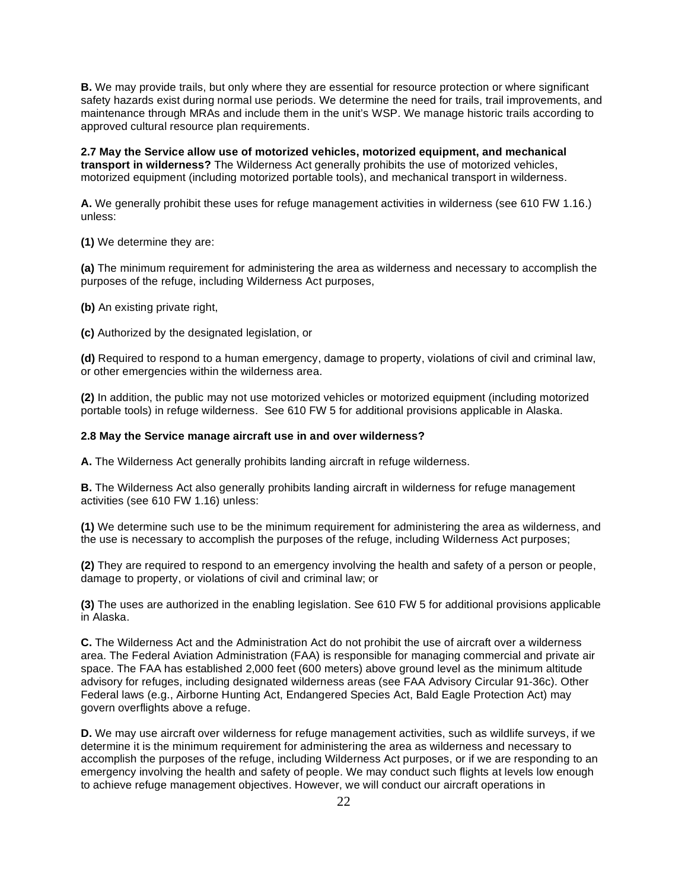**B.** We may provide trails, but only where they are essential for resource protection or where significant safety hazards exist during normal use periods. We determine the need for trails, trail improvements, and maintenance through MRAs and include them in the unit's WSP. We manage historic trails according to approved cultural resource plan requirements.

**2.7 May the Service allow use of motorized vehicles, motorized equipment, and mechanical transport in wilderness?** The Wilderness Act generally prohibits the use of motorized vehicles, motorized equipment (including motorized portable tools), and mechanical transport in wilderness.

**A.** We generally prohibit these uses for refuge management activities in wilderness (see 610 FW 1.16.) unless:

**(1)** We determine they are:

**(a)** The minimum requirement for administering the area as wilderness and necessary to accomplish the purposes of the refuge, including Wilderness Act purposes,

**(b)** An existing private right,

**(c)** Authorized by the designated legislation, or

**(d)** Required to respond to a human emergency, damage to property, violations of civil and criminal law, or other emergencies within the wilderness area.

**(2)** In addition, the public may not use motorized vehicles or motorized equipment (including motorized portable tools) in refuge wilderness. See 610 FW 5 for additional provisions applicable in Alaska.

**2.8 May the Service manage aircraft use in and over wilderness?**

**A.** The Wilderness Act generally prohibits landing aircraft in refuge wilderness.

**B.** The Wilderness Act also generally prohibits landing aircraft in wilderness for refuge management activities (see 610 FW 1.16) unless:

**(1)** We determine such use to be the minimum requirement for administering the area as wilderness, and the use is necessary to accomplish the purposes of the refuge, including Wilderness Act purposes;

**(2)** They are required to respond to an emergency involving the health and safety of a person or people, damage to property, or violations of civil and criminal law; or

**(3)** The uses are authorized in the enabling legislation. See 610 FW 5 for additional provisions applicable in Alaska.

**C.** The Wilderness Act and the Administration Act do not prohibit the use of aircraft over a wilderness area. The Federal Aviation Administration (FAA) is responsible for managing commercial and private air space. The FAA has established 2,000 feet (600 meters) above ground level as the minimum altitude advisory for refuges, including designated wilderness areas (see FAA Advisory Circular 91-36c). Other Federal laws (e.g., Airborne Hunting Act, Endangered Species Act, Bald Eagle Protection Act) may govern overflights above a refuge.

**D.** We may use aircraft over wilderness for refuge management activities, such as wildlife surveys, if we determine it is the minimum requirement for administering the area as wilderness and necessary to accomplish the purposes of the refuge, including Wilderness Act purposes, or if we are responding to an emergency involving the health and safety of people. We may conduct such flights at levels low enough to achieve refuge management objectives. However, we will conduct our aircraft operations in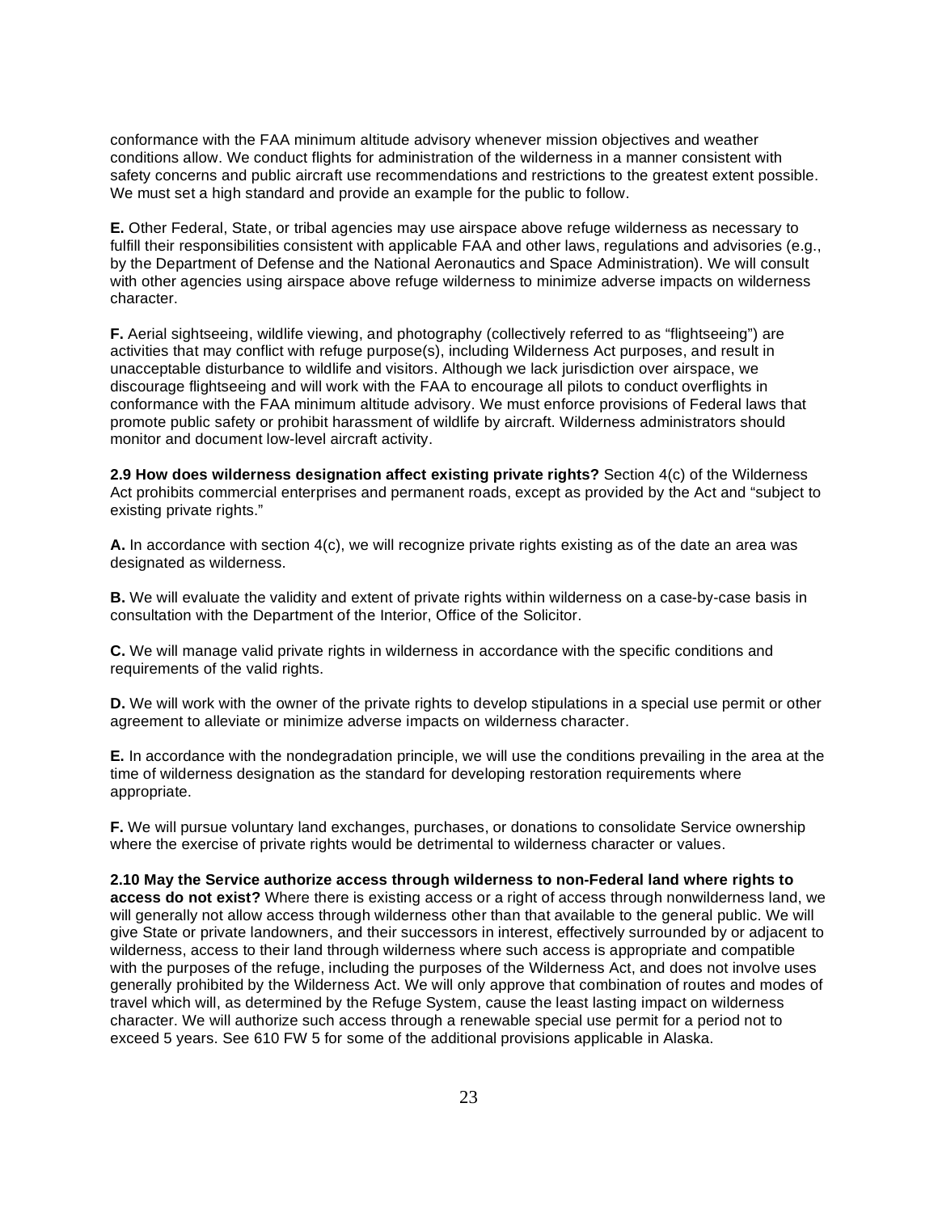conformance with the FAA minimum altitude advisory whenever mission objectives and weather conditions allow. We conduct flights for administration of the wilderness in a manner consistent with safety concerns and public aircraft use recommendations and restrictions to the greatest extent possible. We must set a high standard and provide an example for the public to follow.

**E.** Other Federal, State, or tribal agencies may use airspace above refuge wilderness as necessary to fulfill their responsibilities consistent with applicable FAA and other laws, regulations and advisories (e.g., by the Department of Defense and the National Aeronautics and Space Administration). We will consult with other agencies using airspace above refuge wilderness to minimize adverse impacts on wilderness character.

**F.** Aerial sightseeing, wildlife viewing, and photography (collectively referred to as "flightseeing") are activities that may conflict with refuge purpose(s), including Wilderness Act purposes, and result in unacceptable disturbance to wildlife and visitors. Although we lack jurisdiction over airspace, we discourage flightseeing and will work with the FAA to encourage all pilots to conduct overflights in conformance with the FAA minimum altitude advisory. We must enforce provisions of Federal laws that promote public safety or prohibit harassment of wildlife by aircraft. Wilderness administrators should monitor and document low-level aircraft activity.

**2.9 How does wilderness designation affect existing private rights?** Section 4(c) of the Wilderness Act prohibits commercial enterprises and permanent roads, except as provided by the Act and "subject to existing private rights."

**A.** In accordance with section 4(c), we will recognize private rights existing as of the date an area was designated as wilderness.

**B.** We will evaluate the validity and extent of private rights within wilderness on a case-by-case basis in consultation with the Department of the Interior, Office of the Solicitor.

**C.** We will manage valid private rights in wilderness in accordance with the specific conditions and requirements of the valid rights.

**D.** We will work with the owner of the private rights to develop stipulations in a special use permit or other agreement to alleviate or minimize adverse impacts on wilderness character.

**E.** In accordance with the nondegradation principle, we will use the conditions prevailing in the area at the time of wilderness designation as the standard for developing restoration requirements where appropriate.

**F.** We will pursue voluntary land exchanges, purchases, or donations to consolidate Service ownership where the exercise of private rights would be detrimental to wilderness character or values.

**2.10 May the Service authorize access through wilderness to non-Federal land where rights to access do not exist?** Where there is existing access or a right of access through nonwilderness land, we will generally not allow access through wilderness other than that available to the general public. We will give State or private landowners, and their successors in interest, effectively surrounded by or adjacent to wilderness, access to their land through wilderness where such access is appropriate and compatible with the purposes of the refuge, including the purposes of the Wilderness Act, and does not involve uses generally prohibited by the Wilderness Act. We will only approve that combination of routes and modes of travel which will, as determined by the Refuge System, cause the least lasting impact on wilderness character. We will authorize such access through a renewable special use permit for a period not to exceed 5 years. See 610 FW 5 for some of the additional provisions applicable in Alaska.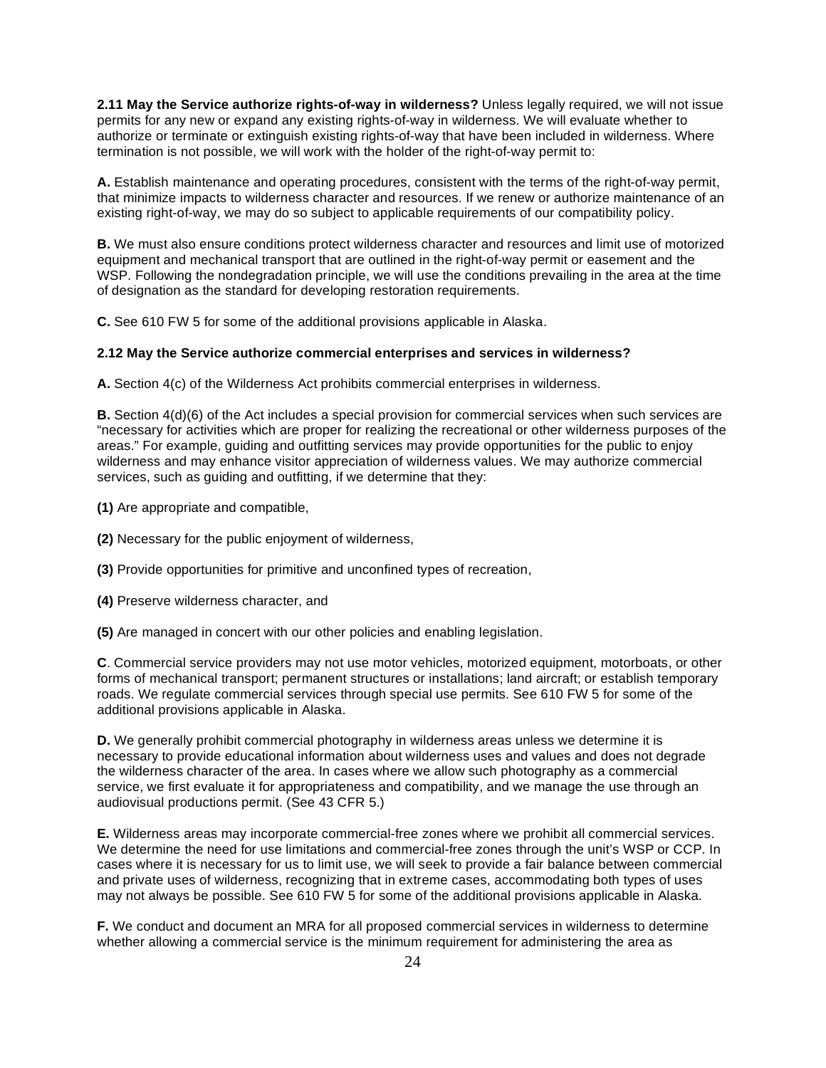**2.11 May the Service authorize rights-of-way in wilderness?** Unless legally required, we will not issue permits for any new or expand any existing rights-of-way in wilderness. We will evaluate whether to authorize or terminate or extinguish existing rights-of-way that have been included in wilderness. Where termination is not possible, we will work with the holder of the right-of-way permit to:

**A.** Establish maintenance and operating procedures, consistent with the terms of the right-of-way permit, that minimize impacts to wilderness character and resources. If we renew or authorize maintenance of an existing right-of-way, we may do so subject to applicable requirements of our compatibility policy.

**B.** We must also ensure conditions protect wilderness character and resources and limit use of motorized equipment and mechanical transport that are outlined in the right-of-way permit or easement and the WSP. Following the nondegradation principle, we will use the conditions prevailing in the area at the time of designation as the standard for developing restoration requirements.

**C.** See 610 FW 5 for some of the additional provisions applicable in Alaska.

**2.12 May the Service authorize commercial enterprises and services in wilderness?**

**A.** Section 4(c) of the Wilderness Act prohibits commercial enterprises in wilderness.

**B.** Section 4(d)(6) of the Act includes a special provision for commercial services when such services are "necessary for activities which are proper for realizing the recreational or other wilderness purposes of the areas." For example, guiding and outfitting services may provide opportunities for the public to enjoy wilderness and may enhance visitor appreciation of wilderness values. We may authorize commercial services, such as guiding and outfitting, if we determine that they:

**(1)** Are appropriate and compatible,

**(2)** Necessary for the public enjoyment of wilderness,

**(3)** Provide opportunities for primitive and unconfined types of recreation,

**(4)** Preserve wilderness character, and

**(5)** Are managed in concert with our other policies and enabling legislation.

**C**. Commercial service providers may not use motor vehicles, motorized equipment, motorboats, or other forms of mechanical transport; permanent structures or installations; land aircraft; or establish temporary roads. We regulate commercial services through special use permits. See 610 FW 5 for some of the additional provisions applicable in Alaska.

**D.** We generally prohibit commercial photography in wilderness areas unless we determine it is necessary to provide educational information about wilderness uses and values and does not degrade the wilderness character of the area. In cases where we allow such photography as a commercial service, we first evaluate it for appropriateness and compatibility, and we manage the use through an audiovisual productions permit. (See 43 CFR 5.)

**E.** Wilderness areas may incorporate commercial-free zones where we prohibit all commercial services. We determine the need for use limitations and commercial-free zones through the unit's WSP or CCP. In cases where it is necessary for us to limit use, we will seek to provide a fair balance between commercial and private uses of wilderness, recognizing that in extreme cases, accommodating both types of uses may not always be possible. See 610 FW 5 for some of the additional provisions applicable in Alaska.

**F.** We conduct and document an MRA for all proposed commercial services in wilderness to determine whether allowing a commercial service is the minimum requirement for administering the area as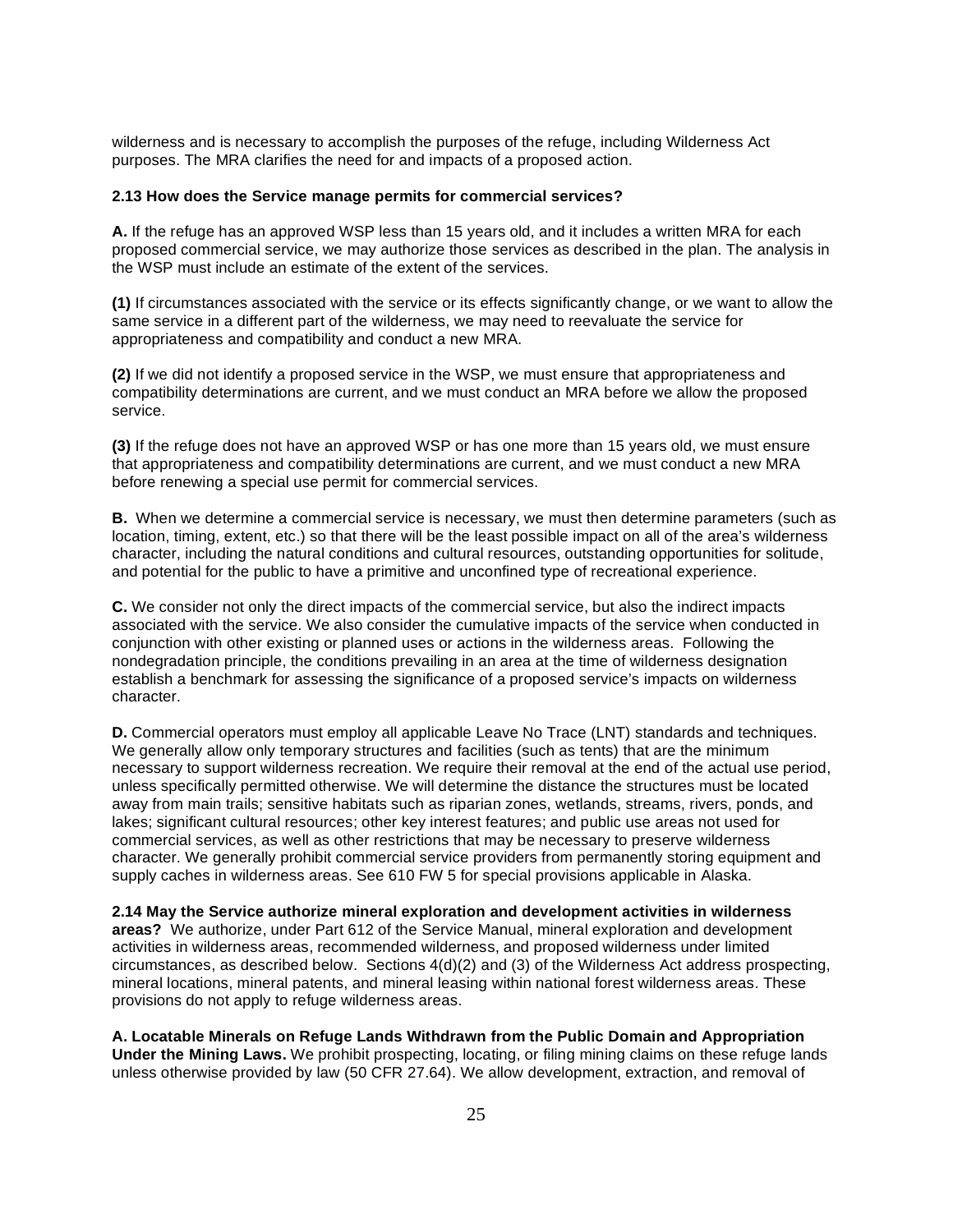wilderness and is necessary to accomplish the purposes of the refuge, including Wilderness Act purposes. The MRA clarifies the need for and impacts of a proposed action.

**2.13 How does the Service manage permits for commercial services?**

**A.** If the refuge has an approved WSP less than 15 years old, and it includes a written MRA for each proposed commercial service, we may authorize those services as described in the plan. The analysis in the WSP must include an estimate of the extent of the services.

**(1)** If circumstances associated with the service or its effects significantly change, or we want to allow the same service in a different part of the wilderness, we may need to reevaluate the service for appropriateness and compatibility and conduct a new MRA.

**(2)** If we did not identify a proposed service in the WSP, we must ensure that appropriateness and compatibility determinations are current, and we must conduct an MRA before we allow the proposed service.

**(3)** If the refuge does not have an approved WSP or has one more than 15 years old, we must ensure that appropriateness and compatibility determinations are current, and we must conduct a new MRA before renewing a special use permit for commercial services.

**B.** When we determine a commercial service is necessary, we must then determine parameters (such as location, timing, extent, etc.) so that there will be the least possible impact on all of the area's wilderness character, including the natural conditions and cultural resources, outstanding opportunities for solitude, and potential for the public to have a primitive and unconfined type of recreational experience.

**C.** We consider not only the direct impacts of the commercial service, but also the indirect impacts associated with the service. We also consider the cumulative impacts of the service when conducted in conjunction with other existing or planned uses or actions in the wilderness areas. Following the nondegradation principle, the conditions prevailing in an area at the time of wilderness designation establish a benchmark for assessing the significance of a proposed service's impacts on wilderness character.

**D.** Commercial operators must employ all applicable Leave No Trace (LNT) standards and techniques. We generally allow only temporary structures and facilities (such as tents) that are the minimum necessary to support wilderness recreation. We require their removal at the end of the actual use period, unless specifically permitted otherwise. We will determine the distance the structures must be located away from main trails; sensitive habitats such as riparian zones, wetlands, streams, rivers, ponds, and lakes; significant cultural resources; other key interest features; and public use areas not used for commercial services, as well as other restrictions that may be necessary to preserve wilderness character. We generally prohibit commercial service providers from permanently storing equipment and supply caches in wilderness areas. See 610 FW 5 for special provisions applicable in Alaska.

**2.14 May the Service authorize mineral exploration and development activities in wilderness areas?** We authorize, under Part 612 of the Service Manual, mineral exploration and development activities in wilderness areas, recommended wilderness, and proposed wilderness under limited circumstances, as described below. Sections 4(d)(2) and (3) of the Wilderness Act address prospecting, mineral locations, mineral patents, and mineral leasing within national forest wilderness areas. These provisions do not apply to refuge wilderness areas.

**A. Locatable Minerals on Refuge Lands Withdrawn from the Public Domain and Appropriation Under the Mining Laws.** We prohibit prospecting, locating, or filing mining claims on these refuge lands unless otherwise provided by law (50 CFR 27.64). We allow development, extraction, and removal of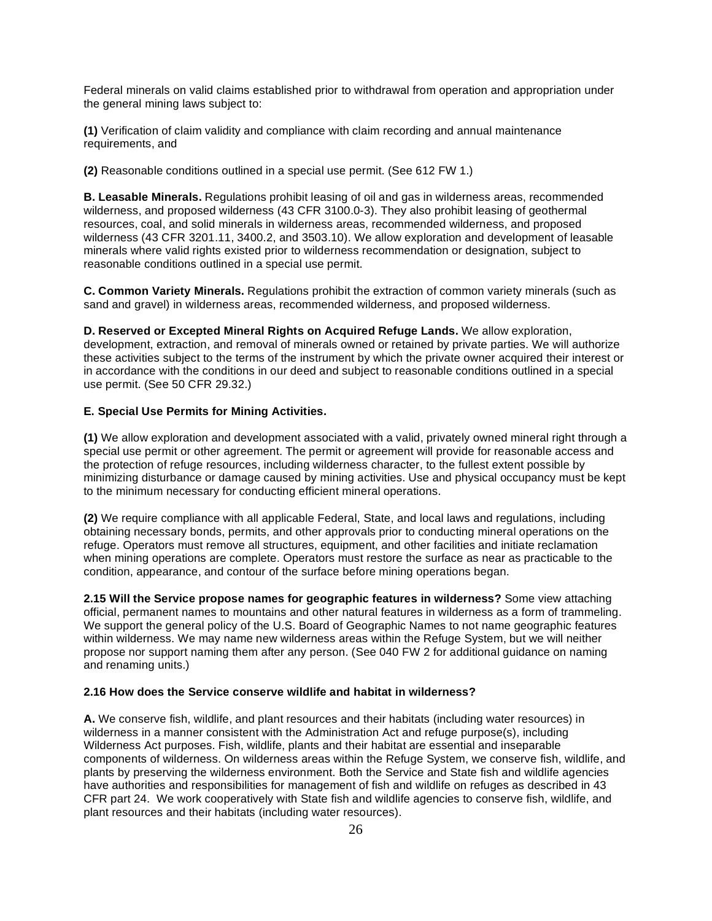Federal minerals on valid claims established prior to withdrawal from operation and appropriation under the general mining laws subject to:

**(1)** Verification of claim validity and compliance with claim recording and annual maintenance requirements, and

**(2)** Reasonable conditions outlined in a special use permit. (See 612 FW 1.)

**B. Leasable Minerals.** Regulations prohibit leasing of oil and gas in wilderness areas, recommended wilderness, and proposed wilderness (43 CFR 3100.0-3). They also prohibit leasing of geothermal resources, coal, and solid minerals in wilderness areas, recommended wilderness, and proposed wilderness (43 CFR 3201.11, 3400.2, and 3503.10). We allow exploration and development of leasable minerals where valid rights existed prior to wilderness recommendation or designation, subject to reasonable conditions outlined in a special use permit.

**C. Common Variety Minerals.** Regulations prohibit the extraction of common variety minerals (such as sand and gravel) in wilderness areas, recommended wilderness, and proposed wilderness.

**D. Reserved or Excepted Mineral Rights on Acquired Refuge Lands.** We allow exploration, development, extraction, and removal of minerals owned or retained by private parties. We will authorize these activities subject to the terms of the instrument by which the private owner acquired their interest or in accordance with the conditions in our deed and subject to reasonable conditions outlined in a special use permit. (See 50 CFR 29.32.)

**E. Special Use Permits for Mining Activities.**

**(1)** We allow exploration and development associated with a valid, privately owned mineral right through a special use permit or other agreement. The permit or agreement will provide for reasonable access and the protection of refuge resources, including wilderness character, to the fullest extent possible by minimizing disturbance or damage caused by mining activities. Use and physical occupancy must be kept to the minimum necessary for conducting efficient mineral operations.

**(2)** We require compliance with all applicable Federal, State, and local laws and regulations, including obtaining necessary bonds, permits, and other approvals prior to conducting mineral operations on the refuge. Operators must remove all structures, equipment, and other facilities and initiate reclamation when mining operations are complete. Operators must restore the surface as near as practicable to the condition, appearance, and contour of the surface before mining operations began.

**2.15 Will the Service propose names for geographic features in wilderness?** Some view attaching official, permanent names to mountains and other natural features in wilderness as a form of trammeling. We support the general policy of the U.S. Board of Geographic Names to not name geographic features within wilderness. We may name new wilderness areas within the Refuge System, but we will neither propose nor support naming them after any person. (See 040 FW 2 for additional guidance on naming and renaming units.)

**2.16 How does the Service conserve wildlife and habitat in wilderness?**

**A.** We conserve fish, wildlife, and plant resources and their habitats (including water resources) in wilderness in a manner consistent with the Administration Act and refuge purpose(s), including Wilderness Act purposes. Fish, wildlife, plants and their habitat are essential and inseparable components of wilderness. On wilderness areas within the Refuge System, we conserve fish, wildlife, and plants by preserving the wilderness environment. Both the Service and State fish and wildlife agencies have authorities and responsibilities for management of fish and wildlife on refuges as described in 43 CFR part 24. We work cooperatively with State fish and wildlife agencies to conserve fish, wildlife, and plant resources and their habitats (including water resources).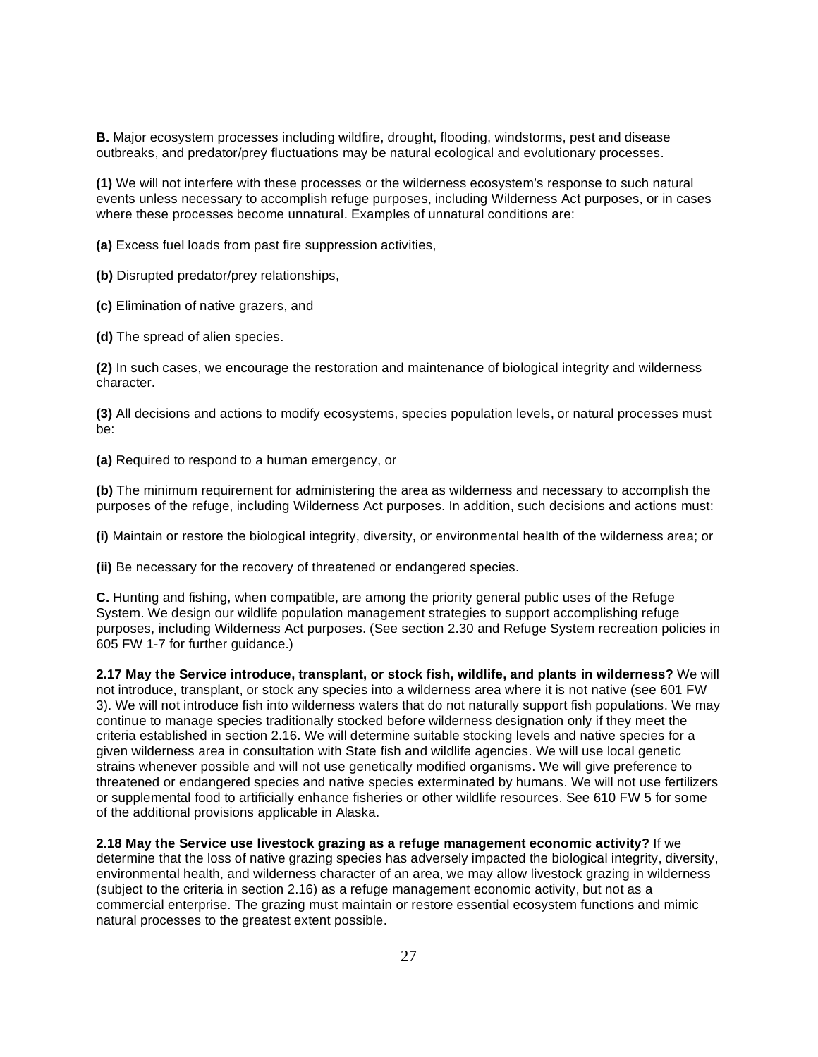**B.** Major ecosystem processes including wildfire, drought, flooding, windstorms, pest and disease outbreaks, and predator/prey fluctuations may be natural ecological and evolutionary processes.

**(1)** We will not interfere with these processes or the wilderness ecosystem's response to such natural events unless necessary to accomplish refuge purposes, including Wilderness Act purposes, or in cases where these processes become unnatural. Examples of unnatural conditions are:

**(a)** Excess fuel loads from past fire suppression activities,

**(b)** Disrupted predator/prey relationships,

**(c)** Elimination of native grazers, and

**(d)** The spread of alien species.

**(2)** In such cases, we encourage the restoration and maintenance of biological integrity and wilderness character.

**(3)** All decisions and actions to modify ecosystems, species population levels, or natural processes must be:

**(a)** Required to respond to a human emergency, or

**(b)** The minimum requirement for administering the area as wilderness and necessary to accomplish the purposes of the refuge, including Wilderness Act purposes. In addition, such decisions and actions must:

**(i)** Maintain or restore the biological integrity, diversity, or environmental health of the wilderness area; or

**(ii)** Be necessary for the recovery of threatened or endangered species.

**C.** Hunting and fishing, when compatible, are among the priority general public uses of the Refuge System. We design our wildlife population management strategies to support accomplishing refuge purposes, including Wilderness Act purposes. (See section 2.30 and Refuge System recreation policies in 605 FW 1-7 for further guidance.)

**2.17 May the Service introduce, transplant, or stock fish, wildlife, and plants in wilderness?** We will not introduce, transplant, or stock any species into a wilderness area where it is not native (see 601 FW 3). We will not introduce fish into wilderness waters that do not naturally support fish populations. We may continue to manage species traditionally stocked before wilderness designation only if they meet the criteria established in section 2.16. We will determine suitable stocking levels and native species for a given wilderness area in consultation with State fish and wildlife agencies. We will use local genetic strains whenever possible and will not use genetically modified organisms. We will give preference to threatened or endangered species and native species exterminated by humans. We will not use fertilizers or supplemental food to artificially enhance fisheries or other wildlife resources. See 610 FW 5 for some of the additional provisions applicable in Alaska.

**2.18 May the Service use livestock grazing as a refuge management economic activity?** If we determine that the loss of native grazing species has adversely impacted the biological integrity, diversity, environmental health, and wilderness character of an area, we may allow livestock grazing in wilderness (subject to the criteria in section 2.16) as a refuge management economic activity, but not as a commercial enterprise. The grazing must maintain or restore essential ecosystem functions and mimic natural processes to the greatest extent possible.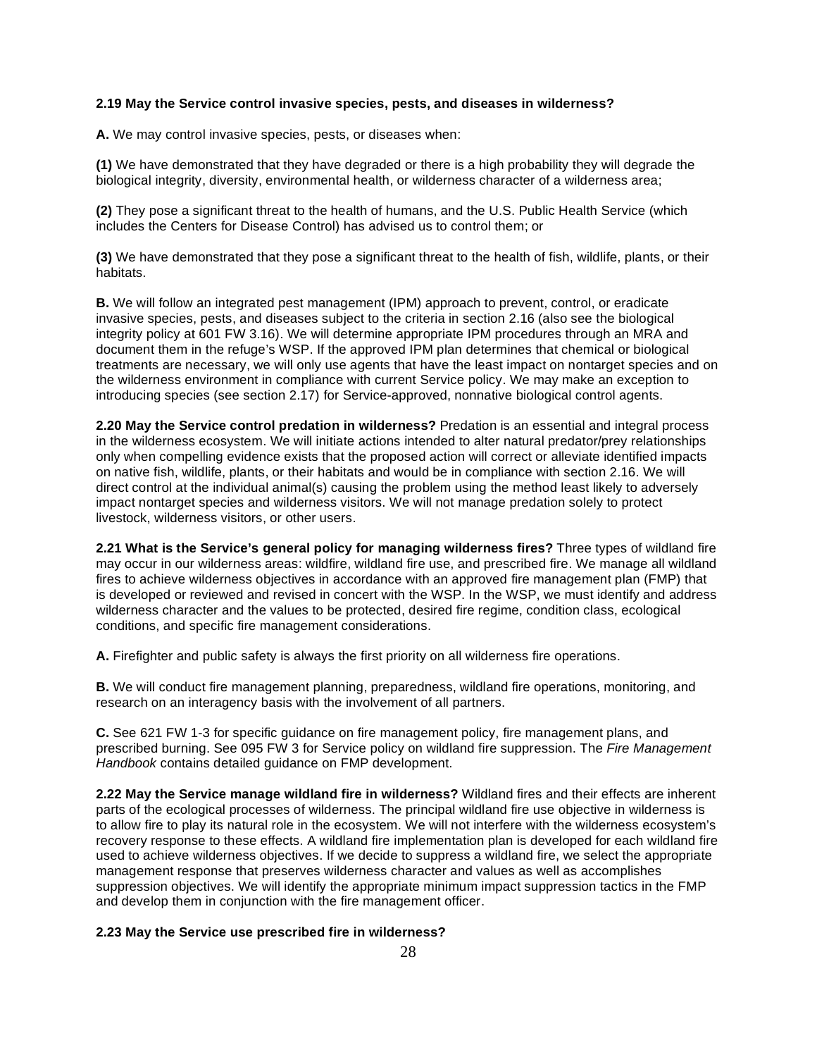**2.19 May the Service control invasive species, pests, and diseases in wilderness?**

**A.** We may control invasive species, pests, or diseases when:

**(1)** We have demonstrated that they have degraded or there is a high probability they will degrade the biological integrity, diversity, environmental health, or wilderness character of a wilderness area;

**(2)** They pose a significant threat to the health of humans, and the U.S. Public Health Service (which includes the Centers for Disease Control) has advised us to control them; or

**(3)** We have demonstrated that they pose a significant threat to the health of fish, wildlife, plants, or their habitats.

**B.** We will follow an integrated pest management (IPM) approach to prevent, control, or eradicate invasive species, pests, and diseases subject to the criteria in section 2.16 (also see the biological integrity policy at 601 FW 3.16). We will determine appropriate IPM procedures through an MRA and document them in the refuge's WSP. If the approved IPM plan determines that chemical or biological treatments are necessary, we will only use agents that have the least impact on nontarget species and on the wilderness environment in compliance with current Service policy. We may make an exception to introducing species (see section 2.17) for Service-approved, nonnative biological control agents.

**2.20 May the Service control predation in wilderness?** Predation is an essential and integral process in the wilderness ecosystem. We will initiate actions intended to alter natural predator/prey relationships only when compelling evidence exists that the proposed action will correct or alleviate identified impacts on native fish, wildlife, plants, or their habitats and would be in compliance with section 2.16. We will direct control at the individual animal(s) causing the problem using the method least likely to adversely impact nontarget species and wilderness visitors. We will not manage predation solely to protect livestock, wilderness visitors, or other users.

**2.21 What is the Service's general policy for managing wilderness fires?** Three types of wildland fire may occur in our wilderness areas: wildfire, wildland fire use, and prescribed fire. We manage all wildland fires to achieve wilderness objectives in accordance with an approved fire management plan (FMP) that is developed or reviewed and revised in concert with the WSP. In the WSP, we must identify and address wilderness character and the values to be protected, desired fire regime, condition class, ecological conditions, and specific fire management considerations.

**A.** Firefighter and public safety is always the first priority on all wilderness fire operations.

**B.** We will conduct fire management planning, preparedness, wildland fire operations, monitoring, and research on an interagency basis with the involvement of all partners.

**C.** See 621 FW 1-3 for specific guidance on fire management policy, fire management plans, and prescribed burning. See 095 FW 3 for Service policy on wildland fire suppression. The *Fire Management Handbook* contains detailed guidance on FMP development.

**2.22 May the Service manage wildland fire in wilderness?** Wildland fires and their effects are inherent parts of the ecological processes of wilderness. The principal wildland fire use objective in wilderness is to allow fire to play its natural role in the ecosystem. We will not interfere with the wilderness ecosystem's recovery response to these effects. A wildland fire implementation plan is developed for each wildland fire used to achieve wilderness objectives. If we decide to suppress a wildland fire, we select the appropriate management response that preserves wilderness character and values as well as accomplishes suppression objectives. We will identify the appropriate minimum impact suppression tactics in the FMP and develop them in conjunction with the fire management officer.

**2.23 May the Service use prescribed fire in wilderness?**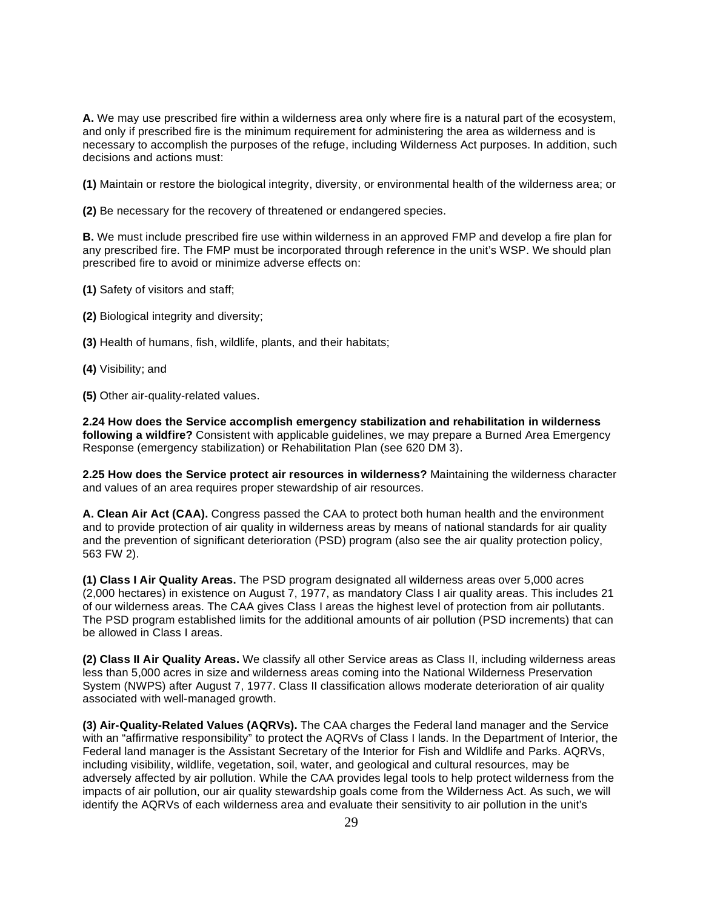**A.** We may use prescribed fire within a wilderness area only where fire is a natural part of the ecosystem, and only if prescribed fire is the minimum requirement for administering the area as wilderness and is necessary to accomplish the purposes of the refuge, including Wilderness Act purposes. In addition, such decisions and actions must:

**(1)** Maintain or restore the biological integrity, diversity, or environmental health of the wilderness area; or

**(2)** Be necessary for the recovery of threatened or endangered species.

**B.** We must include prescribed fire use within wilderness in an approved FMP and develop a fire plan for any prescribed fire. The FMP must be incorporated through reference in the unit's WSP. We should plan prescribed fire to avoid or minimize adverse effects on:

**(1)** Safety of visitors and staff;

**(2)** Biological integrity and diversity;

**(3)** Health of humans, fish, wildlife, plants, and their habitats;

**(4)** Visibility; and

**(5)** Other air-quality-related values.

**2.24 How does the Service accomplish emergency stabilization and rehabilitation in wilderness following a wildfire?** Consistent with applicable guidelines, we may prepare a Burned Area Emergency Response (emergency stabilization) or Rehabilitation Plan (see 620 DM 3).

**2.25 How does the Service protect air resources in wilderness?** Maintaining the wilderness character and values of an area requires proper stewardship of air resources.

**A. Clean Air Act (CAA).** Congress passed the CAA to protect both human health and the environment and to provide protection of air quality in wilderness areas by means of national standards for air quality and the prevention of significant deterioration (PSD) program (also see the air quality protection policy, 563 FW 2).

**(1) Class I Air Quality Areas.** The PSD program designated all wilderness areas over 5,000 acres (2,000 hectares) in existence on August 7, 1977, as mandatory Class I air quality areas. This includes 21 of our wilderness areas. The CAA gives Class I areas the highest level of protection from air pollutants. The PSD program established limits for the additional amounts of air pollution (PSD increments) that can be allowed in Class I areas.

**(2) Class II Air Quality Areas.** We classify all other Service areas as Class II, including wilderness areas less than 5,000 acres in size and wilderness areas coming into the National Wilderness Preservation System (NWPS) after August 7, 1977. Class II classification allows moderate deterioration of air quality associated with well-managed growth.

**(3) Air-Quality-Related Values (AQRVs).** The CAA charges the Federal land manager and the Service with an "affirmative responsibility" to protect the AQRVs of Class I lands. In the Department of Interior, the Federal land manager is the Assistant Secretary of the Interior for Fish and Wildlife and Parks. AQRVs, including visibility, wildlife, vegetation, soil, water, and geological and cultural resources, may be adversely affected by air pollution. While the CAA provides legal tools to help protect wilderness from the impacts of air pollution, our air quality stewardship goals come from the Wilderness Act. As such, we will identify the AQRVs of each wilderness area and evaluate their sensitivity to air pollution in the unit's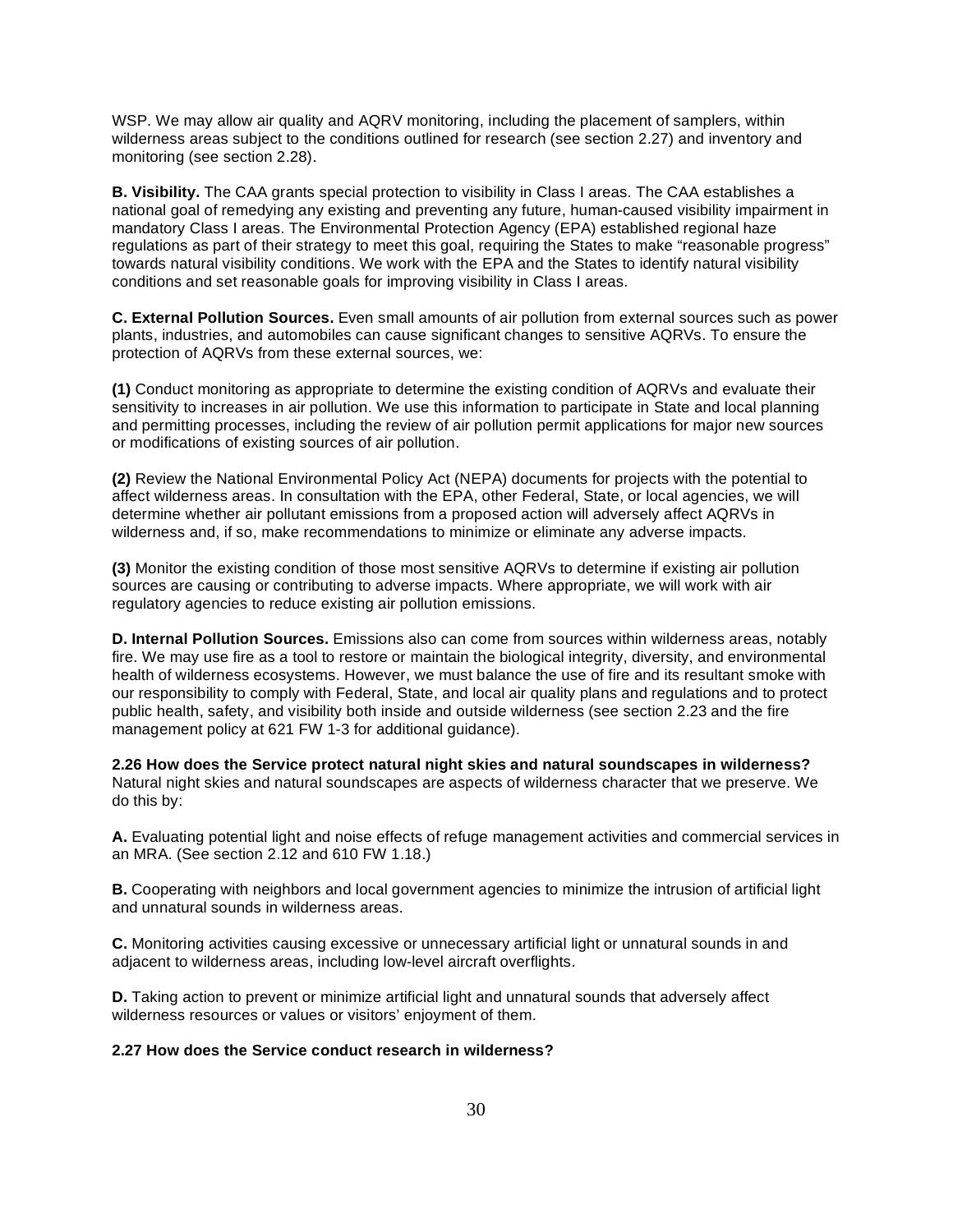WSP. We may allow air quality and AQRV monitoring, including the placement of samplers, within wilderness areas subject to the conditions outlined for research (see section 2.27) and inventory and monitoring (see section 2.28).

**B. Visibility.** The CAA grants special protection to visibility in Class I areas. The CAA establishes a national goal of remedying any existing and preventing any future, human-caused visibility impairment in mandatory Class I areas. The Environmental Protection Agency (EPA) established regional haze regulations as part of their strategy to meet this goal, requiring the States to make "reasonable progress" towards natural visibility conditions. We work with the EPA and the States to identify natural visibility conditions and set reasonable goals for improving visibility in Class I areas.

**C. External Pollution Sources.** Even small amounts of air pollution from external sources such as power plants, industries, and automobiles can cause significant changes to sensitive AQRVs. To ensure the protection of AQRVs from these external sources, we:

**(1)** Conduct monitoring as appropriate to determine the existing condition of AQRVs and evaluate their sensitivity to increases in air pollution. We use this information to participate in State and local planning and permitting processes, including the review of air pollution permit applications for major new sources or modifications of existing sources of air pollution.

**(2)** Review the National Environmental Policy Act (NEPA) documents for projects with the potential to affect wilderness areas. In consultation with the EPA, other Federal, State, or local agencies, we will determine whether air pollutant emissions from a proposed action will adversely affect AQRVs in wilderness and, if so, make recommendations to minimize or eliminate any adverse impacts.

**(3)** Monitor the existing condition of those most sensitive AQRVs to determine if existing air pollution sources are causing or contributing to adverse impacts. Where appropriate, we will work with air regulatory agencies to reduce existing air pollution emissions.

**D. Internal Pollution Sources.** Emissions also can come from sources within wilderness areas, notably fire. We may use fire as a tool to restore or maintain the biological integrity, diversity, and environmental health of wilderness ecosystems. However, we must balance the use of fire and its resultant smoke with our responsibility to comply with Federal, State, and local air quality plans and regulations and to protect public health, safety, and visibility both inside and outside wilderness (see section 2.23 and the fire management policy at 621 FW 1-3 for additional guidance).

**2.26 How does the Service protect natural night skies and natural soundscapes in wilderness?**
Natural night skies and natural soundscapes are aspects of wilderness character that we preserve. We do this by:

**A.** Evaluating potential light and noise effects of refuge management activities and commercial services in an MRA. (See section 2.12 and 610 FW 1.18.)

**B.** Cooperating with neighbors and local government agencies to minimize the intrusion of artificial light and unnatural sounds in wilderness areas.

**C.** Monitoring activities causing excessive or unnecessary artificial light or unnatural sounds in and adjacent to wilderness areas, including low-level aircraft overflights.

**D.** Taking action to prevent or minimize artificial light and unnatural sounds that adversely affect wilderness resources or values or visitors' enjoyment of them.

**2.27 How does the Service conduct research in wilderness?**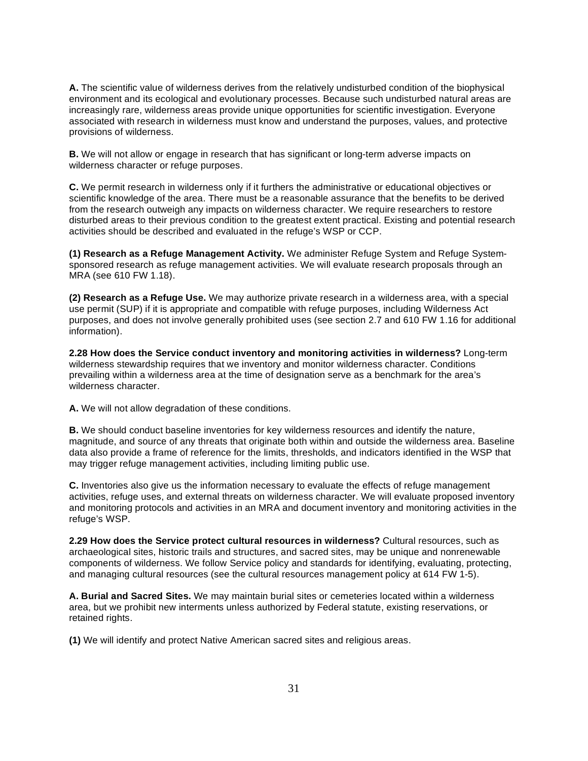**A.** The scientific value of wilderness derives from the relatively undisturbed condition of the biophysical environment and its ecological and evolutionary processes. Because such undisturbed natural areas are increasingly rare, wilderness areas provide unique opportunities for scientific investigation. Everyone associated with research in wilderness must know and understand the purposes, values, and protective provisions of wilderness.

**B.** We will not allow or engage in research that has significant or long-term adverse impacts on wilderness character or refuge purposes.

**C.** We permit research in wilderness only if it furthers the administrative or educational objectives or scientific knowledge of the area. There must be a reasonable assurance that the benefits to be derived from the research outweigh any impacts on wilderness character. We require researchers to restore disturbed areas to their previous condition to the greatest extent practical. Existing and potential research activities should be described and evaluated in the refuge's WSP or CCP.

**(1) Research as a Refuge Management Activity.** We administer Refuge System and Refuge System-sponsored research as refuge management activities. We will evaluate research proposals through an MRA (see 610 FW 1.18).

**(2) Research as a Refuge Use.** We may authorize private research in a wilderness area, with a special use permit (SUP) if it is appropriate and compatible with refuge purposes, including Wilderness Act purposes, and does not involve generally prohibited uses (see section 2.7 and 610 FW 1.16 for additional information).

**2.28 How does the Service conduct inventory and monitoring activities in wilderness?** Long-term wilderness stewardship requires that we inventory and monitor wilderness character. Conditions prevailing within a wilderness area at the time of designation serve as a benchmark for the area's wilderness character.

**A.** We will not allow degradation of these conditions.

**B.** We should conduct baseline inventories for key wilderness resources and identify the nature, magnitude, and source of any threats that originate both within and outside the wilderness area. Baseline data also provide a frame of reference for the limits, thresholds, and indicators identified in the WSP that may trigger refuge management activities, including limiting public use.

**C.** Inventories also give us the information necessary to evaluate the effects of refuge management activities, refuge uses, and external threats on wilderness character. We will evaluate proposed inventory and monitoring protocols and activities in an MRA and document inventory and monitoring activities in the refuge's WSP.

**2.29 How does the Service protect cultural resources in wilderness?** Cultural resources, such as archaeological sites, historic trails and structures, and sacred sites, may be unique and nonrenewable components of wilderness. We follow Service policy and standards for identifying, evaluating, protecting, and managing cultural resources (see the cultural resources management policy at 614 FW 1-5).

**A. Burial and Sacred Sites.** We may maintain burial sites or cemeteries located within a wilderness area, but we prohibit new interments unless authorized by Federal statute, existing reservations, or retained rights.

**(1)** We will identify and protect Native American sacred sites and religious areas.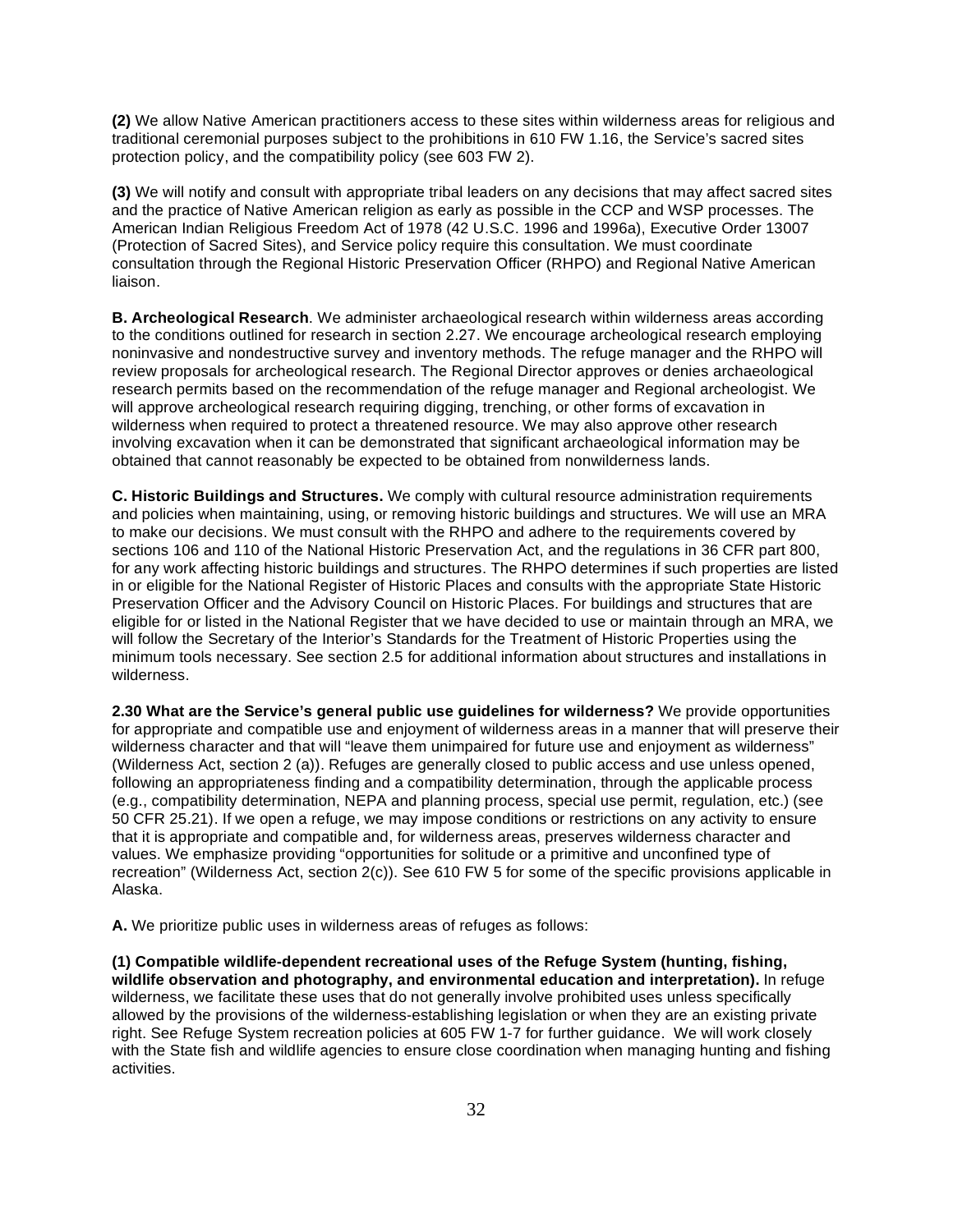**(2)** We allow Native American practitioners access to these sites within wilderness areas for religious and traditional ceremonial purposes subject to the prohibitions in 610 FW 1.16, the Service's sacred sites protection policy, and the compatibility policy (see 603 FW 2).

**(3)** We will notify and consult with appropriate tribal leaders on any decisions that may affect sacred sites and the practice of Native American religion as early as possible in the CCP and WSP processes. The American Indian Religious Freedom Act of 1978 (42 U.S.C. 1996 and 1996a), Executive Order 13007 (Protection of Sacred Sites), and Service policy require this consultation. We must coordinate consultation through the Regional Historic Preservation Officer (RHPO) and Regional Native American liaison.

**B. Archeological Research**. We administer archaeological research within wilderness areas according to the conditions outlined for research in section 2.27. We encourage archeological research employing noninvasive and nondestructive survey and inventory methods. The refuge manager and the RHPO will review proposals for archeological research. The Regional Director approves or denies archaeological research permits based on the recommendation of the refuge manager and Regional archeologist. We will approve archeological research requiring digging, trenching, or other forms of excavation in wilderness when required to protect a threatened resource. We may also approve other research involving excavation when it can be demonstrated that significant archaeological information may be obtained that cannot reasonably be expected to be obtained from nonwilderness lands.

**C. Historic Buildings and Structures.** We comply with cultural resource administration requirements and policies when maintaining, using, or removing historic buildings and structures. We will use an MRA to make our decisions. We must consult with the RHPO and adhere to the requirements covered by sections 106 and 110 of the National Historic Preservation Act, and the regulations in 36 CFR part 800, for any work affecting historic buildings and structures. The RHPO determines if such properties are listed in or eligible for the National Register of Historic Places and consults with the appropriate State Historic Preservation Officer and the Advisory Council on Historic Places. For buildings and structures that are eligible for or listed in the National Register that we have decided to use or maintain through an MRA, we will follow the Secretary of the Interior's Standards for the Treatment of Historic Properties using the minimum tools necessary. See section 2.5 for additional information about structures and installations in wilderness.

**2.30 What are the Service's general public use guidelines for wilderness?** We provide opportunities for appropriate and compatible use and enjoyment of wilderness areas in a manner that will preserve their wilderness character and that will "leave them unimpaired for future use and enjoyment as wilderness" (Wilderness Act, section 2 (a)). Refuges are generally closed to public access and use unless opened, following an appropriateness finding and a compatibility determination, through the applicable process (e.g., compatibility determination, NEPA and planning process, special use permit, regulation, etc.) (see 50 CFR 25.21). If we open a refuge, we may impose conditions or restrictions on any activity to ensure that it is appropriate and compatible and, for wilderness areas, preserves wilderness character and values. We emphasize providing "opportunities for solitude or a primitive and unconfined type of recreation" (Wilderness Act, section 2(c)). See 610 FW 5 for some of the specific provisions applicable in Alaska.

**A.** We prioritize public uses in wilderness areas of refuges as follows:

**(1) Compatible wildlife-dependent recreational uses of the Refuge System (hunting, fishing, wildlife observation and photography, and environmental education and interpretation).** In refuge wilderness, we facilitate these uses that do not generally involve prohibited uses unless specifically allowed by the provisions of the wilderness-establishing legislation or when they are an existing private right. See Refuge System recreation policies at 605 FW 1-7 for further guidance. We will work closely with the State fish and wildlife agencies to ensure close coordination when managing hunting and fishing activities.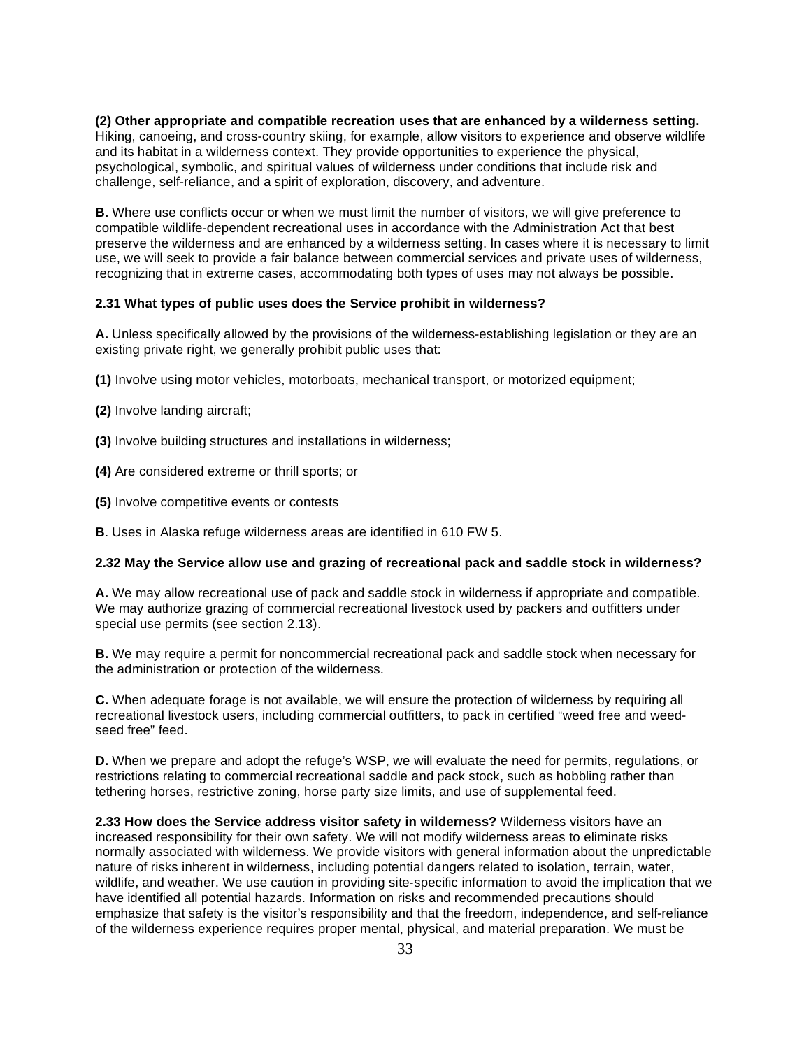**(2) Other appropriate and compatible recreation uses that are enhanced by a wilderness setting.** Hiking, canoeing, and cross-country skiing, for example, allow visitors to experience and observe wildlife and its habitat in a wilderness context. They provide opportunities to experience the physical, psychological, symbolic, and spiritual values of wilderness under conditions that include risk and challenge, self-reliance, and a spirit of exploration, discovery, and adventure.

**B.** Where use conflicts occur or when we must limit the number of visitors, we will give preference to compatible wildlife-dependent recreational uses in accordance with the Administration Act that best preserve the wilderness and are enhanced by a wilderness setting. In cases where it is necessary to limit use, we will seek to provide a fair balance between commercial services and private uses of wilderness, recognizing that in extreme cases, accommodating both types of uses may not always be possible.

**2.31 What types of public uses does the Service prohibit in wilderness?**

**A.** Unless specifically allowed by the provisions of the wilderness-establishing legislation or they are an existing private right, we generally prohibit public uses that:

**(1)** Involve using motor vehicles, motorboats, mechanical transport, or motorized equipment;

**(2)** Involve landing aircraft;

**(3)** Involve building structures and installations in wilderness;

**(4)** Are considered extreme or thrill sports; or

**(5)** Involve competitive events or contests

**B**. Uses in Alaska refuge wilderness areas are identified in 610 FW 5.

**2.32 May the Service allow use and grazing of recreational pack and saddle stock in wilderness?**

**A.** We may allow recreational use of pack and saddle stock in wilderness if appropriate and compatible. We may authorize grazing of commercial recreational livestock used by packers and outfitters under special use permits (see section 2.13).

**B.** We may require a permit for noncommercial recreational pack and saddle stock when necessary for the administration or protection of the wilderness.

**C.** When adequate forage is not available, we will ensure the protection of wilderness by requiring all recreational livestock users, including commercial outfitters, to pack in certified "weed free and weed-seed free" feed.

**D.** When we prepare and adopt the refuge's WSP, we will evaluate the need for permits, regulations, or restrictions relating to commercial recreational saddle and pack stock, such as hobbling rather than tethering horses, restrictive zoning, horse party size limits, and use of supplemental feed.

**2.33 How does the Service address visitor safety in wilderness?** Wilderness visitors have an increased responsibility for their own safety. We will not modify wilderness areas to eliminate risks normally associated with wilderness. We provide visitors with general information about the unpredictable nature of risks inherent in wilderness, including potential dangers related to isolation, terrain, water, wildlife, and weather. We use caution in providing site-specific information to avoid the implication that we have identified all potential hazards. Information on risks and recommended precautions should emphasize that safety is the visitor's responsibility and that the freedom, independence, and self-reliance of the wilderness experience requires proper mental, physical, and material preparation. We must be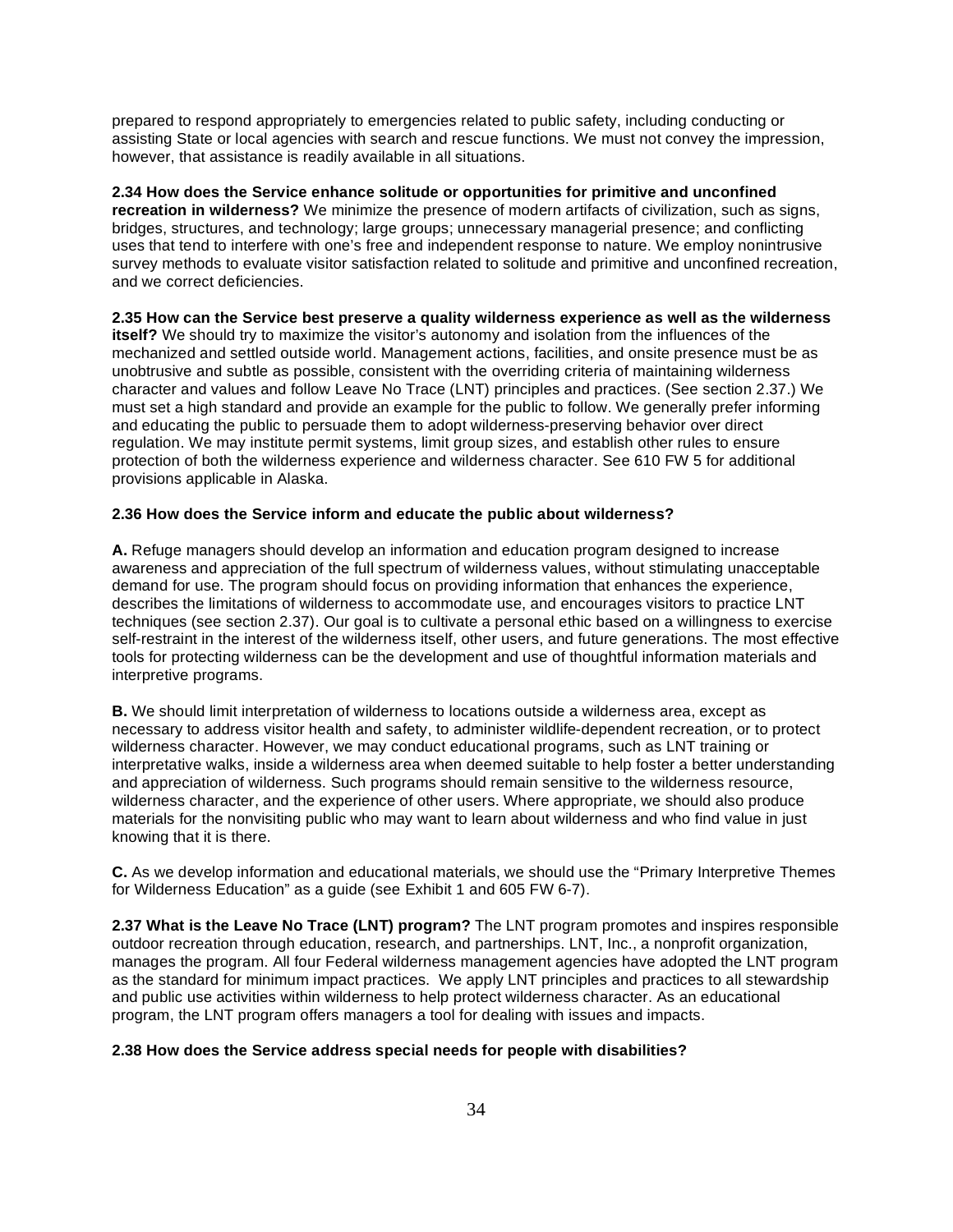prepared to respond appropriately to emergencies related to public safety, including conducting or assisting State or local agencies with search and rescue functions. We must not convey the impression, however, that assistance is readily available in all situations.

**2.34 How does the Service enhance solitude or opportunities for primitive and unconfined recreation in wilderness?** We minimize the presence of modern artifacts of civilization, such as signs, bridges, structures, and technology; large groups; unnecessary managerial presence; and conflicting uses that tend to interfere with one's free and independent response to nature. We employ nonintrusive survey methods to evaluate visitor satisfaction related to solitude and primitive and unconfined recreation, and we correct deficiencies.

**2.35 How can the Service best preserve a quality wilderness experience as well as the wilderness itself?** We should try to maximize the visitor's autonomy and isolation from the influences of the mechanized and settled outside world. Management actions, facilities, and onsite presence must be as unobtrusive and subtle as possible, consistent with the overriding criteria of maintaining wilderness character and values and follow Leave No Trace (LNT) principles and practices. (See section 2.37.) We must set a high standard and provide an example for the public to follow. We generally prefer informing and educating the public to persuade them to adopt wilderness-preserving behavior over direct regulation. We may institute permit systems, limit group sizes, and establish other rules to ensure protection of both the wilderness experience and wilderness character. See 610 FW 5 for additional provisions applicable in Alaska.

**2.36 How does the Service inform and educate the public about wilderness?**

**A.** Refuge managers should develop an information and education program designed to increase awareness and appreciation of the full spectrum of wilderness values, without stimulating unacceptable demand for use. The program should focus on providing information that enhances the experience, describes the limitations of wilderness to accommodate use, and encourages visitors to practice LNT techniques (see section 2.37). Our goal is to cultivate a personal ethic based on a willingness to exercise self-restraint in the interest of the wilderness itself, other users, and future generations. The most effective tools for protecting wilderness can be the development and use of thoughtful information materials and interpretive programs.

**B.** We should limit interpretation of wilderness to locations outside a wilderness area, except as necessary to address visitor health and safety, to administer wildlife-dependent recreation, or to protect wilderness character. However, we may conduct educational programs, such as LNT training or interpretative walks, inside a wilderness area when deemed suitable to help foster a better understanding and appreciation of wilderness. Such programs should remain sensitive to the wilderness resource, wilderness character, and the experience of other users. Where appropriate, we should also produce materials for the nonvisiting public who may want to learn about wilderness and who find value in just knowing that it is there.

**C.** As we develop information and educational materials, we should use the "Primary Interpretive Themes for Wilderness Education" as a guide (see Exhibit 1 and 605 FW 6-7).

**2.37 What is the Leave No Trace (LNT) program?** The LNT program promotes and inspires responsible outdoor recreation through education, research, and partnerships. LNT, Inc., a nonprofit organization, manages the program. All four Federal wilderness management agencies have adopted the LNT program as the standard for minimum impact practices. We apply LNT principles and practices to all stewardship and public use activities within wilderness to help protect wilderness character. As an educational program, the LNT program offers managers a tool for dealing with issues and impacts.

**2.38 How does the Service address special needs for people with disabilities?**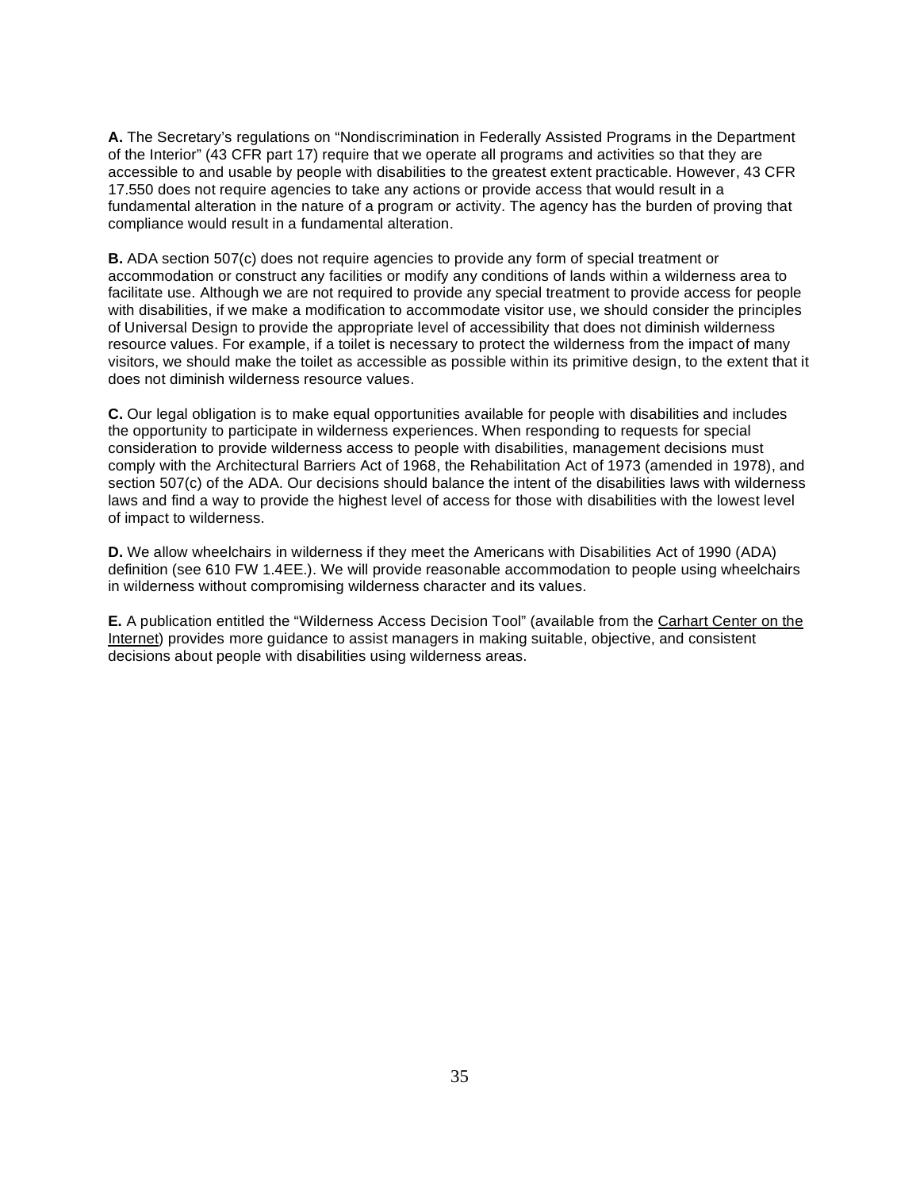**A.** The Secretary's regulations on "Nondiscrimination in Federally Assisted Programs in the Department of the Interior" (43 CFR part 17) require that we operate all programs and activities so that they are accessible to and usable by people with disabilities to the greatest extent practicable. However, 43 CFR 17.550 does not require agencies to take any actions or provide access that would result in a fundamental alteration in the nature of a program or activity. The agency has the burden of proving that compliance would result in a fundamental alteration.

**B.** ADA section 507(c) does not require agencies to provide any form of special treatment or accommodation or construct any facilities or modify any conditions of lands within a wilderness area to facilitate use. Although we are not required to provide any special treatment to provide access for people with disabilities, if we make a modification to accommodate visitor use, we should consider the principles of Universal Design to provide the appropriate level of accessibility that does not diminish wilderness resource values. For example, if a toilet is necessary to protect the wilderness from the impact of many visitors, we should make the toilet as accessible as possible within its primitive design, to the extent that it does not diminish wilderness resource values.

**C.** Our legal obligation is to make equal opportunities available for people with disabilities and includes the opportunity to participate in wilderness experiences. When responding to requests for special consideration to provide wilderness access to people with disabilities, management decisions must comply with the Architectural Barriers Act of 1968, the Rehabilitation Act of 1973 (amended in 1978), and section 507(c) of the ADA. Our decisions should balance the intent of the disabilities laws with wilderness laws and find a way to provide the highest level of access for those with disabilities with the lowest level of impact to wilderness.

**D.** We allow wheelchairs in wilderness if they meet the Americans with Disabilities Act of 1990 (ADA) definition (see 610 FW 1.4EE.). We will provide reasonable accommodation to people using wheelchairs in wilderness without compromising wilderness character and its values.

**E.** A publication entitled the "Wilderness Access Decision Tool" (available from the Carhart Center on the Internet) provides more guidance to assist managers in making suitable, objective, and consistent decisions about people with disabilities using wilderness areas.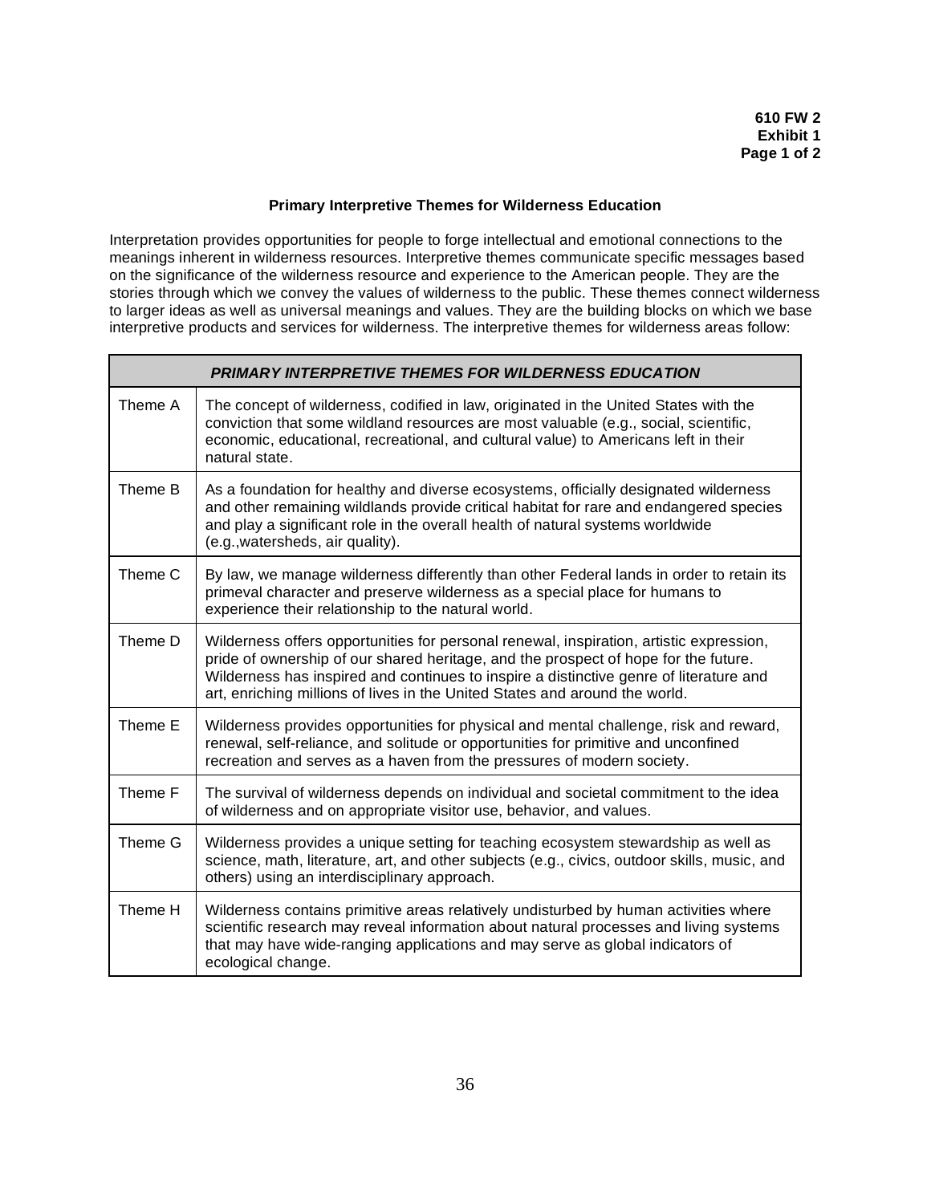**610 FW 2**
**Exhibit 1**

## Primary Interpretive Themes for Wilderness Education

Interpretation provides opportunities for people to forge intellectual and emotional connections to the meanings inherent in wilderness resources. Interpretive themes communicate specific messages based on the significance of the wilderness resource and experience to the American people. They are the stories through which we convey the values of wilderness to the public. These themes connect wilderness to larger ideas as well as universal meanings and values. They are the building blocks on which we base interpretive products and services for wilderness. The interpretive themes for wilderness areas follow:

| ***PRIMARY INTERPRETIVE THEMES FOR WILDERNESS EDUCATION*** | |
|---|---|
| Theme A | The concept of wilderness, codified in law, originated in the United States with the conviction that some wildland resources are most valuable (e.g., social, scientific, economic, educational, recreational, and cultural value) to Americans left in their natural state. |
| Theme B | As a foundation for healthy and diverse ecosystems, officially designated wilderness and other remaining wildlands provide critical habitat for rare and endangered species and play a significant role in the overall health of natural systems worldwide (e.g.,watersheds, air quality). |
| Theme C | By law, we manage wilderness differently than other Federal lands in order to retain its primeval character and preserve wilderness as a special place for humans to experience their relationship to the natural world. |
| Theme D | Wilderness offers opportunities for personal renewal, inspiration, artistic expression, pride of ownership of our shared heritage, and the prospect of hope for the future. Wilderness has inspired and continues to inspire a distinctive genre of literature and art, enriching millions of lives in the United States and around the world. |
| Theme E | Wilderness provides opportunities for physical and mental challenge, risk and reward, renewal, self-reliance, and solitude or opportunities for primitive and unconfined recreation and serves as a haven from the pressures of modern society. |
| Theme F | The survival of wilderness depends on individual and societal commitment to the idea of wilderness and on appropriate visitor use, behavior, and values. |
| Theme G | Wilderness provides a unique setting for teaching ecosystem stewardship as well as science, math, literature, art, and other subjects (e.g., civics, outdoor skills, music, and others) using an interdisciplinary approach. |
| Theme H | Wilderness contains primitive areas relatively undisturbed by human activities where scientific research may reveal information about natural processes and living systems that may have wide-ranging applications and may serve as global indicators of ecological change. |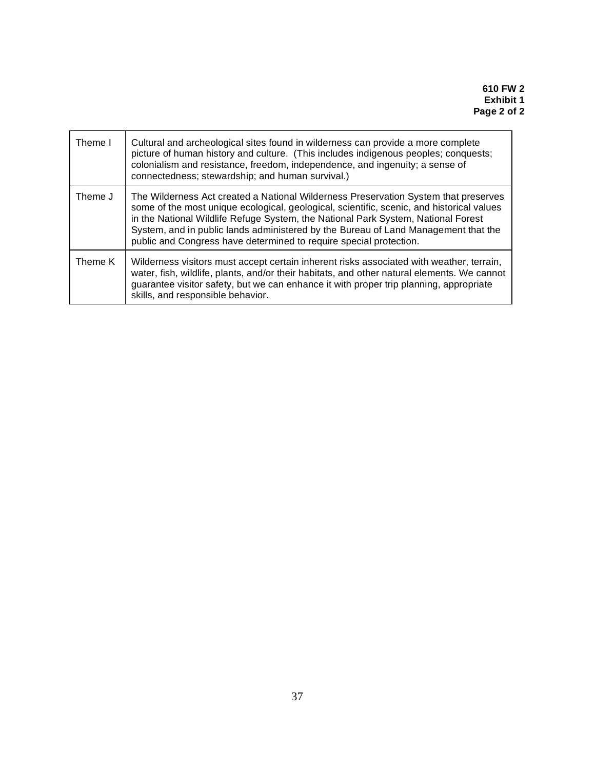| | |
|---|---|
| Theme I | Cultural and archeological sites found in wilderness can provide a more complete picture of human history and culture. (This includes indigenous peoples; conquests; colonialism and resistance, freedom, independence, and ingenuity; a sense of connectedness; stewardship; and human survival.) |
| Theme J | The Wilderness Act created a National Wilderness Preservation System that preserves some of the most unique ecological, geological, scientific, scenic, and historical values in the National Wildlife Refuge System, the National Park System, National Forest System, and in public lands administered by the Bureau of Land Management that the public and Congress have determined to require special protection. |
| Theme K | Wilderness visitors must accept certain inherent risks associated with weather, terrain, water, fish, wildlife, plants, and/or their habitats, and other natural elements. We cannot guarantee visitor safety, but we can enhance it with proper trip planning, appropriate skills, and responsible behavior. |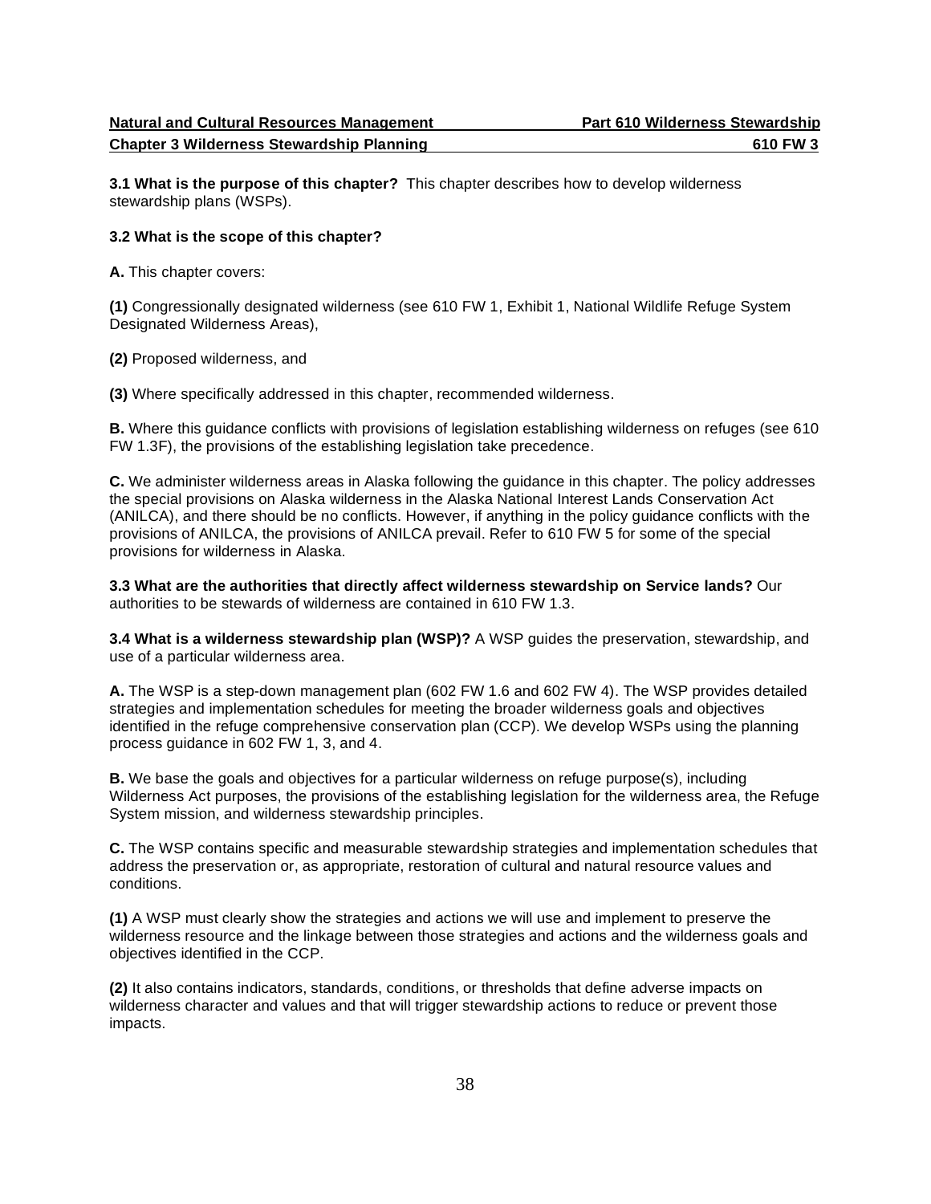**3.1 What is the purpose of this chapter?** This chapter describes how to develop wilderness stewardship plans (WSPs).

**3.2 What is the scope of this chapter?**

**A.** This chapter covers:

**(1)** Congressionally designated wilderness (see 610 FW 1, Exhibit 1, National Wildlife Refuge System Designated Wilderness Areas),

**(2)** Proposed wilderness, and

**(3)** Where specifically addressed in this chapter, recommended wilderness.

**B.** Where this guidance conflicts with provisions of legislation establishing wilderness on refuges (see 610 FW 1.3F), the provisions of the establishing legislation take precedence.

**C.** We administer wilderness areas in Alaska following the guidance in this chapter. The policy addresses the special provisions on Alaska wilderness in the Alaska National Interest Lands Conservation Act (ANILCA), and there should be no conflicts. However, if anything in the policy guidance conflicts with the provisions of ANILCA, the provisions of ANILCA prevail. Refer to 610 FW 5 for some of the special provisions for wilderness in Alaska.

**3.3 What are the authorities that directly affect wilderness stewardship on Service lands?** Our authorities to be stewards of wilderness are contained in 610 FW 1.3.

**3.4 What is a wilderness stewardship plan (WSP)?** A WSP guides the preservation, stewardship, and use of a particular wilderness area.

**A.** The WSP is a step-down management plan (602 FW 1.6 and 602 FW 4). The WSP provides detailed strategies and implementation schedules for meeting the broader wilderness goals and objectives identified in the refuge comprehensive conservation plan (CCP). We develop WSPs using the planning process guidance in 602 FW 1, 3, and 4.

**B.** We base the goals and objectives for a particular wilderness on refuge purpose(s), including Wilderness Act purposes, the provisions of the establishing legislation for the wilderness area, the Refuge System mission, and wilderness stewardship principles.

**C.** The WSP contains specific and measurable stewardship strategies and implementation schedules that address the preservation or, as appropriate, restoration of cultural and natural resource values and conditions.

**(1)** A WSP must clearly show the strategies and actions we will use and implement to preserve the wilderness resource and the linkage between those strategies and actions and the wilderness goals and objectives identified in the CCP.

**(2)** It also contains indicators, standards, conditions, or thresholds that define adverse impacts on wilderness character and values and that will trigger stewardship actions to reduce or prevent those impacts.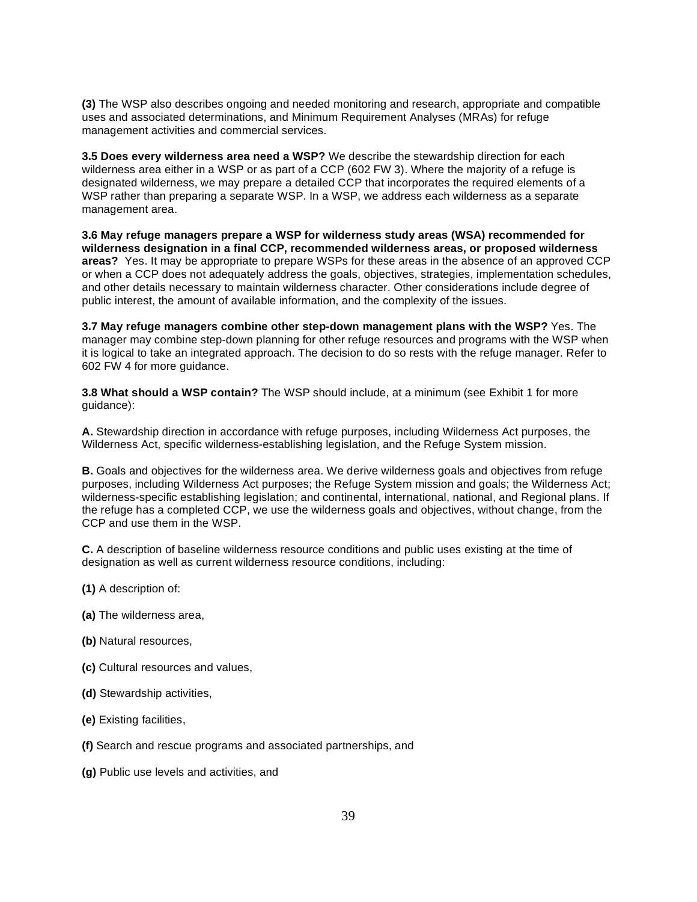**(3)** The WSP also describes ongoing and needed monitoring and research, appropriate and compatible uses and associated determinations, and Minimum Requirement Analyses (MRAs) for refuge management activities and commercial services.

**3.5 Does every wilderness area need a WSP?** We describe the stewardship direction for each wilderness area either in a WSP or as part of a CCP (602 FW 3). Where the majority of a refuge is designated wilderness, we may prepare a detailed CCP that incorporates the required elements of a WSP rather than preparing a separate WSP. In a WSP, we address each wilderness as a separate management area.

**3.6 May refuge managers prepare a WSP for wilderness study areas (WSA) recommended for wilderness designation in a final CCP, recommended wilderness areas, or proposed wilderness areas?** Yes. It may be appropriate to prepare WSPs for these areas in the absence of an approved CCP or when a CCP does not adequately address the goals, objectives, strategies, implementation schedules, and other details necessary to maintain wilderness character. Other considerations include degree of public interest, the amount of available information, and the complexity of the issues.

**3.7 May refuge managers combine other step-down management plans with the WSP?** Yes. The manager may combine step-down planning for other refuge resources and programs with the WSP when it is logical to take an integrated approach. The decision to do so rests with the refuge manager. Refer to 602 FW 4 for more guidance.

**3.8 What should a WSP contain?** The WSP should include, at a minimum (see Exhibit 1 for more guidance):

**A.** Stewardship direction in accordance with refuge purposes, including Wilderness Act purposes, the Wilderness Act, specific wilderness-establishing legislation, and the Refuge System mission.

**B.** Goals and objectives for the wilderness area. We derive wilderness goals and objectives from refuge purposes, including Wilderness Act purposes; the Refuge System mission and goals; the Wilderness Act; wilderness-specific establishing legislation; and continental, international, national, and Regional plans. If the refuge has a completed CCP, we use the wilderness goals and objectives, without change, from the CCP and use them in the WSP.

**C.** A description of baseline wilderness resource conditions and public uses existing at the time of designation as well as current wilderness resource conditions, including:

**(1)** A description of:

**(a)** The wilderness area,

**(b)** Natural resources,

**(c)** Cultural resources and values,

**(d)** Stewardship activities,

**(e)** Existing facilities,

**(f)** Search and rescue programs and associated partnerships, and

**(g)** Public use levels and activities, and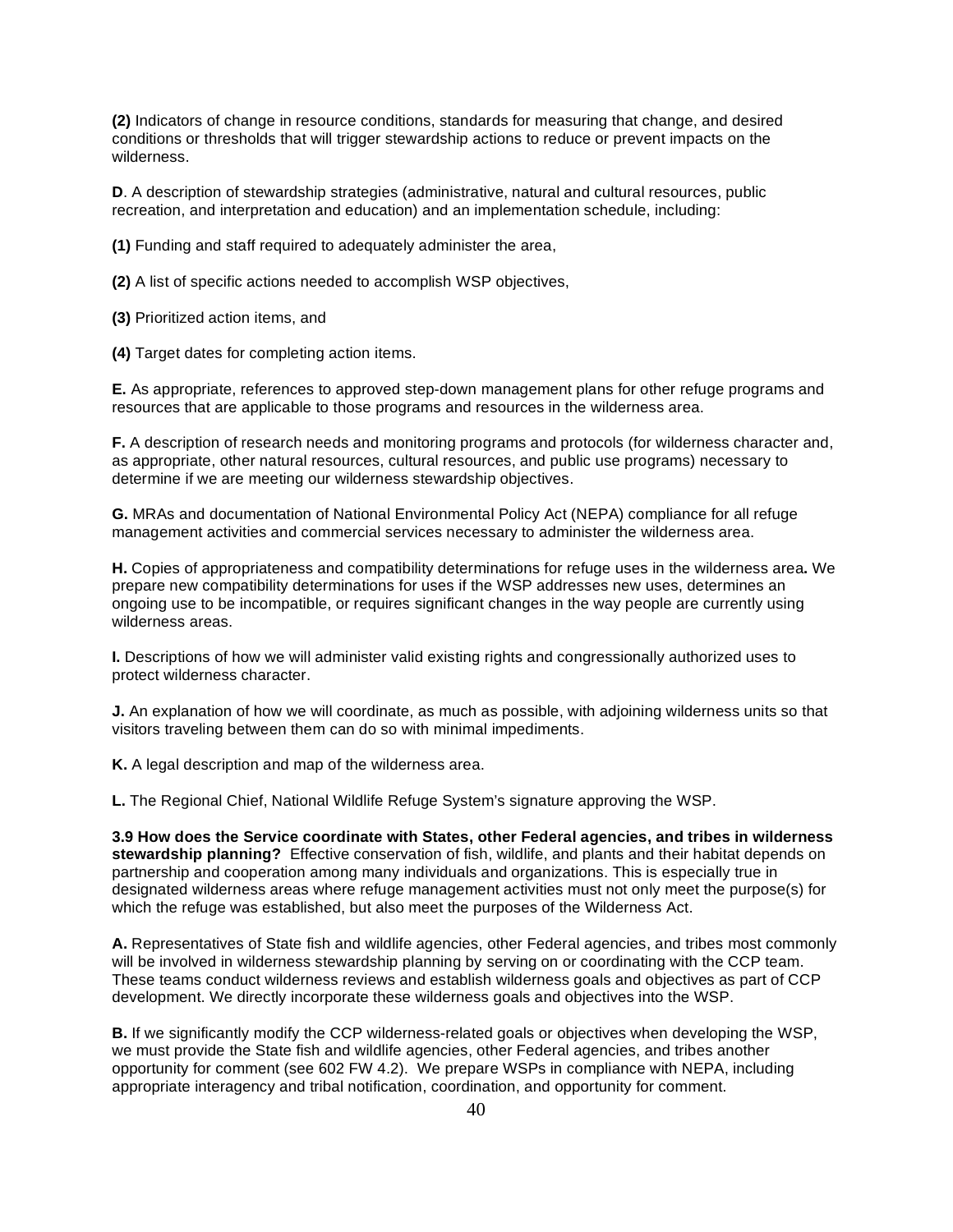**(2)** Indicators of change in resource conditions, standards for measuring that change, and desired conditions or thresholds that will trigger stewardship actions to reduce or prevent impacts on the wilderness.

**D**. A description of stewardship strategies (administrative, natural and cultural resources, public recreation, and interpretation and education) and an implementation schedule, including:

**(1)** Funding and staff required to adequately administer the area,

**(2)** A list of specific actions needed to accomplish WSP objectives,

**(3)** Prioritized action items, and

**(4)** Target dates for completing action items.

**E.** As appropriate, references to approved step-down management plans for other refuge programs and resources that are applicable to those programs and resources in the wilderness area.

**F.** A description of research needs and monitoring programs and protocols (for wilderness character and, as appropriate, other natural resources, cultural resources, and public use programs) necessary to determine if we are meeting our wilderness stewardship objectives.

**G.** MRAs and documentation of National Environmental Policy Act (NEPA) compliance for all refuge management activities and commercial services necessary to administer the wilderness area.

**H.** Copies of appropriateness and compatibility determinations for refuge uses in the wilderness area**.** We prepare new compatibility determinations for uses if the WSP addresses new uses, determines an ongoing use to be incompatible, or requires significant changes in the way people are currently using wilderness areas.

**I.** Descriptions of how we will administer valid existing rights and congressionally authorized uses to protect wilderness character.

**J.** An explanation of how we will coordinate, as much as possible, with adjoining wilderness units so that visitors traveling between them can do so with minimal impediments.

**K.** A legal description and map of the wilderness area.

**L.** The Regional Chief, National Wildlife Refuge System's signature approving the WSP.

**3.9 How does the Service coordinate with States, other Federal agencies, and tribes in wilderness stewardship planning?** Effective conservation of fish, wildlife, and plants and their habitat depends on partnership and cooperation among many individuals and organizations. This is especially true in designated wilderness areas where refuge management activities must not only meet the purpose(s) for which the refuge was established, but also meet the purposes of the Wilderness Act.

**A.** Representatives of State fish and wildlife agencies, other Federal agencies, and tribes most commonly will be involved in wilderness stewardship planning by serving on or coordinating with the CCP team. These teams conduct wilderness reviews and establish wilderness goals and objectives as part of CCP development. We directly incorporate these wilderness goals and objectives into the WSP.

**B.** If we significantly modify the CCP wilderness-related goals or objectives when developing the WSP, we must provide the State fish and wildlife agencies, other Federal agencies, and tribes another opportunity for comment (see 602 FW 4.2). We prepare WSPs in compliance with NEPA, including appropriate interagency and tribal notification, coordination, and opportunity for comment.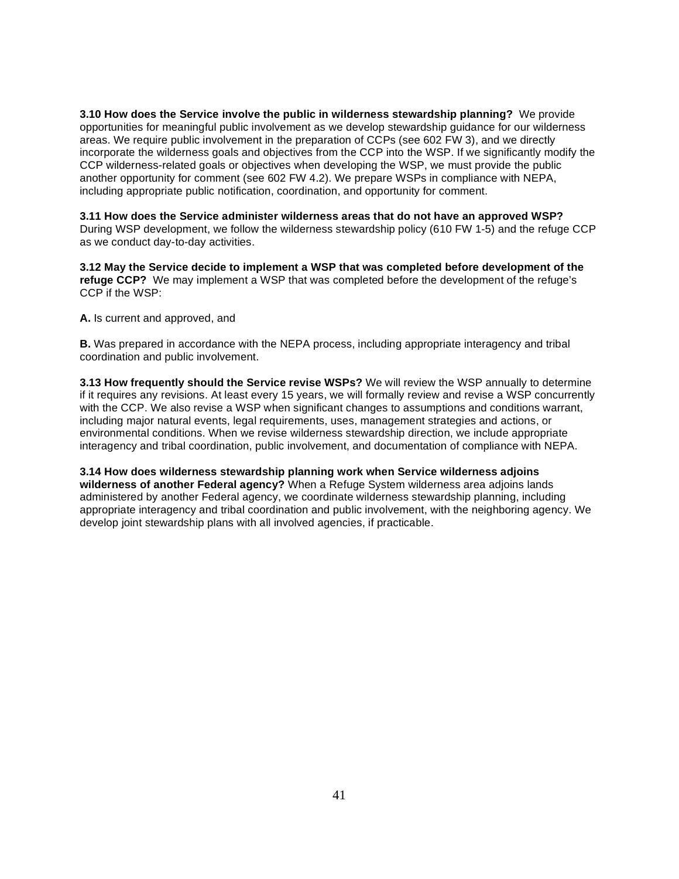**3.10 How does the Service involve the public in wilderness stewardship planning?** We provide opportunities for meaningful public involvement as we develop stewardship guidance for our wilderness areas. We require public involvement in the preparation of CCPs (see 602 FW 3), and we directly incorporate the wilderness goals and objectives from the CCP into the WSP. If we significantly modify the CCP wilderness-related goals or objectives when developing the WSP, we must provide the public another opportunity for comment (see 602 FW 4.2). We prepare WSPs in compliance with NEPA, including appropriate public notification, coordination, and opportunity for comment.

**3.11 How does the Service administer wilderness areas that do not have an approved WSP?** During WSP development, we follow the wilderness stewardship policy (610 FW 1-5) and the refuge CCP as we conduct day-to-day activities.

**3.12 May the Service decide to implement a WSP that was completed before development of the refuge CCP?** We may implement a WSP that was completed before the development of the refuge's CCP if the WSP:

**A.** Is current and approved, and

**B.** Was prepared in accordance with the NEPA process, including appropriate interagency and tribal coordination and public involvement.

**3.13 How frequently should the Service revise WSPs?** We will review the WSP annually to determine if it requires any revisions. At least every 15 years, we will formally review and revise a WSP concurrently with the CCP. We also revise a WSP when significant changes to assumptions and conditions warrant, including major natural events, legal requirements, uses, management strategies and actions, or environmental conditions. When we revise wilderness stewardship direction, we include appropriate interagency and tribal coordination, public involvement, and documentation of compliance with NEPA.

**3.14 How does wilderness stewardship planning work when Service wilderness adjoins wilderness of another Federal agency?** When a Refuge System wilderness area adjoins lands administered by another Federal agency, we coordinate wilderness stewardship planning, including appropriate interagency and tribal coordination and public involvement, with the neighboring agency. We develop joint stewardship plans with all involved agencies, if practicable.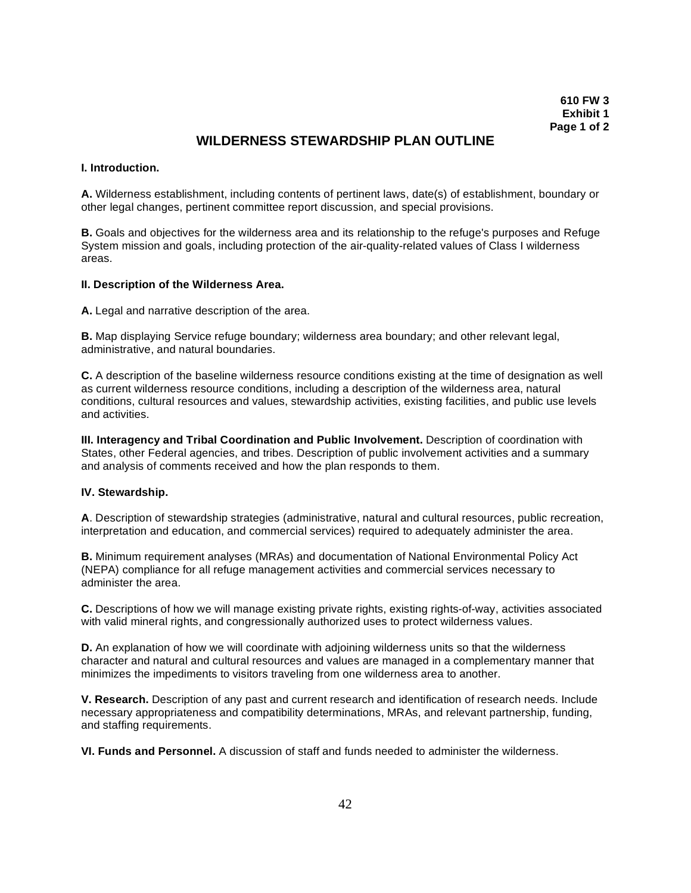**610 FW 3**
**Exhibit 1**
**Page 1 of 2**

# WILDERNESS STEWARDSHIP PLAN OUTLINE

**I. Introduction.**

**A.** Wilderness establishment, including contents of pertinent laws, date(s) of establishment, boundary or other legal changes, pertinent committee report discussion, and special provisions.

**B.** Goals and objectives for the wilderness area and its relationship to the refuge's purposes and Refuge System mission and goals, including protection of the air-quality-related values of Class I wilderness areas.

**II. Description of the Wilderness Area.**

**A.** Legal and narrative description of the area.

**B.** Map displaying Service refuge boundary; wilderness area boundary; and other relevant legal, administrative, and natural boundaries.

**C.** A description of the baseline wilderness resource conditions existing at the time of designation as well as current wilderness resource conditions, including a description of the wilderness area, natural conditions, cultural resources and values, stewardship activities, existing facilities, and public use levels and activities.

**III. Interagency and Tribal Coordination and Public Involvement.** Description of coordination with States, other Federal agencies, and tribes. Description of public involvement activities and a summary and analysis of comments received and how the plan responds to them.

**IV. Stewardship.**

**A**. Description of stewardship strategies (administrative, natural and cultural resources, public recreation, interpretation and education, and commercial services) required to adequately administer the area.

**B.** Minimum requirement analyses (MRAs) and documentation of National Environmental Policy Act (NEPA) compliance for all refuge management activities and commercial services necessary to administer the area.

**C.** Descriptions of how we will manage existing private rights, existing rights-of-way, activities associated with valid mineral rights, and congressionally authorized uses to protect wilderness values.

**D.** An explanation of how we will coordinate with adjoining wilderness units so that the wilderness character and natural and cultural resources and values are managed in a complementary manner that minimizes the impediments to visitors traveling from one wilderness area to another.

**V. Research.** Description of any past and current research and identification of research needs. Include necessary appropriateness and compatibility determinations, MRAs, and relevant partnership, funding, and staffing requirements.

**VI. Funds and Personnel.** A discussion of staff and funds needed to administer the wilderness.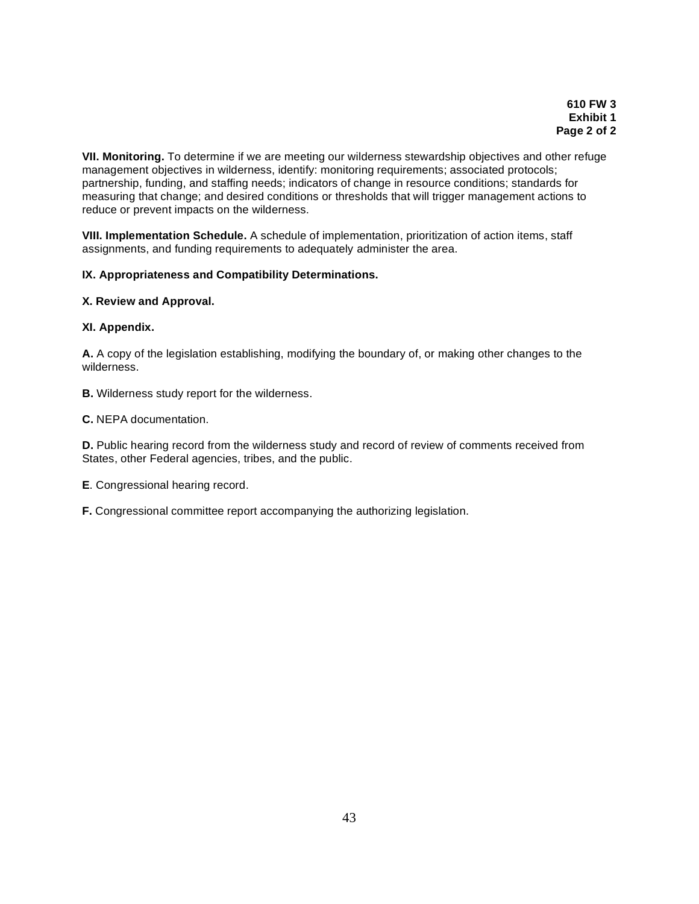**610 FW 3**
**Exhibit 1**
**Page 2 of 2**

**VII. Monitoring.** To determine if we are meeting our wilderness stewardship objectives and other refuge management objectives in wilderness, identify: monitoring requirements; associated protocols; partnership, funding, and staffing needs; indicators of change in resource conditions; standards for measuring that change; and desired conditions or thresholds that will trigger management actions to reduce or prevent impacts on the wilderness.

**VIII. Implementation Schedule.** A schedule of implementation, prioritization of action items, staff assignments, and funding requirements to adequately administer the area.

**IX. Appropriateness and Compatibility Determinations.**

**X. Review and Approval.**

**XI. Appendix.**

**A.** A copy of the legislation establishing, modifying the boundary of, or making other changes to the wilderness.

**B.** Wilderness study report for the wilderness.

**C.** NEPA documentation.

**D.** Public hearing record from the wilderness study and record of review of comments received from States, other Federal agencies, tribes, and the public.

**E**. Congressional hearing record.

**F.** Congressional committee report accompanying the authorizing legislation.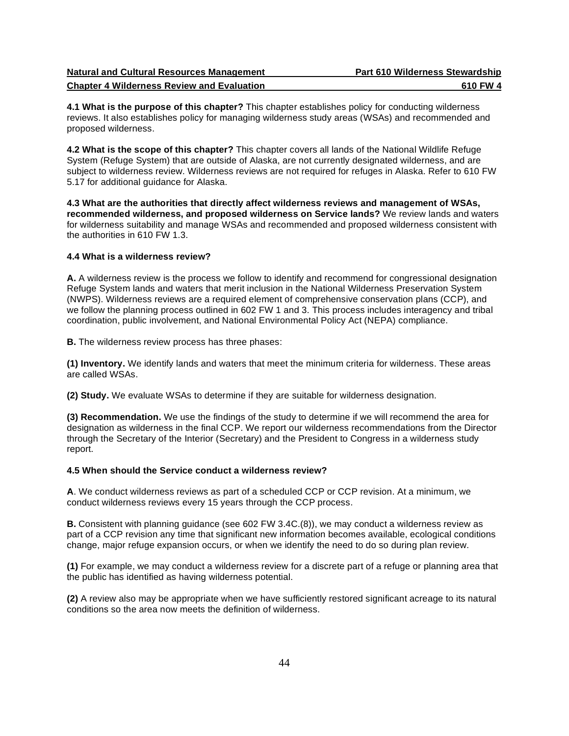**4.1 What is the purpose of this chapter?** This chapter establishes policy for conducting wilderness reviews. It also establishes policy for managing wilderness study areas (WSAs) and recommended and proposed wilderness.

**4.2 What is the scope of this chapter?** This chapter covers all lands of the National Wildlife Refuge System (Refuge System) that are outside of Alaska, are not currently designated wilderness, and are subject to wilderness review. Wilderness reviews are not required for refuges in Alaska. Refer to 610 FW 5.17 for additional guidance for Alaska.

**4.3 What are the authorities that directly affect wilderness reviews and management of WSAs, recommended wilderness, and proposed wilderness on Service lands?** We review lands and waters for wilderness suitability and manage WSAs and recommended and proposed wilderness consistent with the authorities in 610 FW 1.3.

**4.4 What is a wilderness review?**

**A.** A wilderness review is the process we follow to identify and recommend for congressional designation Refuge System lands and waters that merit inclusion in the National Wilderness Preservation System (NWPS). Wilderness reviews are a required element of comprehensive conservation plans (CCP), and we follow the planning process outlined in 602 FW 1 and 3. This process includes interagency and tribal coordination, public involvement, and National Environmental Policy Act (NEPA) compliance.

**B.** The wilderness review process has three phases:

**(1) Inventory.** We identify lands and waters that meet the minimum criteria for wilderness. These areas are called WSAs.

**(2) Study.** We evaluate WSAs to determine if they are suitable for wilderness designation.

**(3) Recommendation.** We use the findings of the study to determine if we will recommend the area for designation as wilderness in the final CCP. We report our wilderness recommendations from the Director through the Secretary of the Interior (Secretary) and the President to Congress in a wilderness study report.

**4.5 When should the Service conduct a wilderness review?**

**A**. We conduct wilderness reviews as part of a scheduled CCP or CCP revision. At a minimum, we conduct wilderness reviews every 15 years through the CCP process.

**B.** Consistent with planning guidance (see 602 FW 3.4C.(8)), we may conduct a wilderness review as part of a CCP revision any time that significant new information becomes available, ecological conditions change, major refuge expansion occurs, or when we identify the need to do so during plan review.

**(1)** For example, we may conduct a wilderness review for a discrete part of a refuge or planning area that the public has identified as having wilderness potential.

**(2)** A review also may be appropriate when we have sufficiently restored significant acreage to its natural conditions so the area now meets the definition of wilderness.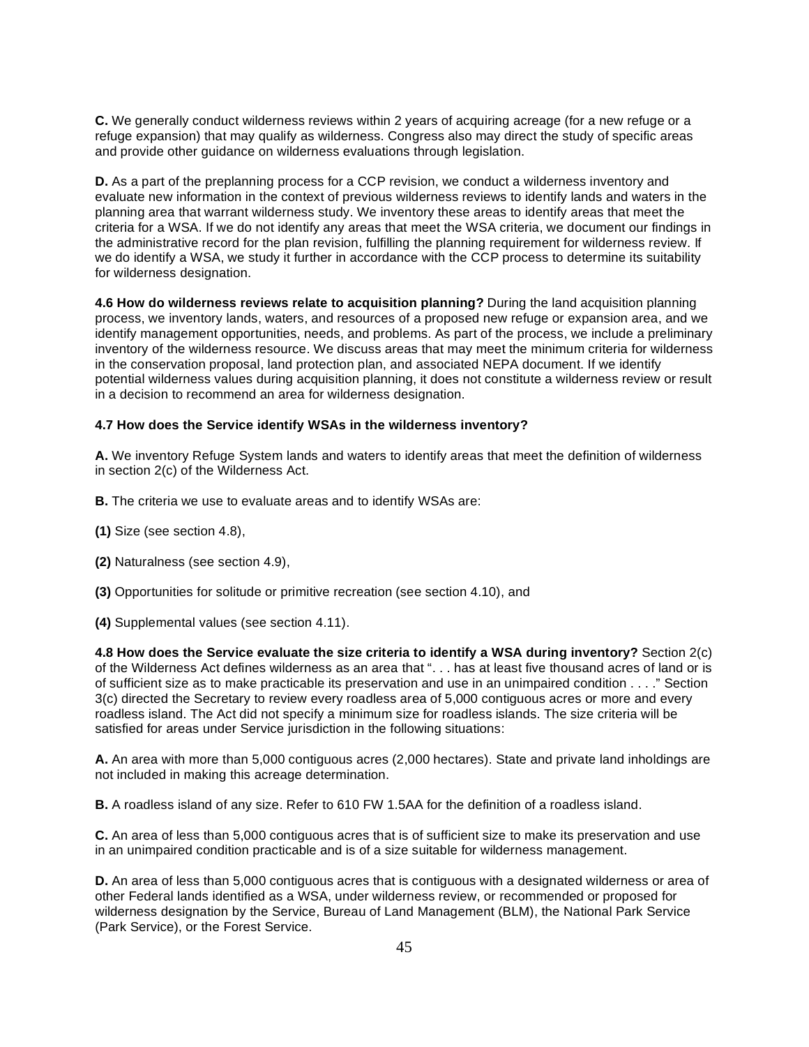**C.** We generally conduct wilderness reviews within 2 years of acquiring acreage (for a new refuge or a refuge expansion) that may qualify as wilderness. Congress also may direct the study of specific areas and provide other guidance on wilderness evaluations through legislation.

**D.** As a part of the preplanning process for a CCP revision, we conduct a wilderness inventory and evaluate new information in the context of previous wilderness reviews to identify lands and waters in the planning area that warrant wilderness study. We inventory these areas to identify areas that meet the criteria for a WSA. If we do not identify any areas that meet the WSA criteria, we document our findings in the administrative record for the plan revision, fulfilling the planning requirement for wilderness review. If we do identify a WSA, we study it further in accordance with the CCP process to determine its suitability for wilderness designation.

**4.6 How do wilderness reviews relate to acquisition planning?** During the land acquisition planning process, we inventory lands, waters, and resources of a proposed new refuge or expansion area, and we identify management opportunities, needs, and problems. As part of the process, we include a preliminary inventory of the wilderness resource. We discuss areas that may meet the minimum criteria for wilderness in the conservation proposal, land protection plan, and associated NEPA document. If we identify potential wilderness values during acquisition planning, it does not constitute a wilderness review or result in a decision to recommend an area for wilderness designation.

**4.7 How does the Service identify WSAs in the wilderness inventory?**

**A.** We inventory Refuge System lands and waters to identify areas that meet the definition of wilderness in section 2(c) of the Wilderness Act.

**B.** The criteria we use to evaluate areas and to identify WSAs are:

**(1)** Size (see section 4.8),

**(2)** Naturalness (see section 4.9),

**(3)** Opportunities for solitude or primitive recreation (see section 4.10), and

**(4)** Supplemental values (see section 4.11).

**4.8 How does the Service evaluate the size criteria to identify a WSA during inventory?** Section 2(c) of the Wilderness Act defines wilderness as an area that ". . . has at least five thousand acres of land or is of sufficient size as to make practicable its preservation and use in an unimpaired condition . . . ." Section 3(c) directed the Secretary to review every roadless area of 5,000 contiguous acres or more and every roadless island. The Act did not specify a minimum size for roadless islands. The size criteria will be satisfied for areas under Service jurisdiction in the following situations:

**A.** An area with more than 5,000 contiguous acres (2,000 hectares). State and private land inholdings are not included in making this acreage determination.

**B.** A roadless island of any size. Refer to 610 FW 1.5AA for the definition of a roadless island.

**C.** An area of less than 5,000 contiguous acres that is of sufficient size to make its preservation and use in an unimpaired condition practicable and is of a size suitable for wilderness management.

**D.** An area of less than 5,000 contiguous acres that is contiguous with a designated wilderness or area of other Federal lands identified as a WSA, under wilderness review, or recommended or proposed for wilderness designation by the Service, Bureau of Land Management (BLM), the National Park Service (Park Service), or the Forest Service.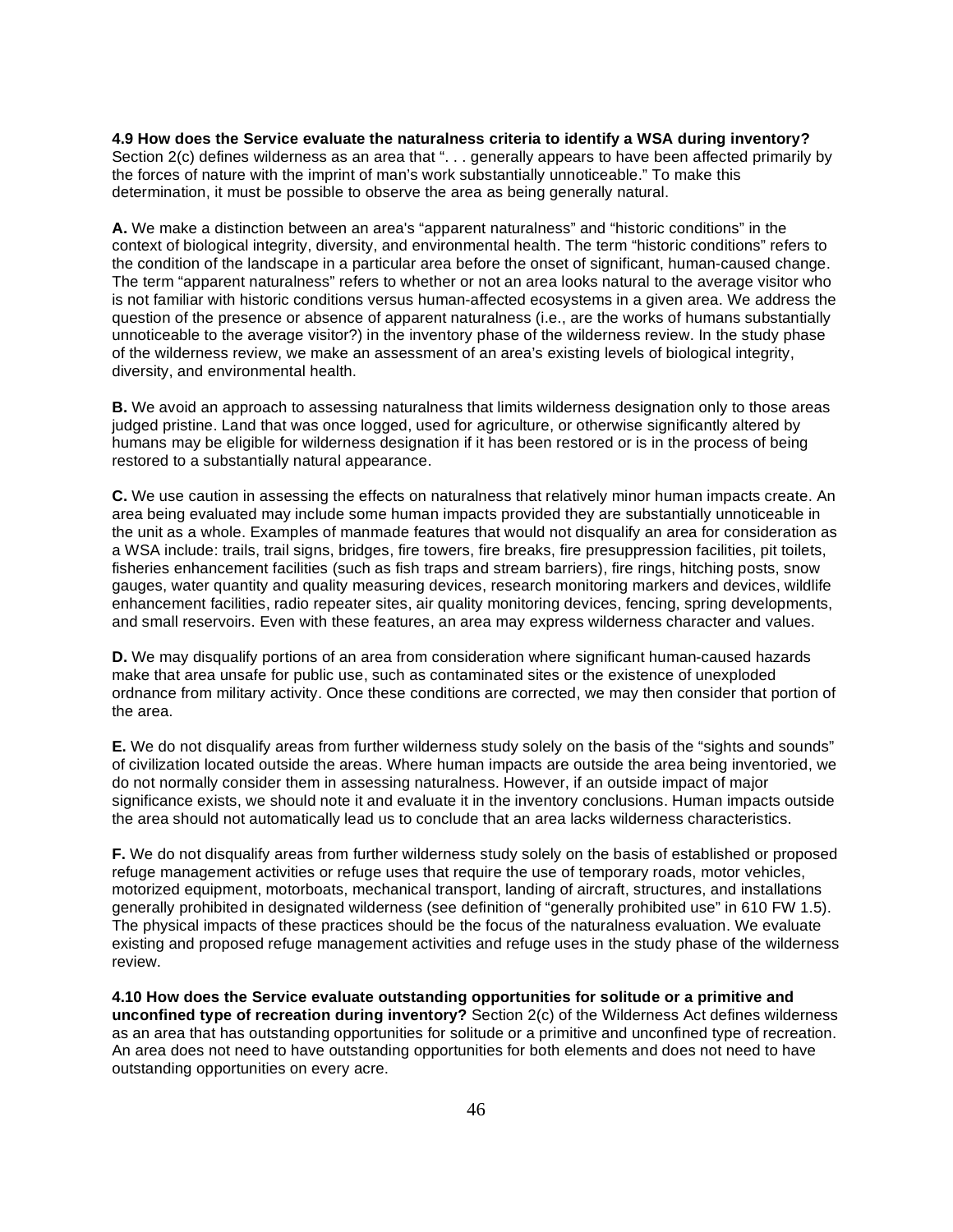**4.9 How does the Service evaluate the naturalness criteria to identify a WSA during inventory?** Section 2(c) defines wilderness as an area that ". . . generally appears to have been affected primarily by the forces of nature with the imprint of man's work substantially unnoticeable." To make this determination, it must be possible to observe the area as being generally natural.

**A.** We make a distinction between an area's "apparent naturalness" and "historic conditions" in the context of biological integrity, diversity, and environmental health. The term "historic conditions" refers to the condition of the landscape in a particular area before the onset of significant, human-caused change. The term "apparent naturalness" refers to whether or not an area looks natural to the average visitor who is not familiar with historic conditions versus human-affected ecosystems in a given area. We address the question of the presence or absence of apparent naturalness (i.e., are the works of humans substantially unnoticeable to the average visitor?) in the inventory phase of the wilderness review. In the study phase of the wilderness review, we make an assessment of an area's existing levels of biological integrity, diversity, and environmental health.

**B.** We avoid an approach to assessing naturalness that limits wilderness designation only to those areas judged pristine. Land that was once logged, used for agriculture, or otherwise significantly altered by humans may be eligible for wilderness designation if it has been restored or is in the process of being restored to a substantially natural appearance.

**C.** We use caution in assessing the effects on naturalness that relatively minor human impacts create. An area being evaluated may include some human impacts provided they are substantially unnoticeable in the unit as a whole. Examples of manmade features that would not disqualify an area for consideration as a WSA include: trails, trail signs, bridges, fire towers, fire breaks, fire presuppression facilities, pit toilets, fisheries enhancement facilities (such as fish traps and stream barriers), fire rings, hitching posts, snow gauges, water quantity and quality measuring devices, research monitoring markers and devices, wildlife enhancement facilities, radio repeater sites, air quality monitoring devices, fencing, spring developments, and small reservoirs. Even with these features, an area may express wilderness character and values.

**D.** We may disqualify portions of an area from consideration where significant human-caused hazards make that area unsafe for public use, such as contaminated sites or the existence of unexploded ordnance from military activity. Once these conditions are corrected, we may then consider that portion of the area.

**E.** We do not disqualify areas from further wilderness study solely on the basis of the "sights and sounds" of civilization located outside the areas. Where human impacts are outside the area being inventoried, we do not normally consider them in assessing naturalness. However, if an outside impact of major significance exists, we should note it and evaluate it in the inventory conclusions. Human impacts outside the area should not automatically lead us to conclude that an area lacks wilderness characteristics.

**F.** We do not disqualify areas from further wilderness study solely on the basis of established or proposed refuge management activities or refuge uses that require the use of temporary roads, motor vehicles, motorized equipment, motorboats, mechanical transport, landing of aircraft, structures, and installations generally prohibited in designated wilderness (see definition of "generally prohibited use" in 610 FW 1.5). The physical impacts of these practices should be the focus of the naturalness evaluation. We evaluate existing and proposed refuge management activities and refuge uses in the study phase of the wilderness review.

**4.10 How does the Service evaluate outstanding opportunities for solitude or a primitive and unconfined type of recreation during inventory?** Section 2(c) of the Wilderness Act defines wilderness as an area that has outstanding opportunities for solitude or a primitive and unconfined type of recreation. An area does not need to have outstanding opportunities for both elements and does not need to have outstanding opportunities on every acre.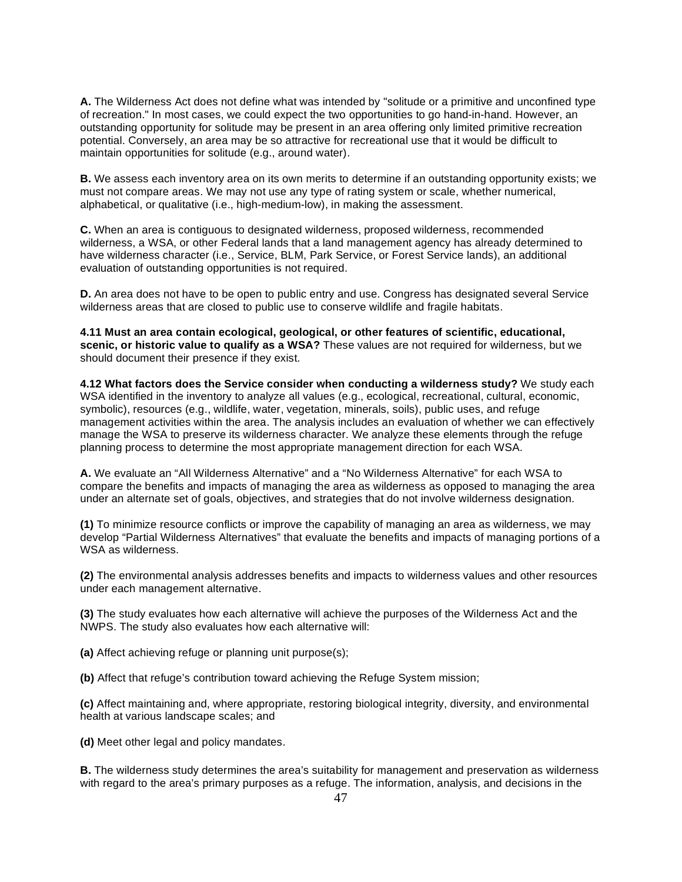**A.** The Wilderness Act does not define what was intended by "solitude or a primitive and unconfined type of recreation." In most cases, we could expect the two opportunities to go hand-in-hand. However, an outstanding opportunity for solitude may be present in an area offering only limited primitive recreation potential. Conversely, an area may be so attractive for recreational use that it would be difficult to maintain opportunities for solitude (e.g., around water).

**B.** We assess each inventory area on its own merits to determine if an outstanding opportunity exists; we must not compare areas. We may not use any type of rating system or scale, whether numerical, alphabetical, or qualitative (i.e., high-medium-low), in making the assessment.

**C.** When an area is contiguous to designated wilderness, proposed wilderness, recommended wilderness, a WSA, or other Federal lands that a land management agency has already determined to have wilderness character (i.e., Service, BLM, Park Service, or Forest Service lands), an additional evaluation of outstanding opportunities is not required.

**D.** An area does not have to be open to public entry and use. Congress has designated several Service wilderness areas that are closed to public use to conserve wildlife and fragile habitats.

**4.11 Must an area contain ecological, geological, or other features of scientific, educational, scenic, or historic value to qualify as a WSA?** These values are not required for wilderness, but we should document their presence if they exist.

**4.12 What factors does the Service consider when conducting a wilderness study?** We study each WSA identified in the inventory to analyze all values (e.g., ecological, recreational, cultural, economic, symbolic), resources (e.g., wildlife, water, vegetation, minerals, soils), public uses, and refuge management activities within the area. The analysis includes an evaluation of whether we can effectively manage the WSA to preserve its wilderness character. We analyze these elements through the refuge planning process to determine the most appropriate management direction for each WSA.

**A.** We evaluate an "All Wilderness Alternative" and a "No Wilderness Alternative" for each WSA to compare the benefits and impacts of managing the area as wilderness as opposed to managing the area under an alternate set of goals, objectives, and strategies that do not involve wilderness designation.

**(1)** To minimize resource conflicts or improve the capability of managing an area as wilderness, we may develop "Partial Wilderness Alternatives" that evaluate the benefits and impacts of managing portions of a WSA as wilderness.

**(2)** The environmental analysis addresses benefits and impacts to wilderness values and other resources under each management alternative.

**(3)** The study evaluates how each alternative will achieve the purposes of the Wilderness Act and the NWPS. The study also evaluates how each alternative will:

**(a)** Affect achieving refuge or planning unit purpose(s);

**(b)** Affect that refuge's contribution toward achieving the Refuge System mission;

**(c)** Affect maintaining and, where appropriate, restoring biological integrity, diversity, and environmental health at various landscape scales; and

**(d)** Meet other legal and policy mandates.

**B.** The wilderness study determines the area's suitability for management and preservation as wilderness with regard to the area's primary purposes as a refuge. The information, analysis, and decisions in the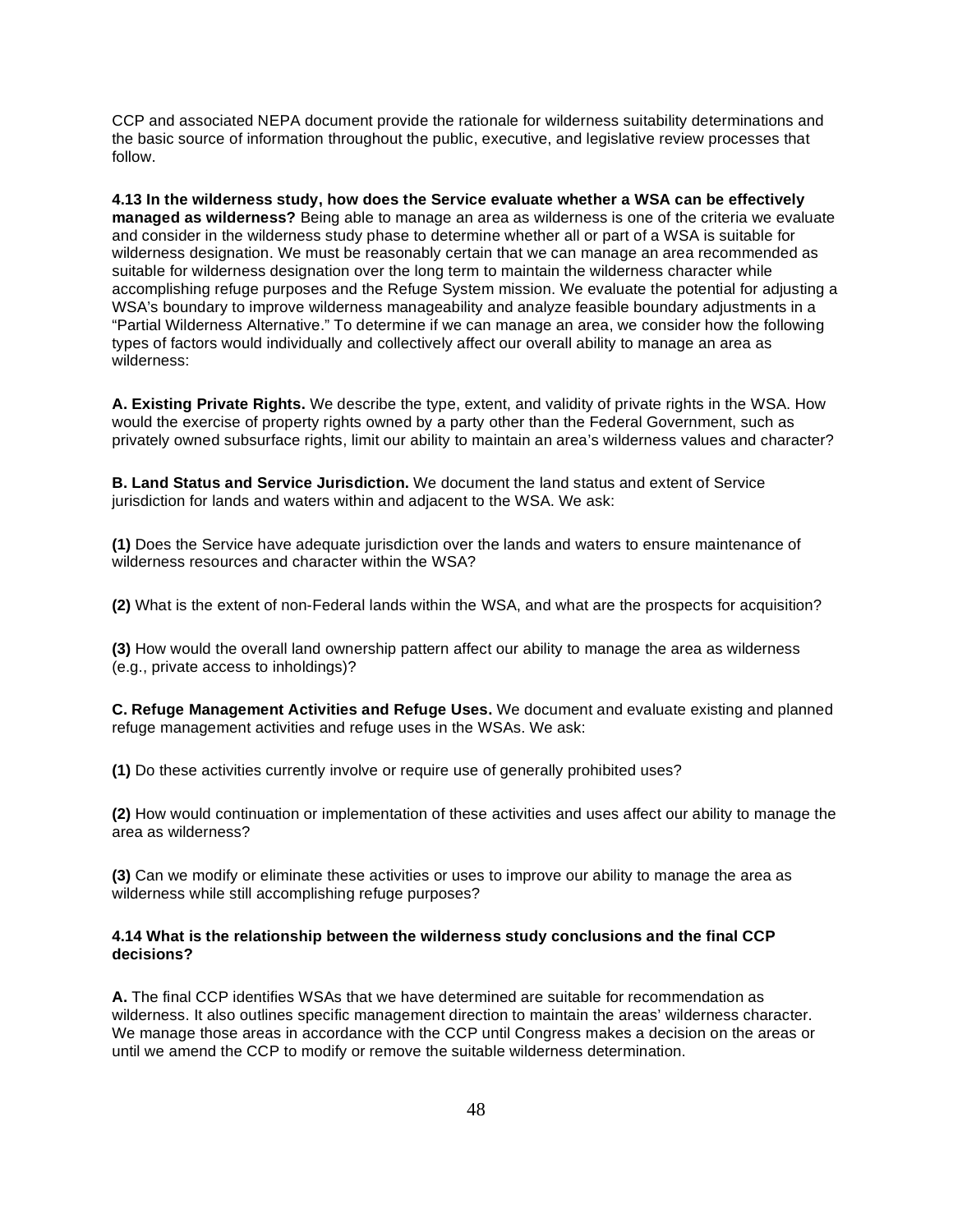CCP and associated NEPA document provide the rationale for wilderness suitability determinations and the basic source of information throughout the public, executive, and legislative review processes that follow.

**4.13 In the wilderness study, how does the Service evaluate whether a WSA can be effectively managed as wilderness?** Being able to manage an area as wilderness is one of the criteria we evaluate and consider in the wilderness study phase to determine whether all or part of a WSA is suitable for wilderness designation. We must be reasonably certain that we can manage an area recommended as suitable for wilderness designation over the long term to maintain the wilderness character while accomplishing refuge purposes and the Refuge System mission. We evaluate the potential for adjusting a WSA's boundary to improve wilderness manageability and analyze feasible boundary adjustments in a "Partial Wilderness Alternative." To determine if we can manage an area, we consider how the following types of factors would individually and collectively affect our overall ability to manage an area as wilderness:

**A. Existing Private Rights.** We describe the type, extent, and validity of private rights in the WSA. How would the exercise of property rights owned by a party other than the Federal Government, such as privately owned subsurface rights, limit our ability to maintain an area's wilderness values and character?

**B. Land Status and Service Jurisdiction.** We document the land status and extent of Service jurisdiction for lands and waters within and adjacent to the WSA. We ask:

**(1)** Does the Service have adequate jurisdiction over the lands and waters to ensure maintenance of wilderness resources and character within the WSA?

**(2)** What is the extent of non-Federal lands within the WSA, and what are the prospects for acquisition?

**(3)** How would the overall land ownership pattern affect our ability to manage the area as wilderness (e.g., private access to inholdings)?

**C. Refuge Management Activities and Refuge Uses.** We document and evaluate existing and planned refuge management activities and refuge uses in the WSAs. We ask:

**(1)** Do these activities currently involve or require use of generally prohibited uses?

**(2)** How would continuation or implementation of these activities and uses affect our ability to manage the area as wilderness?

**(3)** Can we modify or eliminate these activities or uses to improve our ability to manage the area as wilderness while still accomplishing refuge purposes?

**4.14 What is the relationship between the wilderness study conclusions and the final CCP decisions?**

**A.** The final CCP identifies WSAs that we have determined are suitable for recommendation as wilderness. It also outlines specific management direction to maintain the areas' wilderness character. We manage those areas in accordance with the CCP until Congress makes a decision on the areas or until we amend the CCP to modify or remove the suitable wilderness determination.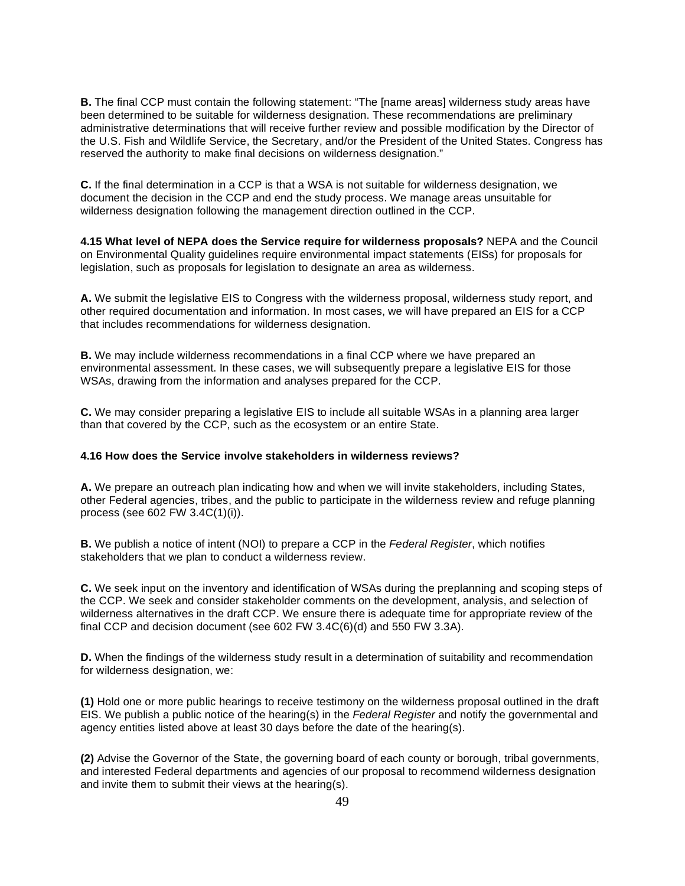**B.** The final CCP must contain the following statement: "The [name areas] wilderness study areas have been determined to be suitable for wilderness designation. These recommendations are preliminary administrative determinations that will receive further review and possible modification by the Director of the U.S. Fish and Wildlife Service, the Secretary, and/or the President of the United States. Congress has reserved the authority to make final decisions on wilderness designation."

**C.** If the final determination in a CCP is that a WSA is not suitable for wilderness designation, we document the decision in the CCP and end the study process. We manage areas unsuitable for wilderness designation following the management direction outlined in the CCP.

**4.15 What level of NEPA does the Service require for wilderness proposals?** NEPA and the Council on Environmental Quality guidelines require environmental impact statements (EISs) for proposals for legislation, such as proposals for legislation to designate an area as wilderness.

**A.** We submit the legislative EIS to Congress with the wilderness proposal, wilderness study report, and other required documentation and information. In most cases, we will have prepared an EIS for a CCP that includes recommendations for wilderness designation.

**B.** We may include wilderness recommendations in a final CCP where we have prepared an environmental assessment. In these cases, we will subsequently prepare a legislative EIS for those WSAs, drawing from the information and analyses prepared for the CCP.

**C.** We may consider preparing a legislative EIS to include all suitable WSAs in a planning area larger than that covered by the CCP, such as the ecosystem or an entire State.

**4.16 How does the Service involve stakeholders in wilderness reviews?**

**A.** We prepare an outreach plan indicating how and when we will invite stakeholders, including States, other Federal agencies, tribes, and the public to participate in the wilderness review and refuge planning process (see 602 FW 3.4C(1)(i)).

**B.** We publish a notice of intent (NOI) to prepare a CCP in the *Federal Register*, which notifies stakeholders that we plan to conduct a wilderness review.

**C.** We seek input on the inventory and identification of WSAs during the preplanning and scoping steps of the CCP. We seek and consider stakeholder comments on the development, analysis, and selection of wilderness alternatives in the draft CCP. We ensure there is adequate time for appropriate review of the final CCP and decision document (see 602 FW 3.4C(6)(d) and 550 FW 3.3A).

**D.** When the findings of the wilderness study result in a determination of suitability and recommendation for wilderness designation, we:

**(1)** Hold one or more public hearings to receive testimony on the wilderness proposal outlined in the draft EIS. We publish a public notice of the hearing(s) in the *Federal Register* and notify the governmental and agency entities listed above at least 30 days before the date of the hearing(s).

**(2)** Advise the Governor of the State, the governing board of each county or borough, tribal governments, and interested Federal departments and agencies of our proposal to recommend wilderness designation and invite them to submit their views at the hearing(s).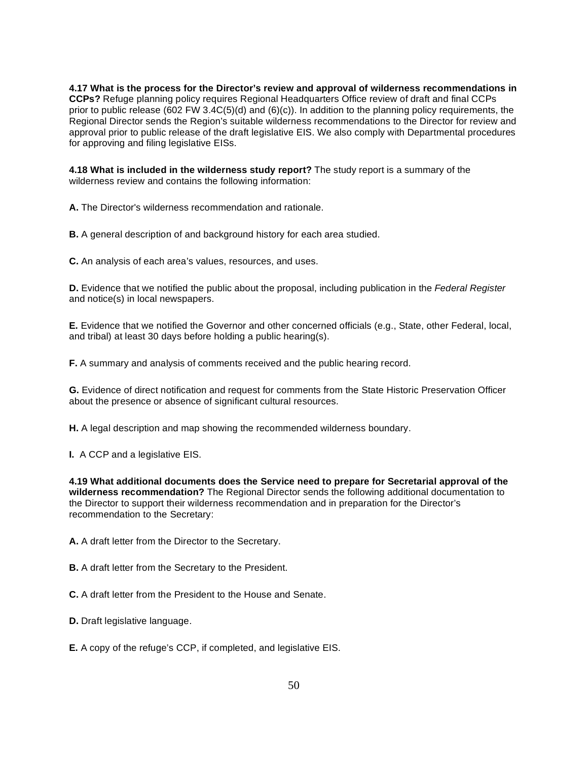**4.17 What is the process for the Director's review and approval of wilderness recommendations in CCPs?** Refuge planning policy requires Regional Headquarters Office review of draft and final CCPs prior to public release (602 FW 3.4C(5)(d) and (6)(c)). In addition to the planning policy requirements, the Regional Director sends the Region's suitable wilderness recommendations to the Director for review and approval prior to public release of the draft legislative EIS. We also comply with Departmental procedures for approving and filing legislative EISs.

**4.18 What is included in the wilderness study report?** The study report is a summary of the wilderness review and contains the following information:

**A.** The Director's wilderness recommendation and rationale.

**B.** A general description of and background history for each area studied.

**C.** An analysis of each area's values, resources, and uses.

**D.** Evidence that we notified the public about the proposal, including publication in the *Federal Register* and notice(s) in local newspapers.

**E.** Evidence that we notified the Governor and other concerned officials (e.g., State, other Federal, local, and tribal) at least 30 days before holding a public hearing(s).

**F.** A summary and analysis of comments received and the public hearing record.

**G.** Evidence of direct notification and request for comments from the State Historic Preservation Officer about the presence or absence of significant cultural resources.

**H.** A legal description and map showing the recommended wilderness boundary.

**I.** A CCP and a legislative EIS.

**4.19 What additional documents does the Service need to prepare for Secretarial approval of the wilderness recommendation?** The Regional Director sends the following additional documentation to the Director to support their wilderness recommendation and in preparation for the Director's recommendation to the Secretary:

**A.** A draft letter from the Director to the Secretary.

**B.** A draft letter from the Secretary to the President.

**C.** A draft letter from the President to the House and Senate.

**D.** Draft legislative language.

**E.** A copy of the refuge's CCP, if completed, and legislative EIS.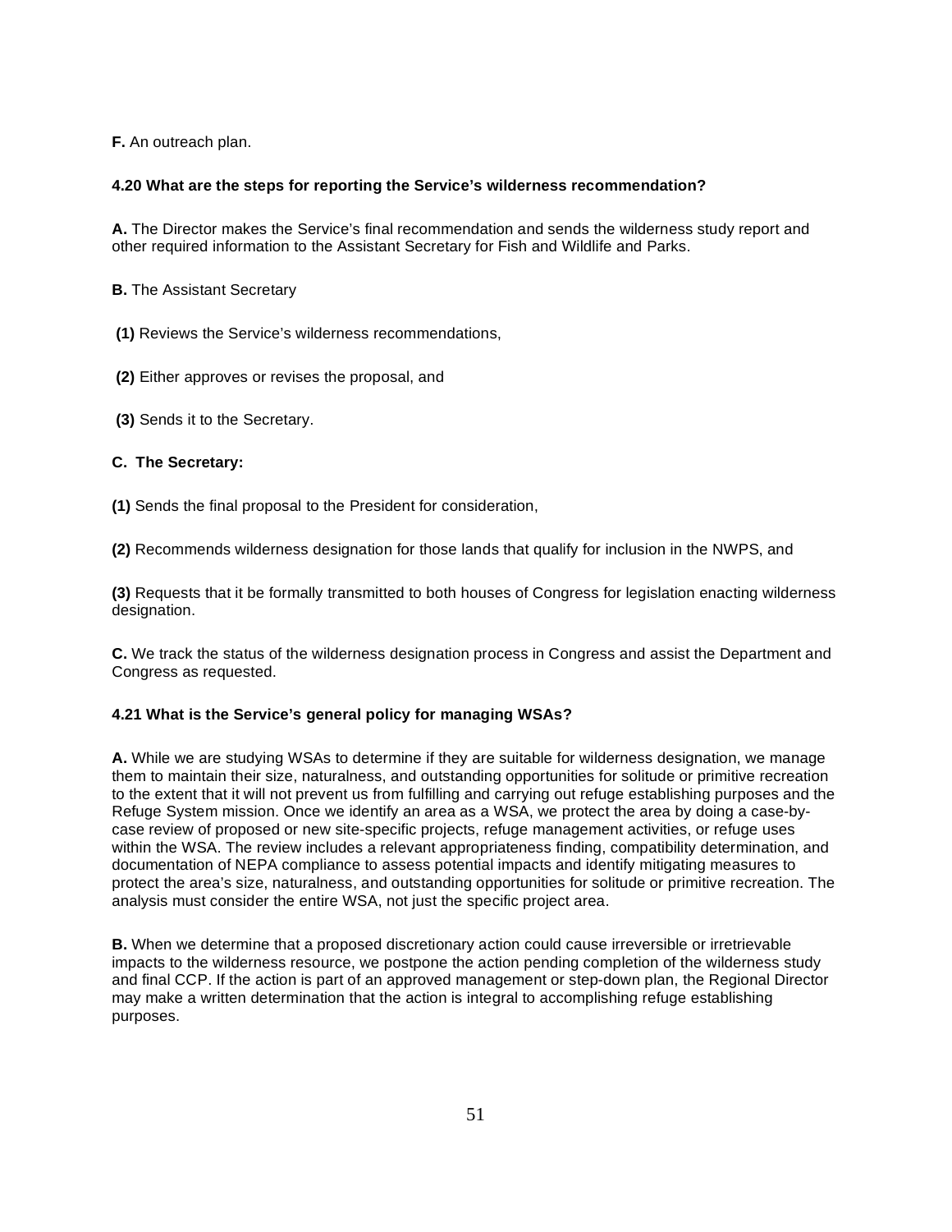**F.** An outreach plan.

**4.20 What are the steps for reporting the Service's wilderness recommendation?**

**A.** The Director makes the Service's final recommendation and sends the wilderness study report and other required information to the Assistant Secretary for Fish and Wildlife and Parks.

**B.** The Assistant Secretary

**(1)** Reviews the Service's wilderness recommendations,

**(2)** Either approves or revises the proposal, and

**(3)** Sends it to the Secretary.

**C. The Secretary:**

**(1)** Sends the final proposal to the President for consideration,

**(2)** Recommends wilderness designation for those lands that qualify for inclusion in the NWPS, and

**(3)** Requests that it be formally transmitted to both houses of Congress for legislation enacting wilderness designation.

**C.** We track the status of the wilderness designation process in Congress and assist the Department and Congress as requested.

**4.21 What is the Service's general policy for managing WSAs?**

**A.** While we are studying WSAs to determine if they are suitable for wilderness designation, we manage them to maintain their size, naturalness, and outstanding opportunities for solitude or primitive recreation to the extent that it will not prevent us from fulfilling and carrying out refuge establishing purposes and the Refuge System mission. Once we identify an area as a WSA, we protect the area by doing a case-by-case review of proposed or new site-specific projects, refuge management activities, or refuge uses within the WSA. The review includes a relevant appropriateness finding, compatibility determination, and documentation of NEPA compliance to assess potential impacts and identify mitigating measures to protect the area's size, naturalness, and outstanding opportunities for solitude or primitive recreation. The analysis must consider the entire WSA, not just the specific project area.

**B.** When we determine that a proposed discretionary action could cause irreversible or irretrievable impacts to the wilderness resource, we postpone the action pending completion of the wilderness study and final CCP. If the action is part of an approved management or step-down plan, the Regional Director may make a written determination that the action is integral to accomplishing refuge establishing purposes.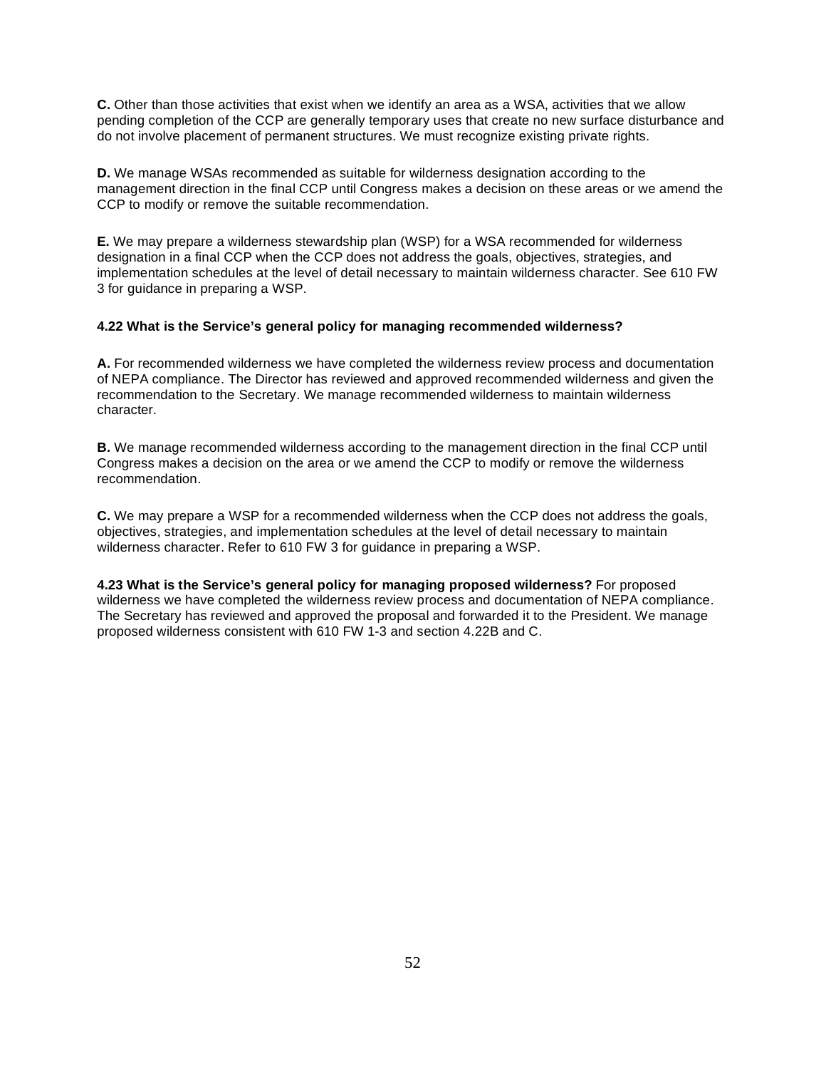**C.** Other than those activities that exist when we identify an area as a WSA, activities that we allow pending completion of the CCP are generally temporary uses that create no new surface disturbance and do not involve placement of permanent structures. We must recognize existing private rights.

**D.** We manage WSAs recommended as suitable for wilderness designation according to the management direction in the final CCP until Congress makes a decision on these areas or we amend the CCP to modify or remove the suitable recommendation.

**E.** We may prepare a wilderness stewardship plan (WSP) for a WSA recommended for wilderness designation in a final CCP when the CCP does not address the goals, objectives, strategies, and implementation schedules at the level of detail necessary to maintain wilderness character. See 610 FW 3 for guidance in preparing a WSP.

**4.22 What is the Service's general policy for managing recommended wilderness?**

**A.** For recommended wilderness we have completed the wilderness review process and documentation of NEPA compliance. The Director has reviewed and approved recommended wilderness and given the recommendation to the Secretary. We manage recommended wilderness to maintain wilderness character.

**B.** We manage recommended wilderness according to the management direction in the final CCP until Congress makes a decision on the area or we amend the CCP to modify or remove the wilderness recommendation.

**C.** We may prepare a WSP for a recommended wilderness when the CCP does not address the goals, objectives, strategies, and implementation schedules at the level of detail necessary to maintain wilderness character. Refer to 610 FW 3 for guidance in preparing a WSP.

**4.23 What is the Service's general policy for managing proposed wilderness?** For proposed wilderness we have completed the wilderness review process and documentation of NEPA compliance. The Secretary has reviewed and approved the proposal and forwarded it to the President. We manage proposed wilderness consistent with 610 FW 1-3 and section 4.22B and C.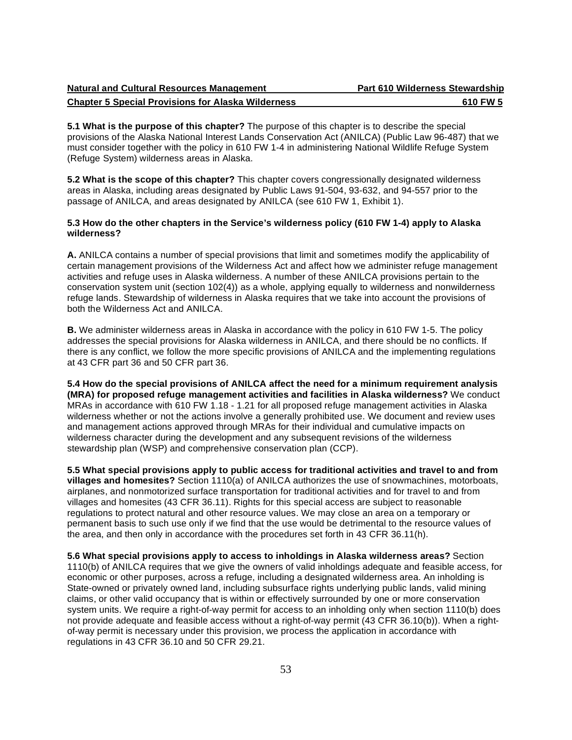**5.1 What is the purpose of this chapter?** The purpose of this chapter is to describe the special provisions of the Alaska National Interest Lands Conservation Act (ANILCA) (Public Law 96-487) that we must consider together with the policy in 610 FW 1-4 in administering National Wildlife Refuge System (Refuge System) wilderness areas in Alaska.

**5.2 What is the scope of this chapter?** This chapter covers congressionally designated wilderness areas in Alaska, including areas designated by Public Laws 91-504, 93-632, and 94-557 prior to the passage of ANILCA, and areas designated by ANILCA (see 610 FW 1, Exhibit 1).

**5.3 How do the other chapters in the Service's wilderness policy (610 FW 1-4) apply to Alaska wilderness?**

**A.** ANILCA contains a number of special provisions that limit and sometimes modify the applicability of certain management provisions of the Wilderness Act and affect how we administer refuge management activities and refuge uses in Alaska wilderness. A number of these ANILCA provisions pertain to the conservation system unit (section 102(4)) as a whole, applying equally to wilderness and nonwilderness refuge lands. Stewardship of wilderness in Alaska requires that we take into account the provisions of both the Wilderness Act and ANILCA.

**B.** We administer wilderness areas in Alaska in accordance with the policy in 610 FW 1-5. The policy addresses the special provisions for Alaska wilderness in ANILCA, and there should be no conflicts. If there is any conflict, we follow the more specific provisions of ANILCA and the implementing regulations at 43 CFR part 36 and 50 CFR part 36.

**5.4 How do the special provisions of ANILCA affect the need for a minimum requirement analysis (MRA) for proposed refuge management activities and facilities in Alaska wilderness?** We conduct MRAs in accordance with 610 FW 1.18 - 1.21 for all proposed refuge management activities in Alaska wilderness whether or not the actions involve a generally prohibited use. We document and review uses and management actions approved through MRAs for their individual and cumulative impacts on wilderness character during the development and any subsequent revisions of the wilderness stewardship plan (WSP) and comprehensive conservation plan (CCP).

**5.5 What special provisions apply to public access for traditional activities and travel to and from villages and homesites?** Section 1110(a) of ANILCA authorizes the use of snowmachines, motorboats, airplanes, and nonmotorized surface transportation for traditional activities and for travel to and from villages and homesites (43 CFR 36.11). Rights for this special access are subject to reasonable regulations to protect natural and other resource values. We may close an area on a temporary or permanent basis to such use only if we find that the use would be detrimental to the resource values of the area, and then only in accordance with the procedures set forth in 43 CFR 36.11(h).

**5.6 What special provisions apply to access to inholdings in Alaska wilderness areas?** Section 1110(b) of ANILCA requires that we give the owners of valid inholdings adequate and feasible access, for economic or other purposes, across a refuge, including a designated wilderness area. An inholding is State-owned or privately owned land, including subsurface rights underlying public lands, valid mining claims, or other valid occupancy that is within or effectively surrounded by one or more conservation system units. We require a right-of-way permit for access to an inholding only when section 1110(b) does not provide adequate and feasible access without a right-of-way permit (43 CFR 36.10(b)). When a right-of-way permit is necessary under this provision, we process the application in accordance with regulations in 43 CFR 36.10 and 50 CFR 29.21.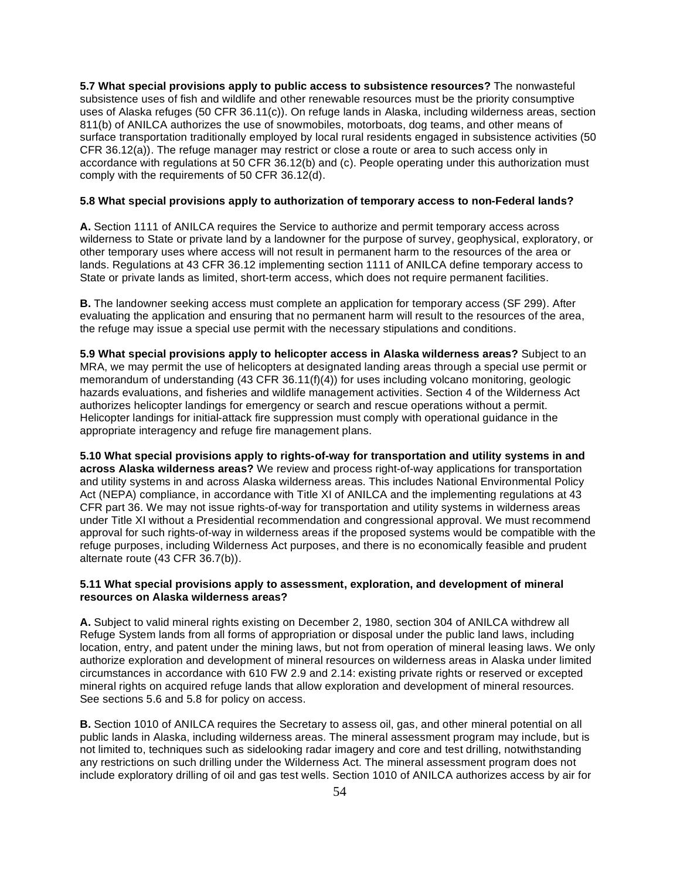**5.7 What special provisions apply to public access to subsistence resources?** The nonwasteful subsistence uses of fish and wildlife and other renewable resources must be the priority consumptive uses of Alaska refuges (50 CFR 36.11(c)). On refuge lands in Alaska, including wilderness areas, section 811(b) of ANILCA authorizes the use of snowmobiles, motorboats, dog teams, and other means of surface transportation traditionally employed by local rural residents engaged in subsistence activities (50 CFR 36.12(a)). The refuge manager may restrict or close a route or area to such access only in accordance with regulations at 50 CFR 36.12(b) and (c). People operating under this authorization must comply with the requirements of 50 CFR 36.12(d).

**5.8 What special provisions apply to authorization of temporary access to non-Federal lands?**

**A.** Section 1111 of ANILCA requires the Service to authorize and permit temporary access across wilderness to State or private land by a landowner for the purpose of survey, geophysical, exploratory, or other temporary uses where access will not result in permanent harm to the resources of the area or lands. Regulations at 43 CFR 36.12 implementing section 1111 of ANILCA define temporary access to State or private lands as limited, short-term access, which does not require permanent facilities.

**B.** The landowner seeking access must complete an application for temporary access (SF 299). After evaluating the application and ensuring that no permanent harm will result to the resources of the area, the refuge may issue a special use permit with the necessary stipulations and conditions.

**5.9 What special provisions apply to helicopter access in Alaska wilderness areas?** Subject to an MRA, we may permit the use of helicopters at designated landing areas through a special use permit or memorandum of understanding (43 CFR 36.11(f)(4)) for uses including volcano monitoring, geologic hazards evaluations, and fisheries and wildlife management activities. Section 4 of the Wilderness Act authorizes helicopter landings for emergency or search and rescue operations without a permit. Helicopter landings for initial-attack fire suppression must comply with operational guidance in the appropriate interagency and refuge fire management plans.

**5.10 What special provisions apply to rights-of-way for transportation and utility systems in and across Alaska wilderness areas?** We review and process right-of-way applications for transportation and utility systems in and across Alaska wilderness areas. This includes National Environmental Policy Act (NEPA) compliance, in accordance with Title XI of ANILCA and the implementing regulations at 43 CFR part 36. We may not issue rights-of-way for transportation and utility systems in wilderness areas under Title XI without a Presidential recommendation and congressional approval. We must recommend approval for such rights-of-way in wilderness areas if the proposed systems would be compatible with the refuge purposes, including Wilderness Act purposes, and there is no economically feasible and prudent alternate route (43 CFR 36.7(b)).

**5.11 What special provisions apply to assessment, exploration, and development of mineral resources on Alaska wilderness areas?**

**A.** Subject to valid mineral rights existing on December 2, 1980, section 304 of ANILCA withdrew all Refuge System lands from all forms of appropriation or disposal under the public land laws, including location, entry, and patent under the mining laws, but not from operation of mineral leasing laws. We only authorize exploration and development of mineral resources on wilderness areas in Alaska under limited circumstances in accordance with 610 FW 2.9 and 2.14: existing private rights or reserved or excepted mineral rights on acquired refuge lands that allow exploration and development of mineral resources. See sections 5.6 and 5.8 for policy on access.

**B.** Section 1010 of ANILCA requires the Secretary to assess oil, gas, and other mineral potential on all public lands in Alaska, including wilderness areas. The mineral assessment program may include, but is not limited to, techniques such as sidelooking radar imagery and core and test drilling, notwithstanding any restrictions on such drilling under the Wilderness Act. The mineral assessment program does not include exploratory drilling of oil and gas test wells. Section 1010 of ANILCA authorizes access by air for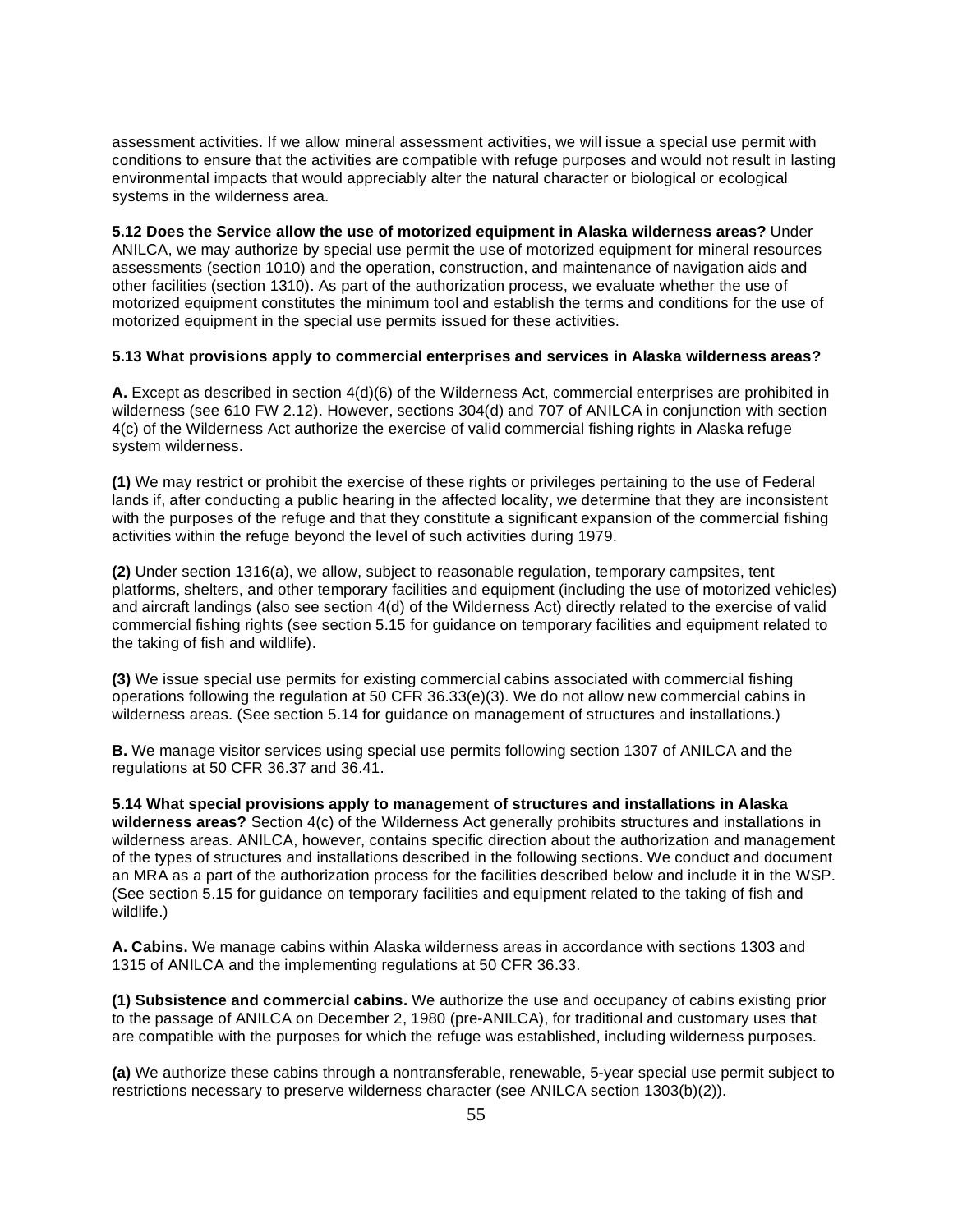assessment activities. If we allow mineral assessment activities, we will issue a special use permit with conditions to ensure that the activities are compatible with refuge purposes and would not result in lasting environmental impacts that would appreciably alter the natural character or biological or ecological systems in the wilderness area.

**5.12 Does the Service allow the use of motorized equipment in Alaska wilderness areas?** Under ANILCA, we may authorize by special use permit the use of motorized equipment for mineral resources assessments (section 1010) and the operation, construction, and maintenance of navigation aids and other facilities (section 1310). As part of the authorization process, we evaluate whether the use of motorized equipment constitutes the minimum tool and establish the terms and conditions for the use of motorized equipment in the special use permits issued for these activities.

**5.13 What provisions apply to commercial enterprises and services in Alaska wilderness areas?**

**A.** Except as described in section 4(d)(6) of the Wilderness Act, commercial enterprises are prohibited in wilderness (see 610 FW 2.12). However, sections 304(d) and 707 of ANILCA in conjunction with section 4(c) of the Wilderness Act authorize the exercise of valid commercial fishing rights in Alaska refuge system wilderness.

**(1)** We may restrict or prohibit the exercise of these rights or privileges pertaining to the use of Federal lands if, after conducting a public hearing in the affected locality, we determine that they are inconsistent with the purposes of the refuge and that they constitute a significant expansion of the commercial fishing activities within the refuge beyond the level of such activities during 1979.

**(2)** Under section 1316(a), we allow, subject to reasonable regulation, temporary campsites, tent platforms, shelters, and other temporary facilities and equipment (including the use of motorized vehicles) and aircraft landings (also see section 4(d) of the Wilderness Act) directly related to the exercise of valid commercial fishing rights (see section 5.15 for guidance on temporary facilities and equipment related to the taking of fish and wildlife).

**(3)** We issue special use permits for existing commercial cabins associated with commercial fishing operations following the regulation at 50 CFR 36.33(e)(3). We do not allow new commercial cabins in wilderness areas. (See section 5.14 for guidance on management of structures and installations.)

**B.** We manage visitor services using special use permits following section 1307 of ANILCA and the regulations at 50 CFR 36.37 and 36.41.

**5.14 What special provisions apply to management of structures and installations in Alaska wilderness areas?** Section 4(c) of the Wilderness Act generally prohibits structures and installations in wilderness areas. ANILCA, however, contains specific direction about the authorization and management of the types of structures and installations described in the following sections. We conduct and document an MRA as a part of the authorization process for the facilities described below and include it in the WSP. (See section 5.15 for guidance on temporary facilities and equipment related to the taking of fish and wildlife.)

**A. Cabins.** We manage cabins within Alaska wilderness areas in accordance with sections 1303 and 1315 of ANILCA and the implementing regulations at 50 CFR 36.33.

**(1) Subsistence and commercial cabins.** We authorize the use and occupancy of cabins existing prior to the passage of ANILCA on December 2, 1980 (pre-ANILCA), for traditional and customary uses that are compatible with the purposes for which the refuge was established, including wilderness purposes.

**(a)** We authorize these cabins through a nontransferable, renewable, 5-year special use permit subject to restrictions necessary to preserve wilderness character (see ANILCA section 1303(b)(2)).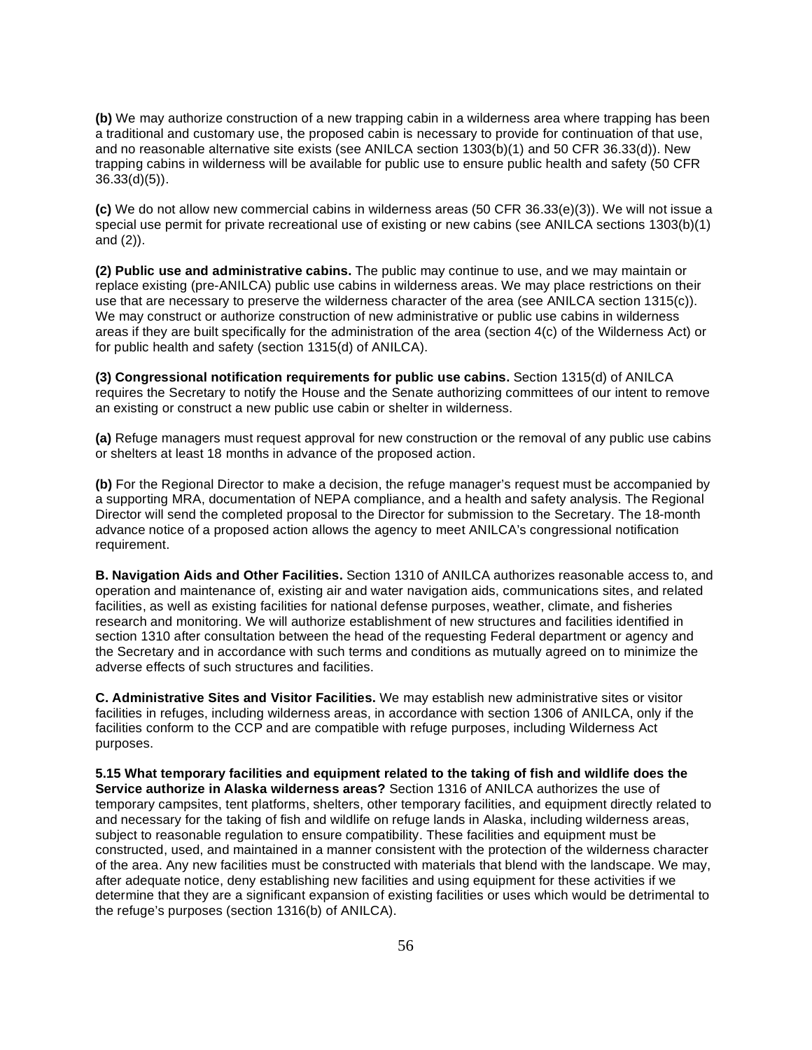**(b)** We may authorize construction of a new trapping cabin in a wilderness area where trapping has been a traditional and customary use, the proposed cabin is necessary to provide for continuation of that use, and no reasonable alternative site exists (see ANILCA section 1303(b)(1) and 50 CFR 36.33(d)). New trapping cabins in wilderness will be available for public use to ensure public health and safety (50 CFR 36.33(d)(5)).

**(c)** We do not allow new commercial cabins in wilderness areas (50 CFR 36.33(e)(3)). We will not issue a special use permit for private recreational use of existing or new cabins (see ANILCA sections 1303(b)(1) and (2)).

**(2) Public use and administrative cabins.** The public may continue to use, and we may maintain or replace existing (pre-ANILCA) public use cabins in wilderness areas. We may place restrictions on their use that are necessary to preserve the wilderness character of the area (see ANILCA section 1315(c)). We may construct or authorize construction of new administrative or public use cabins in wilderness areas if they are built specifically for the administration of the area (section 4(c) of the Wilderness Act) or for public health and safety (section 1315(d) of ANILCA).

**(3) Congressional notification requirements for public use cabins.** Section 1315(d) of ANILCA requires the Secretary to notify the House and the Senate authorizing committees of our intent to remove an existing or construct a new public use cabin or shelter in wilderness.

**(a)** Refuge managers must request approval for new construction or the removal of any public use cabins or shelters at least 18 months in advance of the proposed action.

**(b)** For the Regional Director to make a decision, the refuge manager's request must be accompanied by a supporting MRA, documentation of NEPA compliance, and a health and safety analysis. The Regional Director will send the completed proposal to the Director for submission to the Secretary. The 18-month advance notice of a proposed action allows the agency to meet ANILCA's congressional notification requirement.

**B. Navigation Aids and Other Facilities.** Section 1310 of ANILCA authorizes reasonable access to, and operation and maintenance of, existing air and water navigation aids, communications sites, and related facilities, as well as existing facilities for national defense purposes, weather, climate, and fisheries research and monitoring. We will authorize establishment of new structures and facilities identified in section 1310 after consultation between the head of the requesting Federal department or agency and the Secretary and in accordance with such terms and conditions as mutually agreed on to minimize the adverse effects of such structures and facilities.

**C. Administrative Sites and Visitor Facilities.** We may establish new administrative sites or visitor facilities in refuges, including wilderness areas, in accordance with section 1306 of ANILCA, only if the facilities conform to the CCP and are compatible with refuge purposes, including Wilderness Act purposes.

**5.15 What temporary facilities and equipment related to the taking of fish and wildlife does the Service authorize in Alaska wilderness areas?** Section 1316 of ANILCA authorizes the use of temporary campsites, tent platforms, shelters, other temporary facilities, and equipment directly related to and necessary for the taking of fish and wildlife on refuge lands in Alaska, including wilderness areas, subject to reasonable regulation to ensure compatibility. These facilities and equipment must be constructed, used, and maintained in a manner consistent with the protection of the wilderness character of the area. Any new facilities must be constructed with materials that blend with the landscape. We may, after adequate notice, deny establishing new facilities and using equipment for these activities if we determine that they are a significant expansion of existing facilities or uses which would be detrimental to the refuge's purposes (section 1316(b) of ANILCA).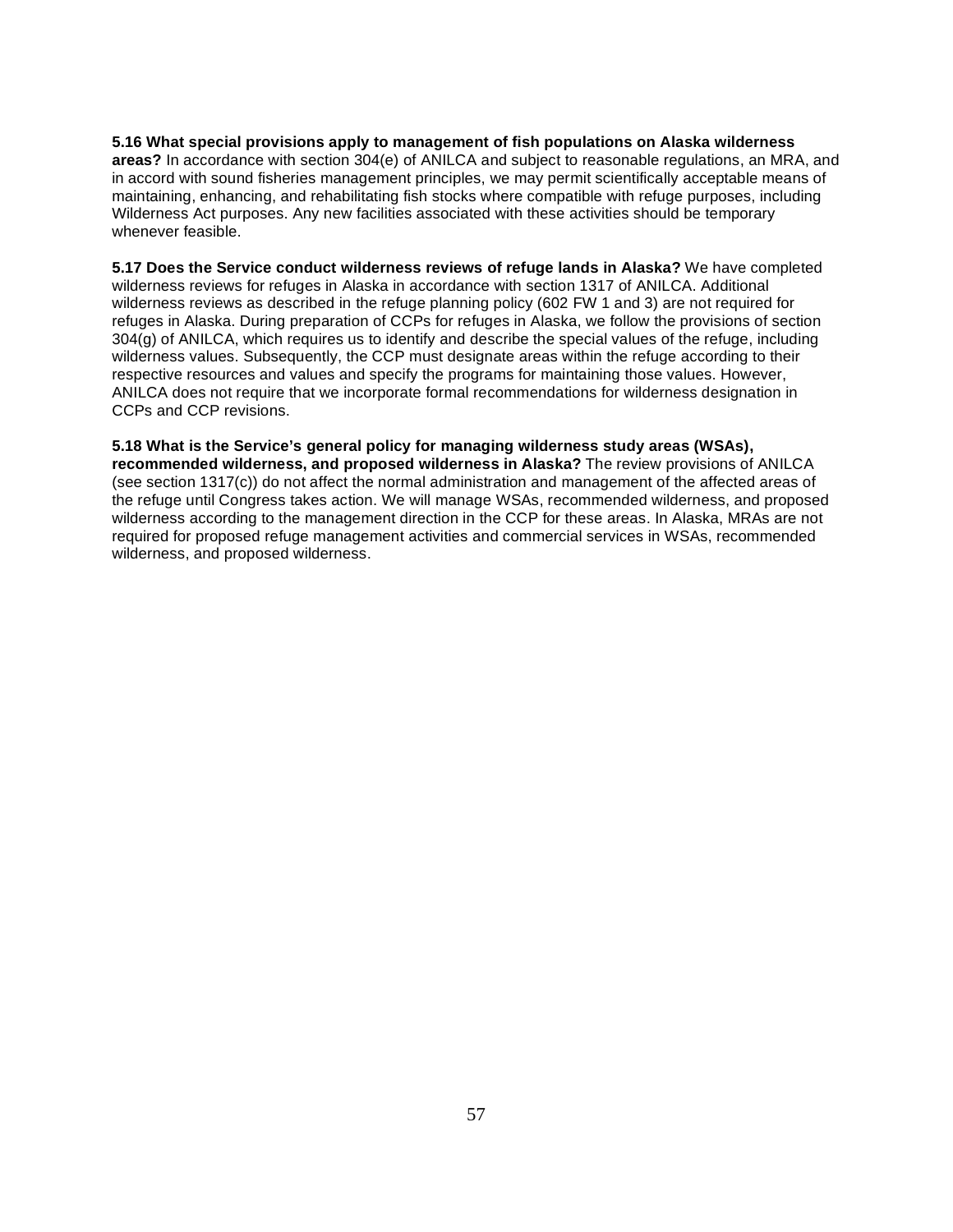**5.16 What special provisions apply to management of fish populations on Alaska wilderness areas?** In accordance with section 304(e) of ANILCA and subject to reasonable regulations, an MRA, and in accord with sound fisheries management principles, we may permit scientifically acceptable means of maintaining, enhancing, and rehabilitating fish stocks where compatible with refuge purposes, including Wilderness Act purposes. Any new facilities associated with these activities should be temporary whenever feasible.

**5.17 Does the Service conduct wilderness reviews of refuge lands in Alaska?** We have completed wilderness reviews for refuges in Alaska in accordance with section 1317 of ANILCA. Additional wilderness reviews as described in the refuge planning policy (602 FW 1 and 3) are not required for refuges in Alaska. During preparation of CCPs for refuges in Alaska, we follow the provisions of section 304(g) of ANILCA, which requires us to identify and describe the special values of the refuge, including wilderness values. Subsequently, the CCP must designate areas within the refuge according to their respective resources and values and specify the programs for maintaining those values. However, ANILCA does not require that we incorporate formal recommendations for wilderness designation in CCPs and CCP revisions.

**5.18 What is the Service's general policy for managing wilderness study areas (WSAs), recommended wilderness, and proposed wilderness in Alaska?** The review provisions of ANILCA (see section 1317(c)) do not affect the normal administration and management of the affected areas of the refuge until Congress takes action. We will manage WSAs, recommended wilderness, and proposed wilderness according to the management direction in the CCP for these areas. In Alaska, MRAs are not required for proposed refuge management activities and commercial services in WSAs, recommended wilderness, and proposed wilderness.